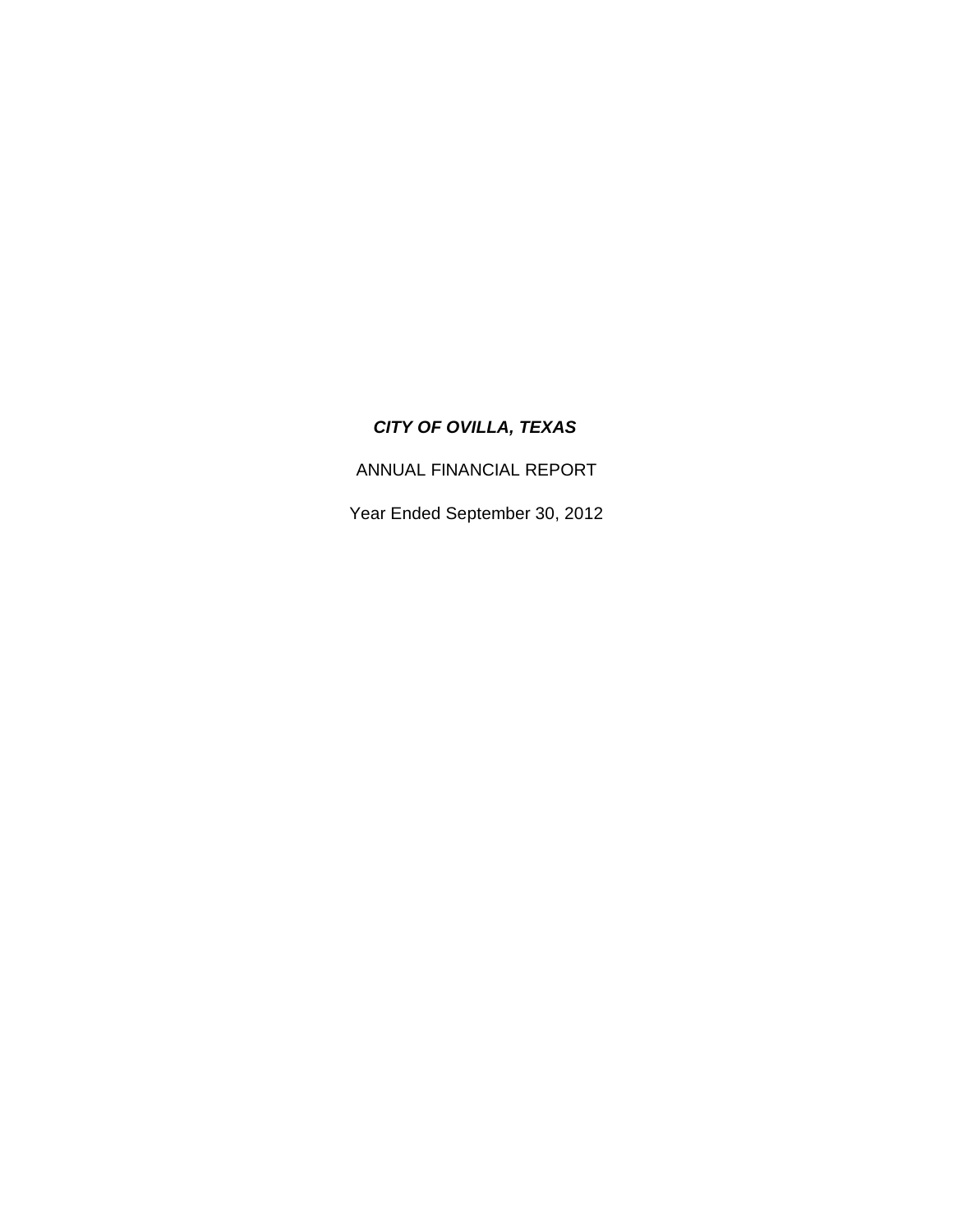# ***CITY OF OVILLA, TEXAS***

ANNUAL FINANCIAL REPORT

Year Ended September 30, 2012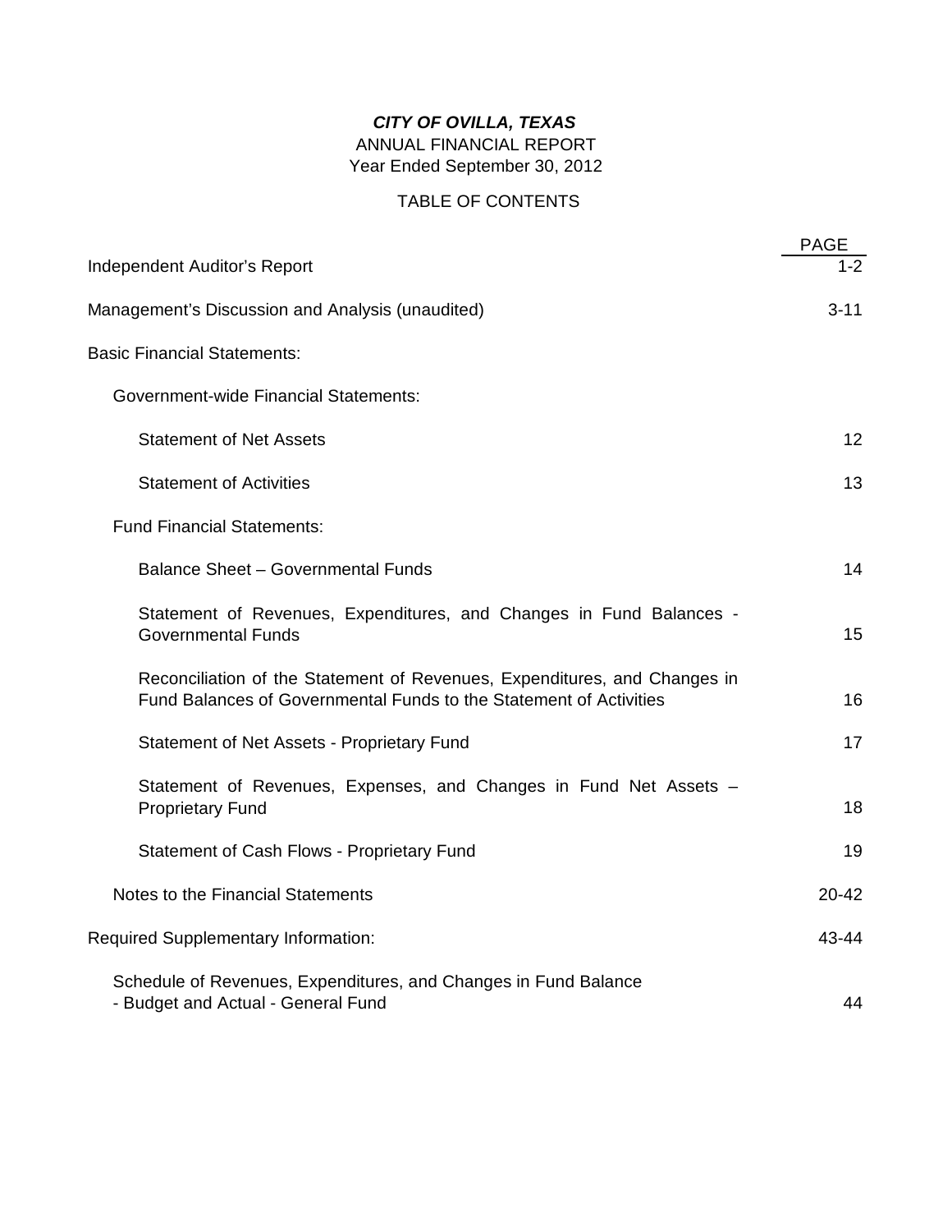***CITY OF OVILLA, TEXAS***

ANNUAL FINANCIAL REPORT

Year Ended September 30, 2012

TABLE OF CONTENTS

| | PAGE |
|---|---|
| Independent Auditor's Report | 1-2 |
| Management's Discussion and Analysis (unaudited) | 3-11 |
| Basic Financial Statements: | |
| Government-wide Financial Statements: | |
| Statement of Net Assets | 12 |
| Statement of Activities | 13 |
| Fund Financial Statements: | |
| Balance Sheet – Governmental Funds | 14 |
| Statement of Revenues, Expenditures, and Changes in Fund Balances - Governmental Funds | 15 |
| Reconciliation of the Statement of Revenues, Expenditures, and Changes in Fund Balances of Governmental Funds to the Statement of Activities | 16 |
| Statement of Net Assets - Proprietary Fund | 17 |
| Statement of Revenues, Expenses, and Changes in Fund Net Assets – Proprietary Fund | 18 |
| Statement of Cash Flows - Proprietary Fund | 19 |
| Notes to the Financial Statements | 20-42 |
| Required Supplementary Information: | 43-44 |
| Schedule of Revenues, Expenditures, and Changes in Fund Balance - Budget and Actual - General Fund | 44 |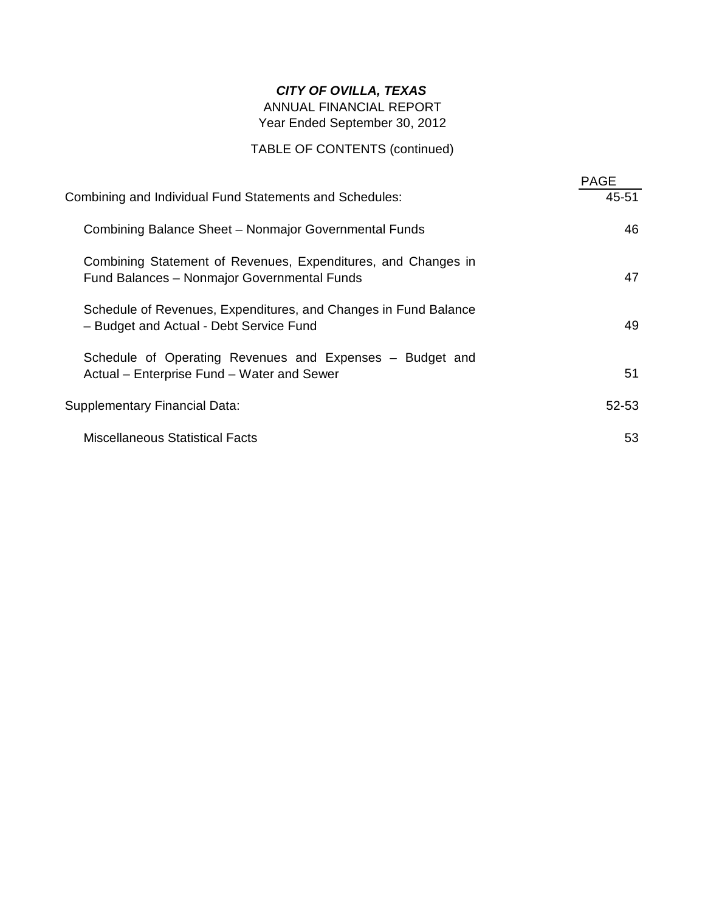***CITY OF OVILLA, TEXAS***
ANNUAL FINANCIAL REPORT
Year Ended September 30, 2012

TABLE OF CONTENTS (continued)

| | PAGE |
|---|---|
| Combining and Individual Fund Statements and Schedules: | 45-51 |
| Combining Balance Sheet – Nonmajor Governmental Funds | 46 |
| Combining Statement of Revenues, Expenditures, and Changes in Fund Balances – Nonmajor Governmental Funds | 47 |
| Schedule of Revenues, Expenditures, and Changes in Fund Balance – Budget and Actual - Debt Service Fund | 49 |
| Schedule of Operating Revenues and Expenses – Budget and Actual – Enterprise Fund – Water and Sewer | 51 |
| Supplementary Financial Data: | 52-53 |
| Miscellaneous Statistical Facts | 53 |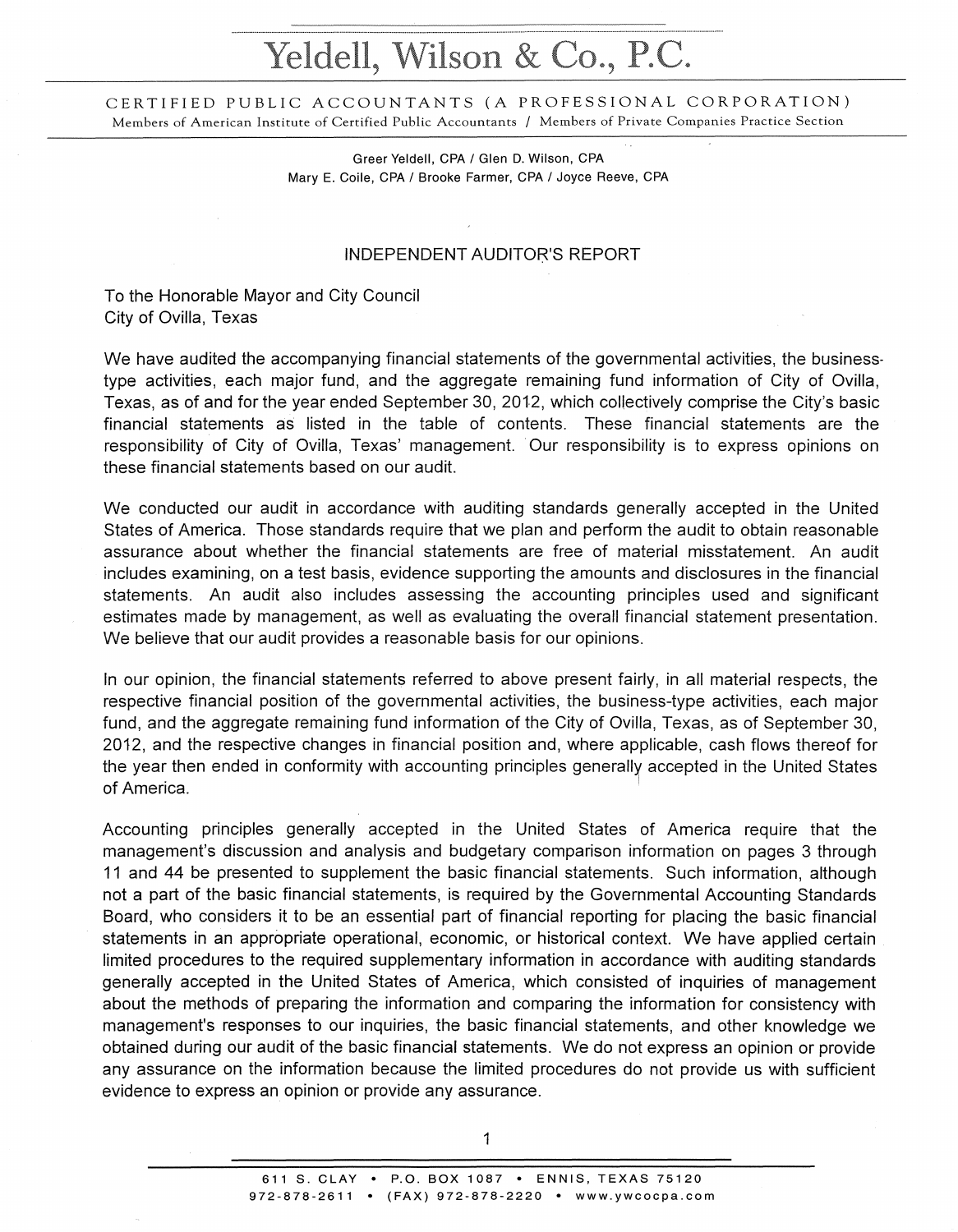# Yeldell, Wilson & Co., P.C.

CERTIFIED PUBLIC ACCOUNTANTS (A PROFESSIONAL CORPORATION)
Members of American Institute of Certified Public Accountants / Members of Private Companies Practice Section

Greer Yeldell, CPA / Glen D. Wilson, CPA
Mary E. Coile, CPA / Brooke Farmer, CPA / Joyce Reeve, CPA

## INDEPENDENT AUDITOR'S REPORT

To the Honorable Mayor and City Council
City of Ovilla, Texas

We have audited the accompanying financial statements of the governmental activities, the business-type activities, each major fund, and the aggregate remaining fund information of City of Ovilla, Texas, as of and for the year ended September 30, 2012, which collectively comprise the City's basic financial statements as listed in the table of contents. These financial statements are the responsibility of City of Ovilla, Texas' management. Our responsibility is to express opinions on these financial statements based on our audit.

We conducted our audit in accordance with auditing standards generally accepted in the United States of America. Those standards require that we plan and perform the audit to obtain reasonable assurance about whether the financial statements are free of material misstatement. An audit includes examining, on a test basis, evidence supporting the amounts and disclosures in the financial statements. An audit also includes assessing the accounting principles used and significant estimates made by management, as well as evaluating the overall financial statement presentation. We believe that our audit provides a reasonable basis for our opinions.

In our opinion, the financial statements referred to above present fairly, in all material respects, the respective financial position of the governmental activities, the business-type activities, each major fund, and the aggregate remaining fund information of the City of Ovilla, Texas, as of September 30, 2012, and the respective changes in financial position and, where applicable, cash flows thereof for the year then ended in conformity with accounting principles generally accepted in the United States of America.

Accounting principles generally accepted in the United States of America require that the management's discussion and analysis and budgetary comparison information on pages 3 through 11 and 44 be presented to supplement the basic financial statements. Such information, although not a part of the basic financial statements, is required by the Governmental Accounting Standards Board, who considers it to be an essential part of financial reporting for placing the basic financial statements in an appropriate operational, economic, or historical context. We have applied certain limited procedures to the required supplementary information in accordance with auditing standards generally accepted in the United States of America, which consisted of inquiries of management about the methods of preparing the information and comparing the information for consistency with management's responses to our inquiries, the basic financial statements, and other knowledge we obtained during our audit of the basic financial statements. We do not express an opinion or provide any assurance on the information because the limited procedures do not provide us with sufficient evidence to express an opinion or provide any assurance.

611 S. CLAY • P.O. BOX 1087 • ENNIS, TEXAS 75120
972-878-2611 • (FAX) 972-878-2220 • www.ywcocpa.com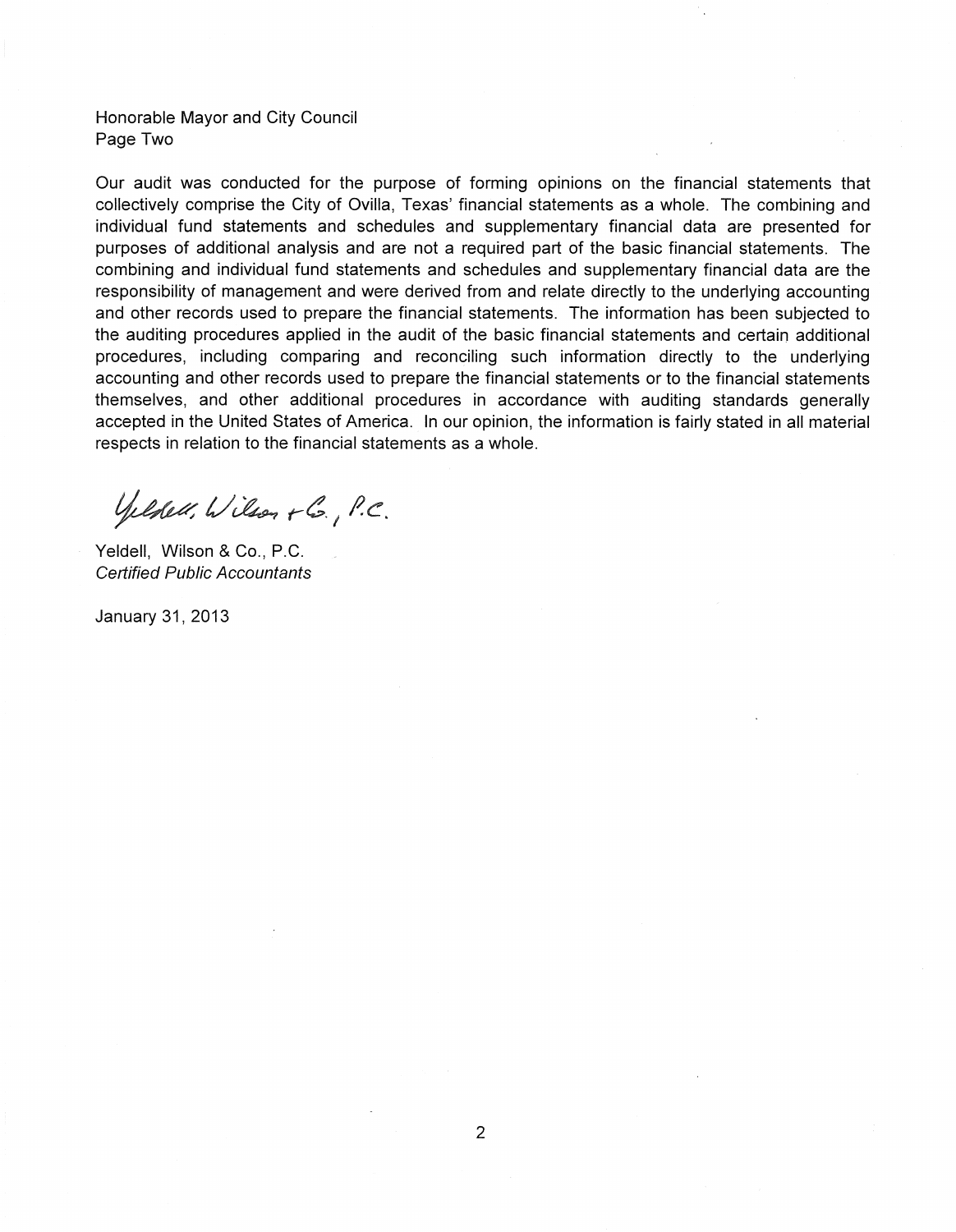Honorable Mayor and City Council
Page Two

Our audit was conducted for the purpose of forming opinions on the financial statements that collectively comprise the City of Ovilla, Texas' financial statements as a whole. The combining and individual fund statements and schedules and supplementary financial data are presented for purposes of additional analysis and are not a required part of the basic financial statements. The combining and individual fund statements and schedules and supplementary financial data are the responsibility of management and were derived from and relate directly to the underlying accounting and other records used to prepare the financial statements. The information has been subjected to the auditing procedures applied in the audit of the basic financial statements and certain additional procedures, including comparing and reconciling such information directly to the underlying accounting and other records used to prepare the financial statements or to the financial statements themselves, and other additional procedures in accordance with auditing standards generally accepted in the United States of America. In our opinion, the information is fairly stated in all material respects in relation to the financial statements as a whole.

Yeldell, Wilson & Co., P.C.

Yeldell, Wilson & Co., P.C.
*Certified Public Accountants*

January 31, 2013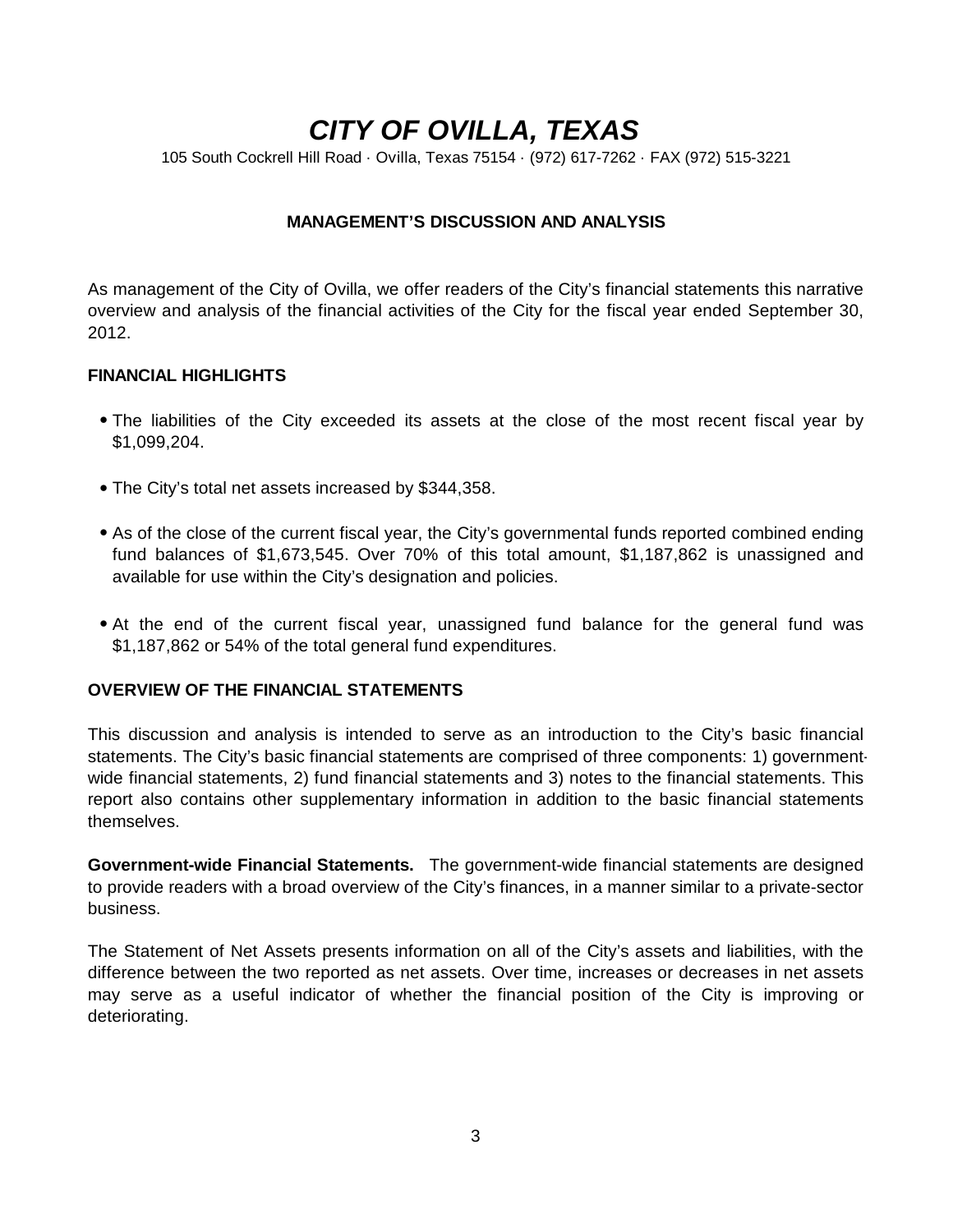# *CITY OF OVILLA, TEXAS*

105 South Cockrell Hill Road · Ovilla, Texas 75154 · (972) 617-7262 · FAX (972) 515-3221

## MANAGEMENT'S DISCUSSION AND ANALYSIS

As management of the City of Ovilla, we offer readers of the City's financial statements this narrative overview and analysis of the financial activities of the City for the fiscal year ended September 30, 2012.

### FINANCIAL HIGHLIGHTS

- The liabilities of the City exceeded its assets at the close of the most recent fiscal year by $1,099,204.
- The City's total net assets increased by $344,358.
- As of the close of the current fiscal year, the City's governmental funds reported combined ending fund balances of $1,673,545. Over 70% of this total amount, $1,187,862 is unassigned and available for use within the City's designation and policies.
- At the end of the current fiscal year, unassigned fund balance for the general fund was $1,187,862 or 54% of the total general fund expenditures.

### OVERVIEW OF THE FINANCIAL STATEMENTS

This discussion and analysis is intended to serve as an introduction to the City's basic financial statements. The City's basic financial statements are comprised of three components: 1) government-wide financial statements, 2) fund financial statements and 3) notes to the financial statements. This report also contains other supplementary information in addition to the basic financial statements themselves.

**Government-wide Financial Statements.** The government-wide financial statements are designed to provide readers with a broad overview of the City's finances, in a manner similar to a private-sector business.

The Statement of Net Assets presents information on all of the City's assets and liabilities, with the difference between the two reported as net assets. Over time, increases or decreases in net assets may serve as a useful indicator of whether the financial position of the City is improving or deteriorating.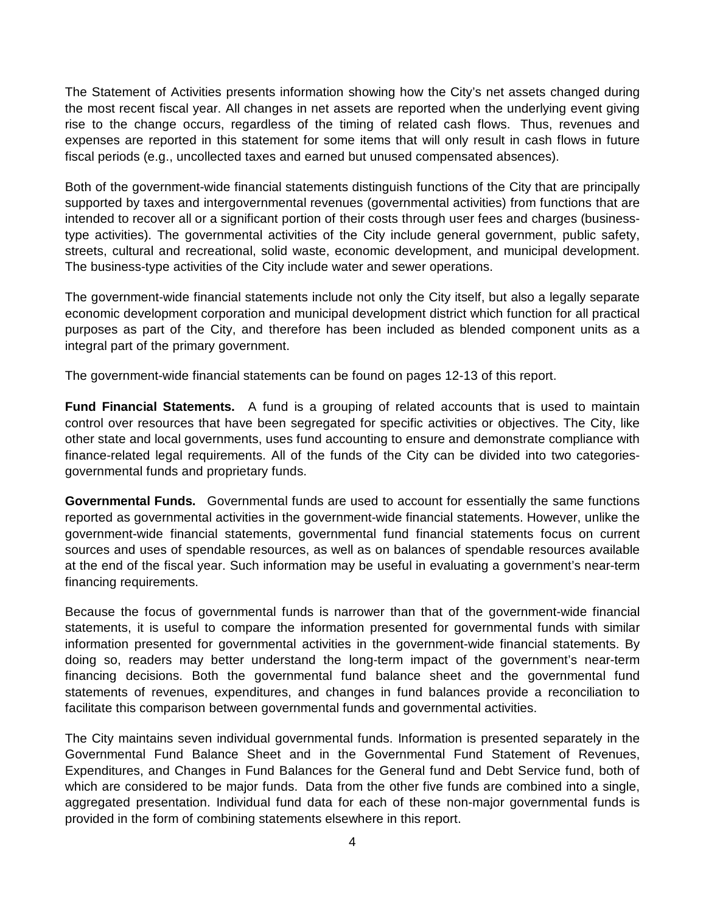The Statement of Activities presents information showing how the City's net assets changed during the most recent fiscal year. All changes in net assets are reported when the underlying event giving rise to the change occurs, regardless of the timing of related cash flows. Thus, revenues and expenses are reported in this statement for some items that will only result in cash flows in future fiscal periods (e.g., uncollected taxes and earned but unused compensated absences).

Both of the government-wide financial statements distinguish functions of the City that are principally supported by taxes and intergovernmental revenues (governmental activities) from functions that are intended to recover all or a significant portion of their costs through user fees and charges (business-type activities). The governmental activities of the City include general government, public safety, streets, cultural and recreational, solid waste, economic development, and municipal development. The business-type activities of the City include water and sewer operations.

The government-wide financial statements include not only the City itself, but also a legally separate economic development corporation and municipal development district which function for all practical purposes as part of the City, and therefore has been included as blended component units as a integral part of the primary government.

The government-wide financial statements can be found on pages 12-13 of this report.

**Fund Financial Statements.** A fund is a grouping of related accounts that is used to maintain control over resources that have been segregated for specific activities or objectives. The City, like other state and local governments, uses fund accounting to ensure and demonstrate compliance with finance-related legal requirements. All of the funds of the City can be divided into two categories-governmental funds and proprietary funds.

**Governmental Funds.** Governmental funds are used to account for essentially the same functions reported as governmental activities in the government-wide financial statements. However, unlike the government-wide financial statements, governmental fund financial statements focus on current sources and uses of spendable resources, as well as on balances of spendable resources available at the end of the fiscal year. Such information may be useful in evaluating a government's near-term financing requirements.

Because the focus of governmental funds is narrower than that of the government-wide financial statements, it is useful to compare the information presented for governmental funds with similar information presented for governmental activities in the government-wide financial statements. By doing so, readers may better understand the long-term impact of the government's near-term financing decisions. Both the governmental fund balance sheet and the governmental fund statements of revenues, expenditures, and changes in fund balances provide a reconciliation to facilitate this comparison between governmental funds and governmental activities.

The City maintains seven individual governmental funds. Information is presented separately in the Governmental Fund Balance Sheet and in the Governmental Fund Statement of Revenues, Expenditures, and Changes in Fund Balances for the General fund and Debt Service fund, both of which are considered to be major funds. Data from the other five funds are combined into a single, aggregated presentation. Individual fund data for each of these non-major governmental funds is provided in the form of combining statements elsewhere in this report.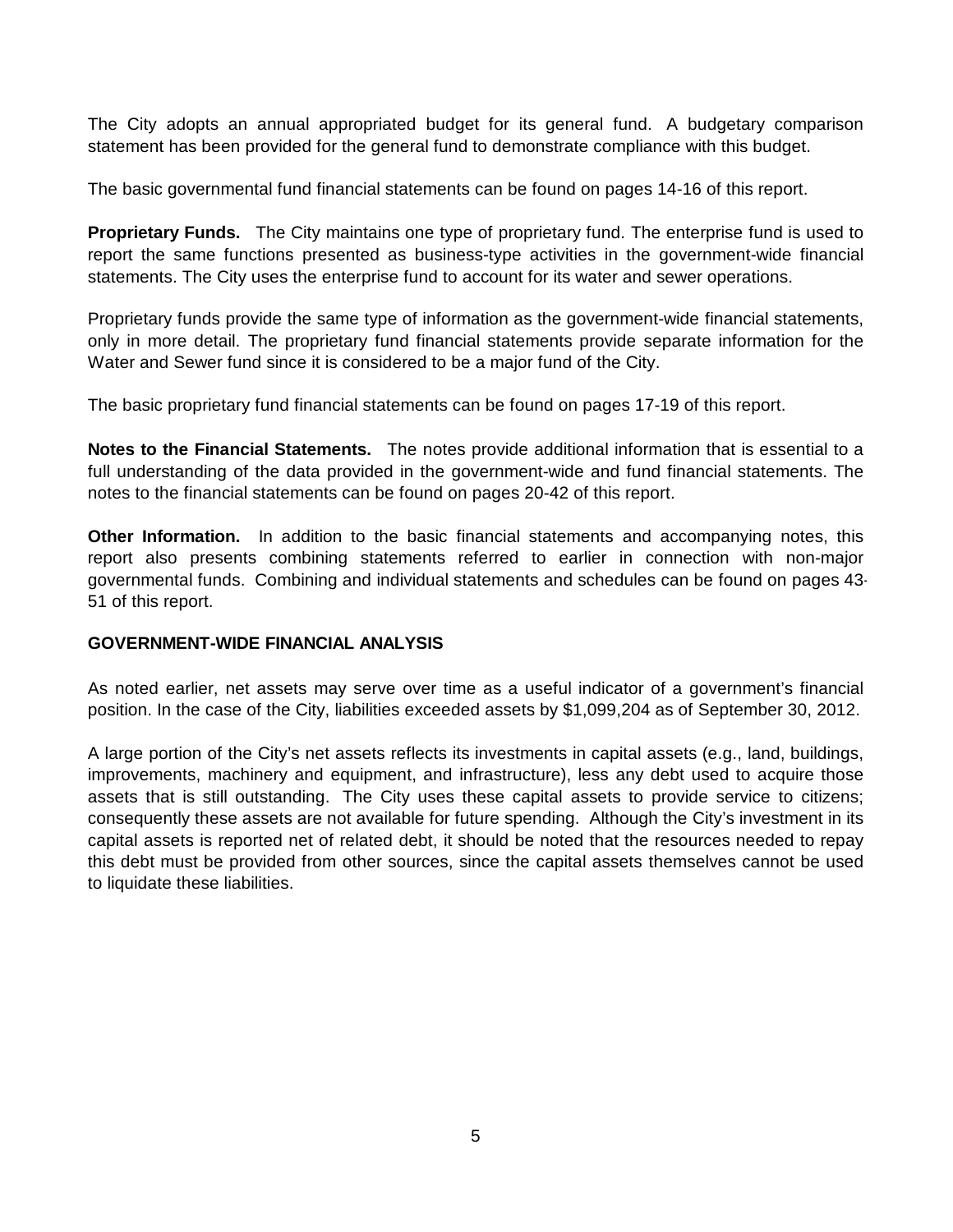The City adopts an annual appropriated budget for its general fund. A budgetary comparison statement has been provided for the general fund to demonstrate compliance with this budget.

The basic governmental fund financial statements can be found on pages 14-16 of this report.

**Proprietary Funds.** The City maintains one type of proprietary fund. The enterprise fund is used to report the same functions presented as business-type activities in the government-wide financial statements. The City uses the enterprise fund to account for its water and sewer operations.

Proprietary funds provide the same type of information as the government-wide financial statements, only in more detail. The proprietary fund financial statements provide separate information for the Water and Sewer fund since it is considered to be a major fund of the City.

The basic proprietary fund financial statements can be found on pages 17-19 of this report.

**Notes to the Financial Statements.** The notes provide additional information that is essential to a full understanding of the data provided in the government-wide and fund financial statements. The notes to the financial statements can be found on pages 20-42 of this report.

**Other Information.** In addition to the basic financial statements and accompanying notes, this report also presents combining statements referred to earlier in connection with non-major governmental funds. Combining and individual statements and schedules can be found on pages 43-51 of this report.

**GOVERNMENT-WIDE FINANCIAL ANALYSIS**

As noted earlier, net assets may serve over time as a useful indicator of a government's financial position. In the case of the City, liabilities exceeded assets by $1,099,204 as of September 30, 2012.

A large portion of the City's net assets reflects its investments in capital assets (e.g., land, buildings, improvements, machinery and equipment, and infrastructure), less any debt used to acquire those assets that is still outstanding. The City uses these capital assets to provide service to citizens; consequently these assets are not available for future spending. Although the City's investment in its capital assets is reported net of related debt, it should be noted that the resources needed to repay this debt must be provided from other sources, since the capital assets themselves cannot be used to liquidate these liabilities.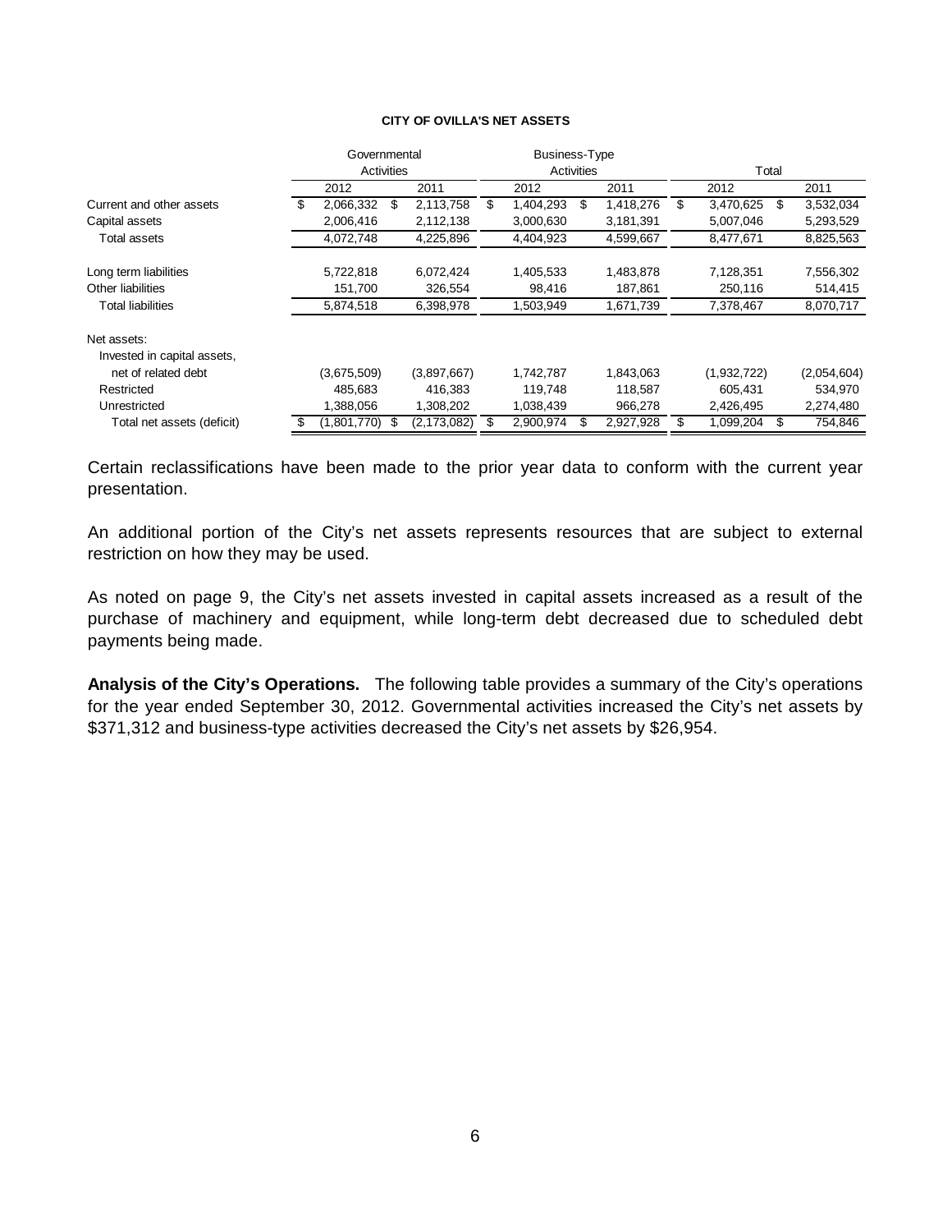**CITY OF OVILLA'S NET ASSETS**

| | Governmental Activities | | Business-Type Activities | | Total | |
|---|---|---|---|---|---|---|
| | 2012 | 2011 | 2012 | 2011 | 2012 | 2011 |
| Current and other assets | $ 2,066,332 | $ 2,113,758 | $ 1,404,293 | $ 1,418,276 | $ 3,470,625 | $ 3,532,034 |
| Capital assets | 2,006,416 | 2,112,138 | 3,000,630 | 3,181,391 | 5,007,046 | 5,293,529 |
| Total assets | 4,072,748 | 4,225,896 | 4,404,923 | 4,599,667 | 8,477,671 | 8,825,563 |
| Long term liabilities | 5,722,818 | 6,072,424 | 1,405,533 | 1,483,878 | 7,128,351 | 7,556,302 |
| Other liabilities | 151,700 | 326,554 | 98,416 | 187,861 | 250,116 | 514,415 |
| Total liabilities | 5,874,518 | 6,398,978 | 1,503,949 | 1,671,739 | 7,378,467 | 8,070,717 |
| Net assets: | | | | | | |
| Invested in capital assets, net of related debt | (3,675,509) | (3,897,667) | 1,742,787 | 1,843,063 | (1,932,722) | (2,054,604) |
| Restricted | 485,683 | 416,383 | 119,748 | 118,587 | 605,431 | 534,970 |
| Unrestricted | 1,388,056 | 1,308,202 | 1,038,439 | 966,278 | 2,426,495 | 2,274,480 |
| Total net assets (deficit) | $ (1,801,770) | $ (2,173,082) | $ 2,900,974 | $ 2,927,928 | $ 1,099,204 | $ 754,846 |

Certain reclassifications have been made to the prior year data to conform with the current year presentation.

An additional portion of the City's net assets represents resources that are subject to external restriction on how they may be used.

As noted on page 9, the City's net assets invested in capital assets increased as a result of the purchase of machinery and equipment, while long-term debt decreased due to scheduled debt payments being made.

**Analysis of the City's Operations.** The following table provides a summary of the City's operations for the year ended September 30, 2012. Governmental activities increased the City's net assets by $371,312 and business-type activities decreased the City's net assets by $26,954.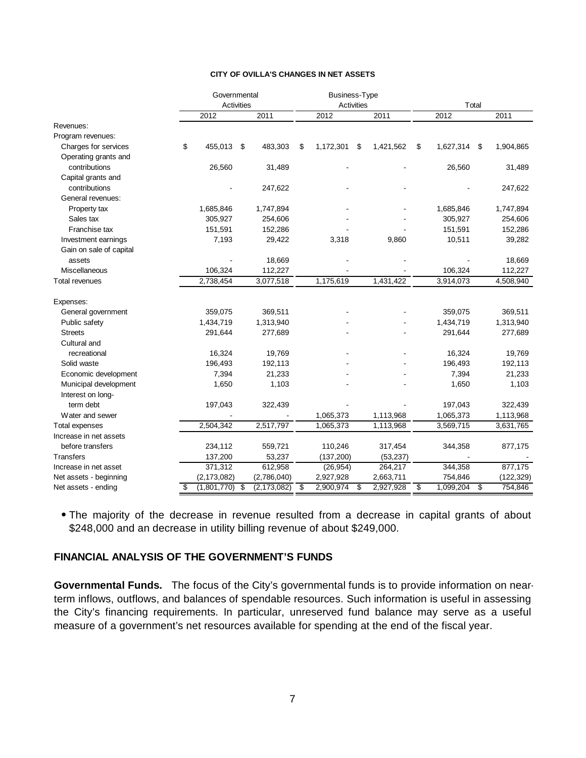**CITY OF OVILLA'S CHANGES IN NET ASSETS**

| | Governmental Activities | | Business-Type Activities | | Total | |
|---|---|---|---|---|---|---|
| | 2012 | 2011 | 2012 | 2011 | 2012 | 2011 |
| Revenues: | | | | | | |
| Program revenues: | | | | | | |
| Charges for services | $ 455,013 | $ 483,303 | $ 1,172,301 | $ 1,421,562 | $ 1,627,314 | $ 1,904,865 |
| Operating grants and contributions | 26,560 | 31,489 | - | - | 26,560 | 31,489 |
| Capital grants and contributions | - | 247,622 | - | - | - | 247,622 |
| General revenues: | | | | | | |
| Property tax | 1,685,846 | 1,747,894 | - | - | 1,685,846 | 1,747,894 |
| Sales tax | 305,927 | 254,606 | - | - | 305,927 | 254,606 |
| Franchise tax | 151,591 | 152,286 | - | - | 151,591 | 152,286 |
| Investment earnings | 7,193 | 29,422 | 3,318 | 9,860 | 10,511 | 39,282 |
| Gain on sale of capital assets | - | 18,669 | - | - | - | 18,669 |
| Miscellaneous | 106,324 | 112,227 | - | - | 106,324 | 112,227 |
| Total revenues | 2,738,454 | 3,077,518 | 1,175,619 | 1,431,422 | 3,914,073 | 4,508,940 |
| Expenses: | | | | | | |
| General government | 359,075 | 369,511 | - | - | 359,075 | 369,511 |
| Public safety | 1,434,719 | 1,313,940 | - | - | 1,434,719 | 1,313,940 |
| Streets | 291,644 | 277,689 | - | - | 291,644 | 277,689 |
| Cultural and recreational | 16,324 | 19,769 | - | - | 16,324 | 19,769 |
| Solid waste | 196,493 | 192,113 | - | - | 196,493 | 192,113 |
| Economic development | 7,394 | 21,233 | - | - | 7,394 | 21,233 |
| Municipal development | 1,650 | 1,103 | - | - | 1,650 | 1,103 |
| Interest on long-term debt | 197,043 | 322,439 | - | - | 197,043 | 322,439 |
| Water and sewer | - | - | 1,065,373 | 1,113,968 | 1,065,373 | 1,113,968 |
| Total expenses | 2,504,342 | 2,517,797 | 1,065,373 | 1,113,968 | 3,569,715 | 3,631,765 |
| Increase in net assets before transfers | 234,112 | 559,721 | 110,246 | 317,454 | 344,358 | 877,175 |
| Transfers | 137,200 | 53,237 | (137,200) | (53,237) | - | - |
| Increase in net asset | 371,312 | 612,958 | (26,954) | 264,217 | 344,358 | 877,175 |
| Net assets - beginning | (2,173,082) | (2,786,040) | 2,927,928 | 2,663,711 | 754,846 | (122,329) |
| Net assets - ending | $ (1,801,770) | $ (2,173,082) | $ 2,900,974 | $ 2,927,928 | $ 1,099,204 | $ 754,846 |

- The majority of the decrease in revenue resulted from a decrease in capital grants of about $248,000 and an decrease in utility billing revenue of about $249,000.

## FINANCIAL ANALYSIS OF THE GOVERNMENT'S FUNDS

**Governmental Funds.** The focus of the City's governmental funds is to provide information on near-term inflows, outflows, and balances of spendable resources. Such information is useful in assessing the City's financing requirements. In particular, unreserved fund balance may serve as a useful measure of a government's net resources available for spending at the end of the fiscal year.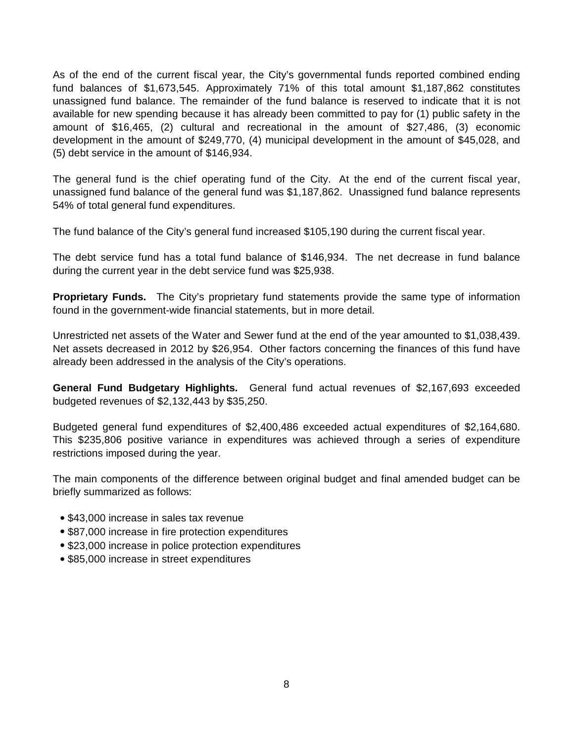As of the end of the current fiscal year, the City's governmental funds reported combined ending fund balances of $1,673,545. Approximately 71% of this total amount $1,187,862 constitutes unassigned fund balance. The remainder of the fund balance is reserved to indicate that it is not available for new spending because it has already been committed to pay for (1) public safety in the amount of $16,465, (2) cultural and recreational in the amount of $27,486, (3) economic development in the amount of $249,770, (4) municipal development in the amount of $45,028, and (5) debt service in the amount of $146,934.

The general fund is the chief operating fund of the City. At the end of the current fiscal year, unassigned fund balance of the general fund was $1,187,862. Unassigned fund balance represents 54% of total general fund expenditures.

The fund balance of the City's general fund increased $105,190 during the current fiscal year.

The debt service fund has a total fund balance of $146,934. The net decrease in fund balance during the current year in the debt service fund was $25,938.

**Proprietary Funds.** The City's proprietary fund statements provide the same type of information found in the government-wide financial statements, but in more detail.

Unrestricted net assets of the Water and Sewer fund at the end of the year amounted to $1,038,439. Net assets decreased in 2012 by $26,954. Other factors concerning the finances of this fund have already been addressed in the analysis of the City's operations.

**General Fund Budgetary Highlights.** General fund actual revenues of $2,167,693 exceeded budgeted revenues of $2,132,443 by $35,250.

Budgeted general fund expenditures of $2,400,486 exceeded actual expenditures of $2,164,680. This $235,806 positive variance in expenditures was achieved through a series of expenditure restrictions imposed during the year.

The main components of the difference between original budget and final amended budget can be briefly summarized as follows:

- $43,000 increase in sales tax revenue
- $87,000 increase in fire protection expenditures
- $23,000 increase in police protection expenditures
- $85,000 increase in street expenditures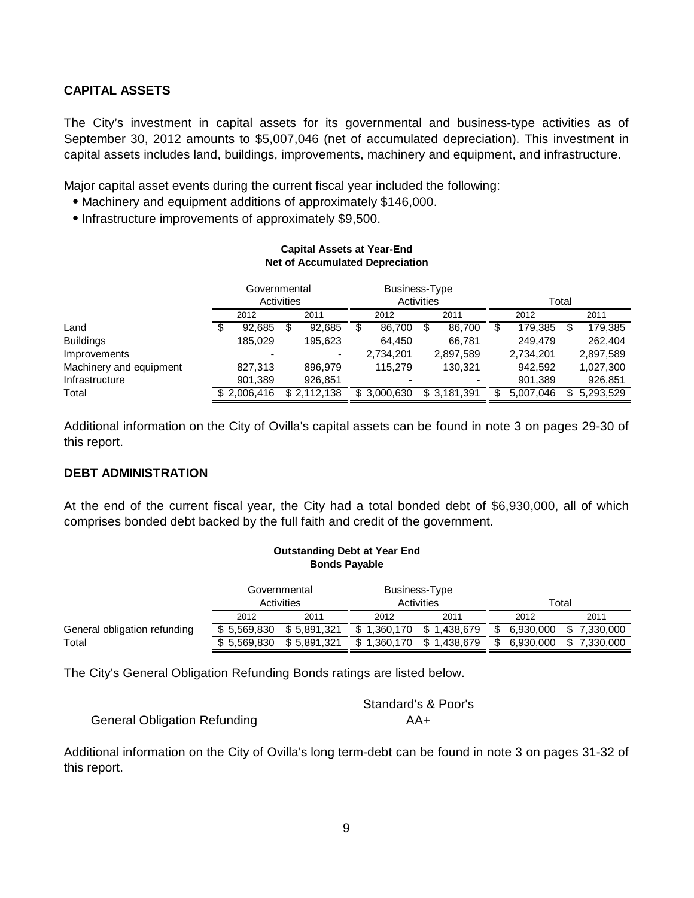## CAPITAL ASSETS

The City's investment in capital assets for its governmental and business-type activities as of September 30, 2012 amounts to $5,007,046 (net of accumulated depreciation). This investment in capital assets includes land, buildings, improvements, machinery and equipment, and infrastructure.

Major capital asset events during the current fiscal year included the following:

- Machinery and equipment additions of approximately $146,000.
- Infrastructure improvements of approximately $9,500.

**Capital Assets at Year-End**
**Net of Accumulated Depreciation**

| | Governmental Activities | | Business-Type Activities | | Total | |
|---|---|---|---|---|---|---|
| | 2012 | 2011 | 2012 | 2011 | 2012 | 2011 |
| Land | $ 92,685 | $ 92,685 | $ 86,700 | $ 86,700 | $ 179,385 | $ 179,385 |
| Buildings | 185,029 | 195,623 | 64,450 | 66,781 | 249,479 | 262,404 |
| Improvements | - | - | 2,734,201 | 2,897,589 | 2,734,201 | 2,897,589 |
| Machinery and equipment | 827,313 | 896,979 | 115,279 | 130,321 | 942,592 | 1,027,300 |
| Infrastructure | 901,389 | 926,851 | - | - | 901,389 | 926,851 |
| Total | $ 2,006,416 | $ 2,112,138 | $ 3,000,630 | $ 3,181,391 | $ 5,007,046 | $ 5,293,529 |

Additional information on the City of Ovilla's capital assets can be found in note 3 on pages 29-30 of this report.

## DEBT ADMINISTRATION

At the end of the current fiscal year, the City had a total bonded debt of $6,930,000, all of which comprises bonded debt backed by the full faith and credit of the government.

**Outstanding Debt at Year End**
**Bonds Payable**

| | Governmental Activities | | Business-Type Activities | | Total | |
|---|---|---|---|---|---|---|
| | 2012 | 2011 | 2012 | 2011 | 2012 | 2011 |
| General obligation refunding | $ 5,569,830 | $ 5,891,321 | $ 1,360,170 | $ 1,438,679 | $ 6,930,000 | $ 7,330,000 |
| Total | $ 5,569,830 | $ 5,891,321 | $ 1,360,170 | $ 1,438,679 | $ 6,930,000 | $ 7,330,000 |

The City's General Obligation Refunding Bonds ratings are listed below.

| | Standard's & Poor's |
|---|---|
| General Obligation Refunding | AA+ |

Additional information on the City of Ovilla's long term-debt can be found in note 3 on pages 31-32 of this report.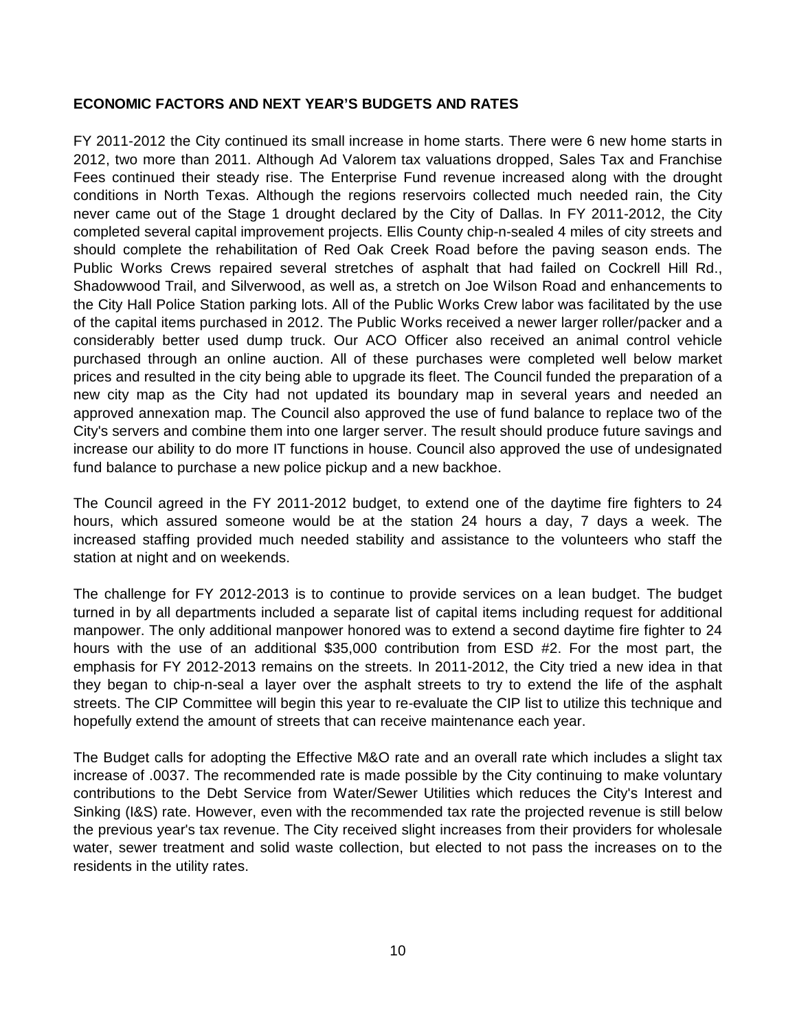## ECONOMIC FACTORS AND NEXT YEAR'S BUDGETS AND RATES

FY 2011-2012 the City continued its small increase in home starts. There were 6 new home starts in 2012, two more than 2011. Although Ad Valorem tax valuations dropped, Sales Tax and Franchise Fees continued their steady rise. The Enterprise Fund revenue increased along with the drought conditions in North Texas. Although the regions reservoirs collected much needed rain, the City never came out of the Stage 1 drought declared by the City of Dallas. In FY 2011-2012, the City completed several capital improvement projects. Ellis County chip-n-sealed 4 miles of city streets and should complete the rehabilitation of Red Oak Creek Road before the paving season ends. The Public Works Crews repaired several stretches of asphalt that had failed on Cockrell Hill Rd., Shadowwood Trail, and Silverwood, as well as, a stretch on Joe Wilson Road and enhancements to the City Hall Police Station parking lots. All of the Public Works Crew labor was facilitated by the use of the capital items purchased in 2012. The Public Works received a newer larger roller/packer and a considerably better used dump truck. Our ACO Officer also received an animal control vehicle purchased through an online auction. All of these purchases were completed well below market prices and resulted in the city being able to upgrade its fleet. The Council funded the preparation of a new city map as the City had not updated its boundary map in several years and needed an approved annexation map. The Council also approved the use of fund balance to replace two of the City's servers and combine them into one larger server. The result should produce future savings and increase our ability to do more IT functions in house. Council also approved the use of undesignated fund balance to purchase a new police pickup and a new backhoe.

The Council agreed in the FY 2011-2012 budget, to extend one of the daytime fire fighters to 24 hours, which assured someone would be at the station 24 hours a day, 7 days a week. The increased staffing provided much needed stability and assistance to the volunteers who staff the station at night and on weekends.

The challenge for FY 2012-2013 is to continue to provide services on a lean budget. The budget turned in by all departments included a separate list of capital items including request for additional manpower. The only additional manpower honored was to extend a second daytime fire fighter to 24 hours with the use of an additional $35,000 contribution from ESD #2. For the most part, the emphasis for FY 2012-2013 remains on the streets. In 2011-2012, the City tried a new idea in that they began to chip-n-seal a layer over the asphalt streets to try to extend the life of the asphalt streets. The CIP Committee will begin this year to re-evaluate the CIP list to utilize this technique and hopefully extend the amount of streets that can receive maintenance each year.

The Budget calls for adopting the Effective M&O rate and an overall rate which includes a slight tax increase of .0037. The recommended rate is made possible by the City continuing to make voluntary contributions to the Debt Service from Water/Sewer Utilities which reduces the City's Interest and Sinking (I&S) rate. However, even with the recommended tax rate the projected revenue is still below the previous year's tax revenue. The City received slight increases from their providers for wholesale water, sewer treatment and solid waste collection, but elected to not pass the increases on to the residents in the utility rates.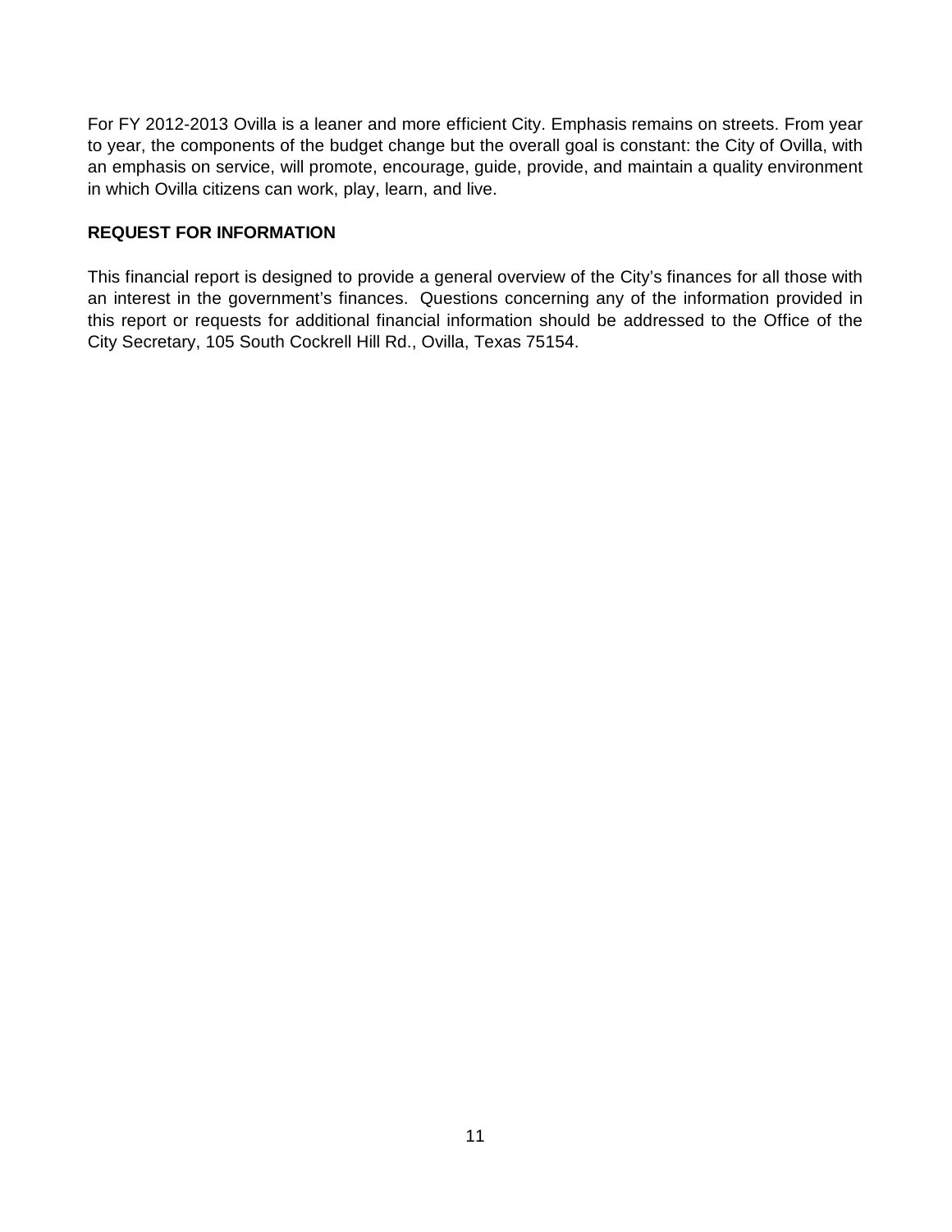For FY 2012-2013 Ovilla is a leaner and more efficient City. Emphasis remains on streets. From year to year, the components of the budget change but the overall goal is constant: the City of Ovilla, with an emphasis on service, will promote, encourage, guide, provide, and maintain a quality environment in which Ovilla citizens can work, play, learn, and live.

**REQUEST FOR INFORMATION**

This financial report is designed to provide a general overview of the City's finances for all those with an interest in the government's finances. Questions concerning any of the information provided in this report or requests for additional financial information should be addressed to the Office of the City Secretary, 105 South Cockrell Hill Rd., Ovilla, Texas 75154.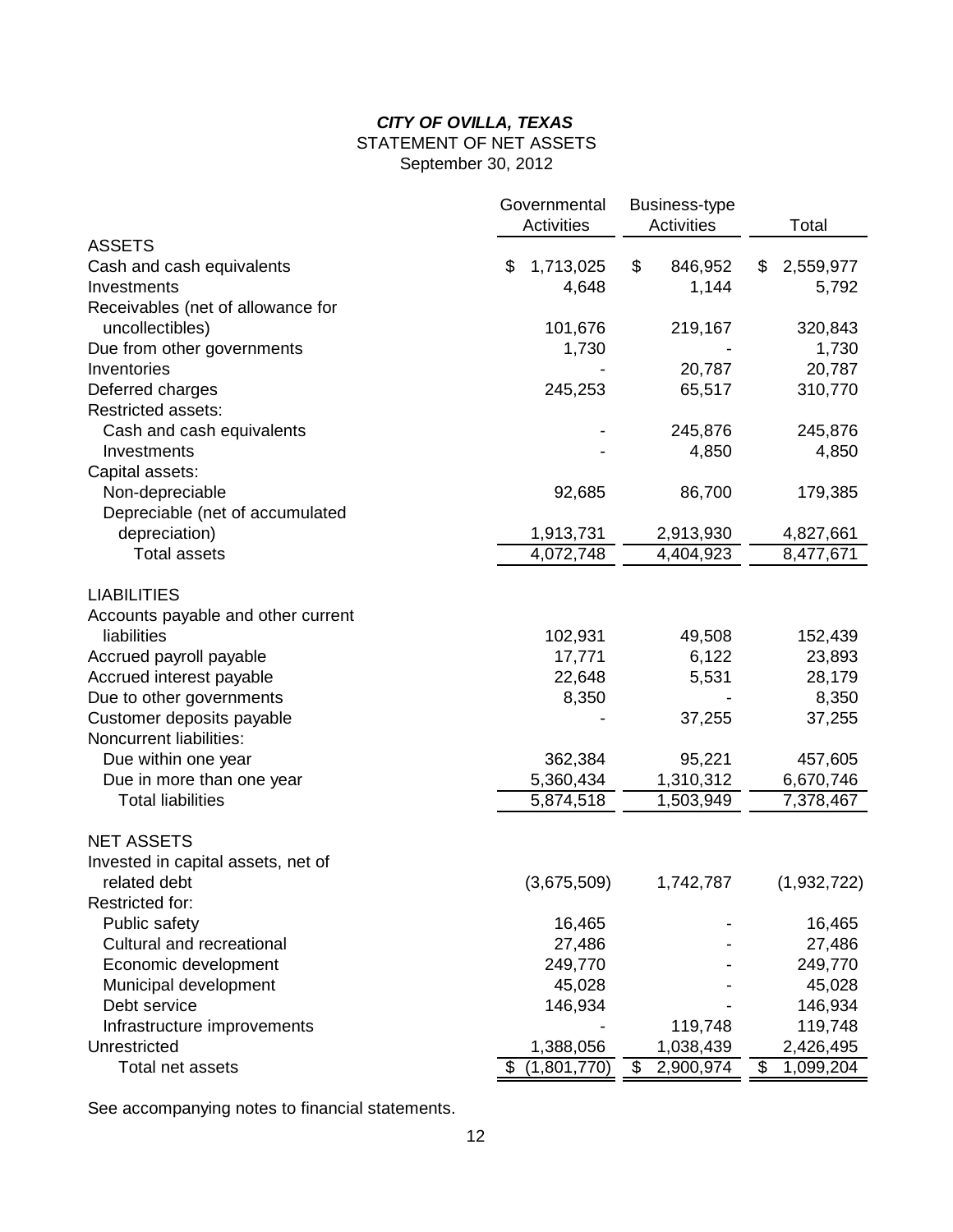# *CITY OF OVILLA, TEXAS*

STATEMENT OF NET ASSETS

September 30, 2012

| | Governmental Activities | Business-type Activities | Total |
|---|---|---|---|
| **ASSETS** | | | |
| Cash and cash equivalents | $ 1,713,025 | $ 846,952 | $ 2,559,977 |
| Investments | 4,648 | 1,144 | 5,792 |
| Receivables (net of allowance for uncollectibles) | 101,676 | 219,167 | 320,843 |
| Due from other governments | 1,730 | - | 1,730 |
| Inventories | - | 20,787 | 20,787 |
| Deferred charges | 245,253 | 65,517 | 310,770 |
| Restricted assets: | | | |
| Cash and cash equivalents | - | 245,876 | 245,876 |
| Investments | - | 4,850 | 4,850 |
| Capital assets: | | | |
| Non-depreciable | 92,685 | 86,700 | 179,385 |
| Depreciable (net of accumulated depreciation) | 1,913,731 | 2,913,930 | 4,827,661 |
| Total assets | 4,072,748 | 4,404,923 | 8,477,671 |
| **LIABILITIES** | | | |
| Accounts payable and other current liabilities | 102,931 | 49,508 | 152,439 |
| Accrued payroll payable | 17,771 | 6,122 | 23,893 |
| Accrued interest payable | 22,648 | 5,531 | 28,179 |
| Due to other governments | 8,350 | - | 8,350 |
| Customer deposits payable | - | 37,255 | 37,255 |
| Noncurrent liabilities: | | | |
| Due within one year | 362,384 | 95,221 | 457,605 |
| Due in more than one year | 5,360,434 | 1,310,312 | 6,670,746 |
| Total liabilities | 5,874,518 | 1,503,949 | 7,378,467 |
| **NET ASSETS** | | | |
| Invested in capital assets, net of related debt | (3,675,509) | 1,742,787 | (1,932,722) |
| Restricted for: | | | |
| Public safety | 16,465 | - | 16,465 |
| Cultural and recreational | 27,486 | - | 27,486 |
| Economic development | 249,770 | - | 249,770 |
| Municipal development | 45,028 | - | 45,028 |
| Debt service | 146,934 | - | 146,934 |
| Infrastructure improvements | - | 119,748 | 119,748 |
| Unrestricted | 1,388,056 | 1,038,439 | 2,426,495 |
| Total net assets | $ (1,801,770) | $ 2,900,974 | $ 1,099,204 |

See accompanying notes to financial statements.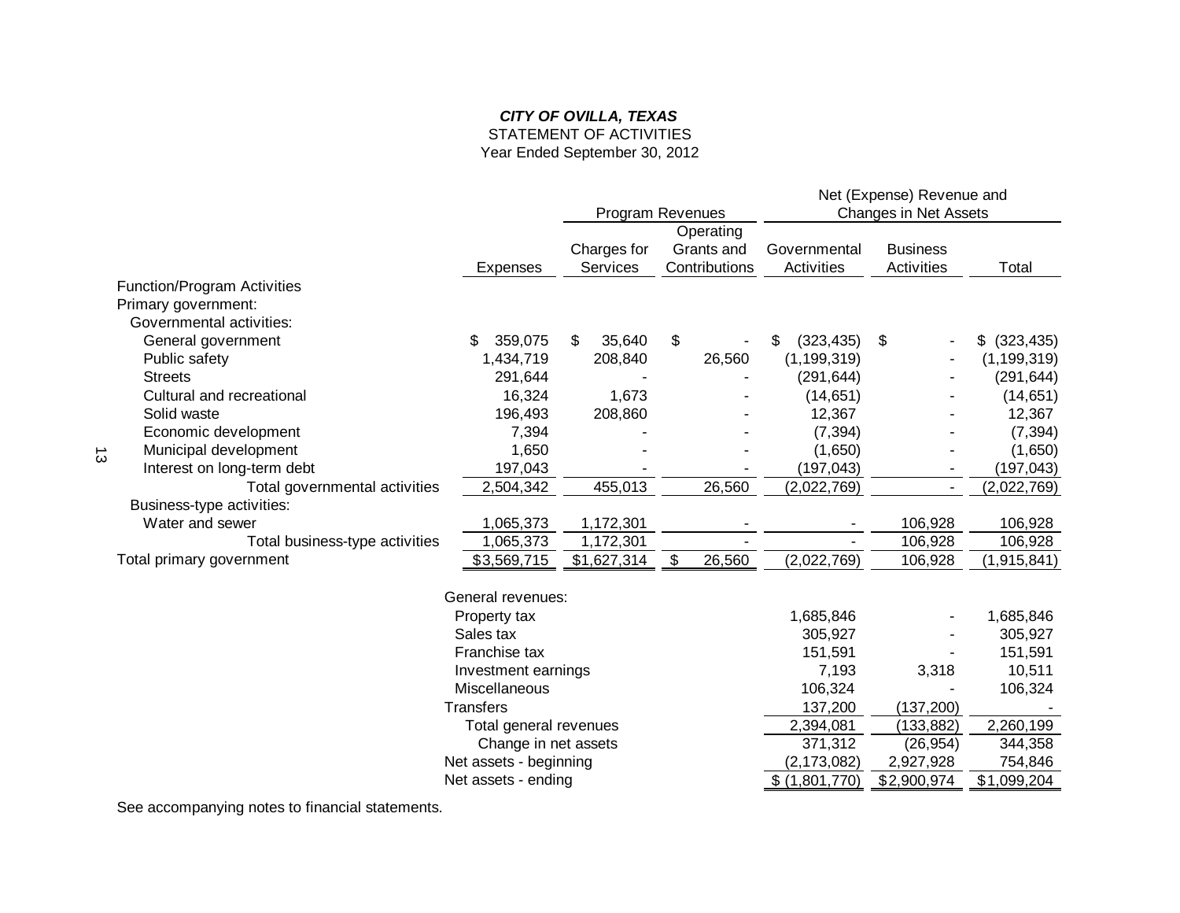***CITY OF OVILLA, TEXAS***
STATEMENT OF ACTIVITIES
Year Ended September 30, 2012

| | | Program Revenues | | Net (Expense) Revenue and Changes in Net Assets | | |
|---|---|---|---|---|---|---|
| | Expenses | Charges for Services | Operating Grants and Contributions | Governmental Activities | Business Activities | Total |
| Function/Program Activities | | | | | | |
| Primary government: | | | | | | |
| Governmental activities: | | | | | | |
| General government | $ 359,075 | $ 35,640 | $ - | $ (323,435) | $ - | $ (323,435) |
| Public safety | 1,434,719 | 208,840 | 26,560 | (1,199,319) | - | (1,199,319) |
| Streets | 291,644 | - | - | (291,644) | - | (291,644) |
| Cultural and recreational | 16,324 | 1,673 | - | (14,651) | - | (14,651) |
| Solid waste | 196,493 | 208,860 | - | 12,367 | - | 12,367 |
| Economic development | 7,394 | - | - | (7,394) | - | (7,394) |
| Municipal development | 1,650 | - | - | (1,650) | - | (1,650) |
| Interest on long-term debt | 197,043 | - | - | (197,043) | - | (197,043) |
| Total governmental activities | 2,504,342 | 455,013 | 26,560 | (2,022,769) | - | (2,022,769) |
| Business-type activities: | | | | | | |
| Water and sewer | 1,065,373 | 1,172,301 | - | - | 106,928 | 106,928 |
| Total business-type activities | 1,065,373 | 1,172,301 | - | - | 106,928 | 106,928 |
| Total primary government | $3,569,715 | $1,627,314 | $ 26,560 | (2,022,769) | 106,928 | (1,915,841) |
| General revenues: | | | | | | |
| Property tax | | | | 1,685,846 | - | 1,685,846 |
| Sales tax | | | | 305,927 | - | 305,927 |
| Franchise tax | | | | 151,591 | - | 151,591 |
| Investment earnings | | | | 7,193 | 3,318 | 10,511 |
| Miscellaneous | | | | 106,324 | - | 106,324 |
| Transfers | | | | 137,200 | (137,200) | - |
| Total general revenues | | | | 2,394,081 | (133,882) | 2,260,199 |
| Change in net assets | | | | 371,312 | (26,954) | 344,358 |
| Net assets - beginning | | | | (2,173,082) | 2,927,928 | 754,846 |
| Net assets - ending | | | | $ (1,801,770) | $2,900,974 | $1,099,204 |

See accompanying notes to financial statements.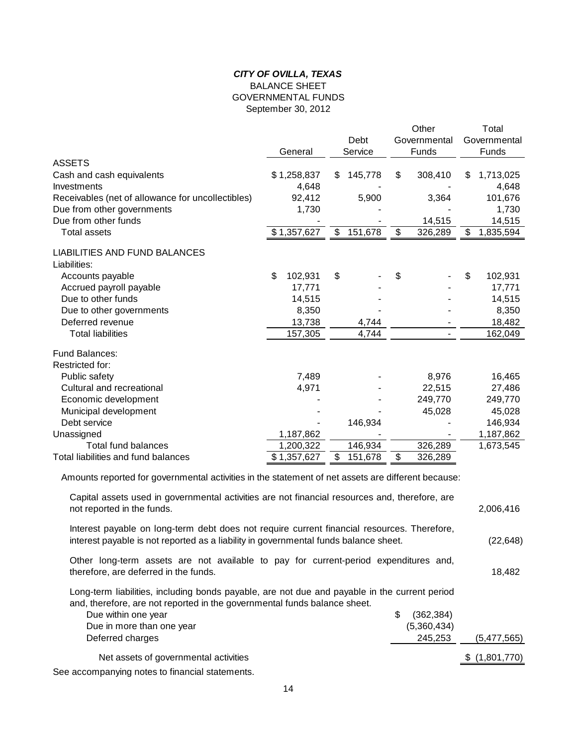***CITY OF OVILLA, TEXAS***

BALANCE SHEET

GOVERNMENTAL FUNDS

September 30, 2012

| | General | Debt Service | Other Governmental Funds | Total Governmental Funds |
|---|---|---|---|---|
| **ASSETS** | | | | |
| Cash and cash equivalents | $ 1,258,837 | $ 145,778 | $ 308,410 | $ 1,713,025 |
| Investments | 4,648 | - | - | 4,648 |
| Receivables (net of allowance for uncollectibles) | 92,412 | 5,900 | 3,364 | 101,676 |
| Due from other governments | 1,730 | - | - | 1,730 |
| Due from other funds | - | - | 14,515 | 14,515 |
| Total assets | $ 1,357,627 | $ 151,678 | $ 326,289 | $ 1,835,594 |
| **LIABILITIES AND FUND BALANCES** | | | | |
| Liabilities: | | | | |
| Accounts payable | $ 102,931 | $ - | $ - | $ 102,931 |
| Accrued payroll payable | 17,771 | - | - | 17,771 |
| Due to other funds | 14,515 | - | - | 14,515 |
| Due to other governments | 8,350 | - | - | 8,350 |
| Deferred revenue | 13,738 | 4,744 | - | 18,482 |
| Total liabilities | 157,305 | 4,744 | - | 162,049 |
| Fund Balances: | | | | |
| Restricted for: | | | | |
| Public safety | 7,489 | - | 8,976 | 16,465 |
| Cultural and recreational | 4,971 | - | 22,515 | 27,486 |
| Economic development | - | - | 249,770 | 249,770 |
| Municipal development | - | - | 45,028 | 45,028 |
| Debt service | - | 146,934 | - | 146,934 |
| Unassigned | 1,187,862 | - | - | 1,187,862 |
| Total fund balances | 1,200,322 | 146,934 | 326,289 | 1,673,545 |
| Total liabilities and fund balances | $ 1,357,627 | $ 151,678 | $ 326,289 | |

Amounts reported for governmental activities in the statement of net assets are different because:

| | | |
|---|---|---|
| Capital assets used in governmental activities are not financial resources and, therefore, are not reported in the funds. | | 2,006,416 |
| Interest payable on long-term debt does not require current financial resources. Therefore, interest payable is not reported as a liability in governmental funds balance sheet. | | (22,648) |
| Other long-term assets are not available to pay for current-period expenditures and, therefore, are deferred in the funds. | | 18,482 |
| Long-term liabilities, including bonds payable, are not due and payable in the current period and, therefore, are not reported in the governmental funds balance sheet. | | |
| Due within one year | $ (362,384) | |
| Due in more than one year | (5,360,434) | |
| Deferred charges | 245,253 | (5,477,565) |
| Net assets of governmental activities | | $ (1,801,770) |

See accompanying notes to financial statements.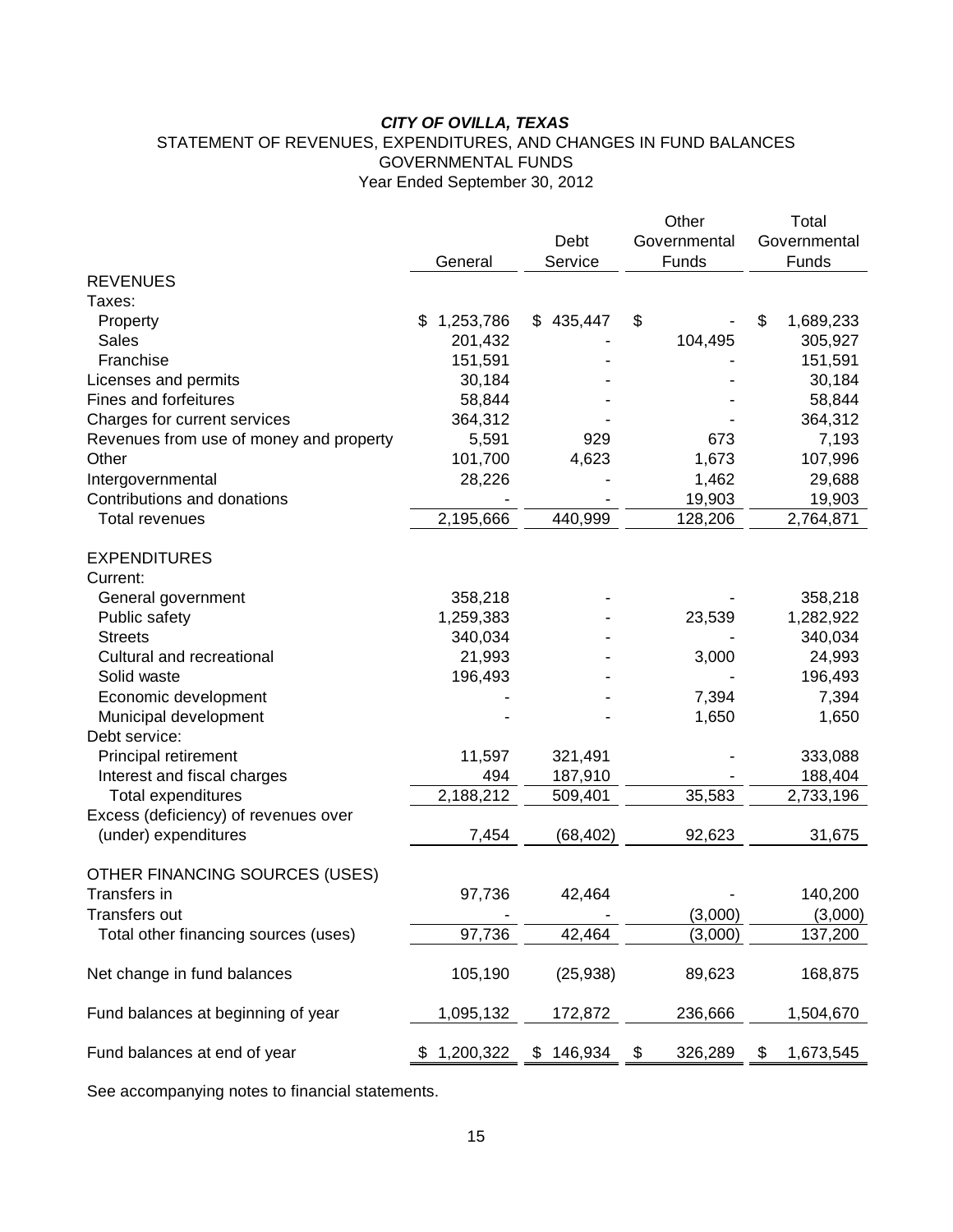***CITY OF OVILLA, TEXAS***

STATEMENT OF REVENUES, EXPENDITURES, AND CHANGES IN FUND BALANCES

GOVERNMENTAL FUNDS

Year Ended September 30, 2012

| | General | Debt Service | Other Governmental Funds | Total Governmental Funds |
|---|---|---|---|---|
| REVENUES | | | | |
| Taxes: | | | | |
| Property | $ 1,253,786 | $ 435,447 | $ - | $ 1,689,233 |
| Sales | 201,432 | - | 104,495 | 305,927 |
| Franchise | 151,591 | - | - | 151,591 |
| Licenses and permits | 30,184 | - | - | 30,184 |
| Fines and forfeitures | 58,844 | - | - | 58,844 |
| Charges for current services | 364,312 | - | - | 364,312 |
| Revenues from use of money and property | 5,591 | 929 | 673 | 7,193 |
| Other | 101,700 | 4,623 | 1,673 | 107,996 |
| Intergovernmental | 28,226 | - | 1,462 | 29,688 |
| Contributions and donations | - | - | 19,903 | 19,903 |
| Total revenues | 2,195,666 | 440,999 | 128,206 | 2,764,871 |
| EXPENDITURES | | | | |
| Current: | | | | |
| General government | 358,218 | - | - | 358,218 |
| Public safety | 1,259,383 | - | 23,539 | 1,282,922 |
| Streets | 340,034 | - | - | 340,034 |
| Cultural and recreational | 21,993 | - | 3,000 | 24,993 |
| Solid waste | 196,493 | - | - | 196,493 |
| Economic development | - | - | 7,394 | 7,394 |
| Municipal development | - | - | 1,650 | 1,650 |
| Debt service: | | | | |
| Principal retirement | 11,597 | 321,491 | - | 333,088 |
| Interest and fiscal charges | 494 | 187,910 | - | 188,404 |
| Total expenditures | 2,188,212 | 509,401 | 35,583 | 2,733,196 |
| Excess (deficiency) of revenues over (under) expenditures | 7,454 | (68,402) | 92,623 | 31,675 |
| OTHER FINANCING SOURCES (USES) | | | | |
| Transfers in | 97,736 | 42,464 | - | 140,200 |
| Transfers out | - | - | (3,000) | (3,000) |
| Total other financing sources (uses) | 97,736 | 42,464 | (3,000) | 137,200 |
| Net change in fund balances | 105,190 | (25,938) | 89,623 | 168,875 |
| Fund balances at beginning of year | 1,095,132 | 172,872 | 236,666 | 1,504,670 |
| Fund balances at end of year | $ 1,200,322 | $ 146,934 | $ 326,289 | $ 1,673,545 |

See accompanying notes to financial statements.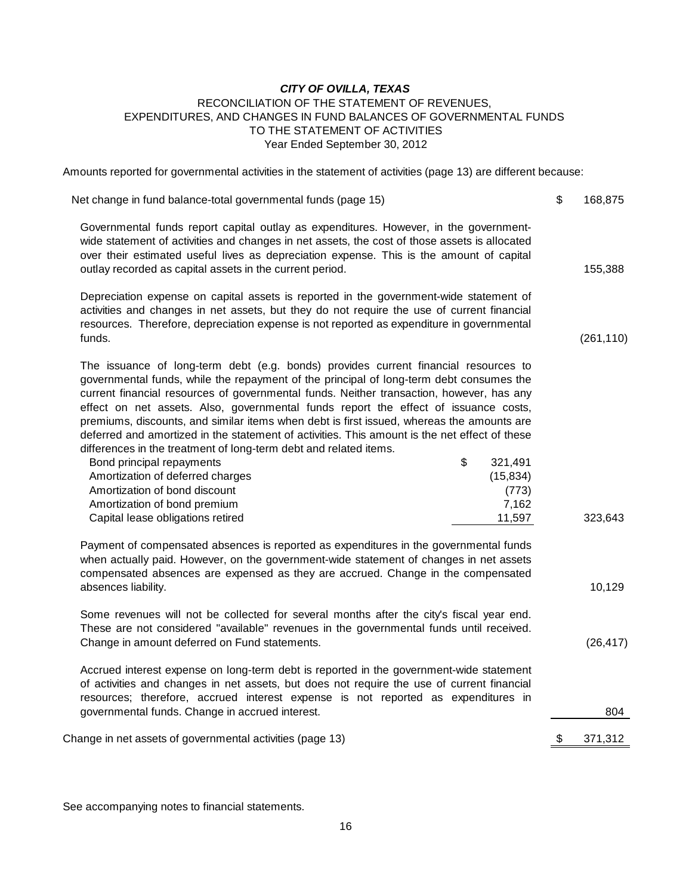***CITY OF OVILLA, TEXAS***
RECONCILIATION OF THE STATEMENT OF REVENUES,
EXPENDITURES, AND CHANGES IN FUND BALANCES OF GOVERNMENTAL FUNDS
TO THE STATEMENT OF ACTIVITIES
Year Ended September 30, 2012

Amounts reported for governmental activities in the statement of activities (page 13) are different because:

| | | |
|---|---|---|
| Net change in fund balance-total governmental funds (page 15) | | $ 168,875 |
| Governmental funds report capital outlay as expenditures. However, in the government-wide statement of activities and changes in net assets, the cost of those assets is allocated over their estimated useful lives as depreciation expense. This is the amount of capital outlay recorded as capital assets in the current period. | | 155,388 |
| Depreciation expense on capital assets is reported in the government-wide statement of activities and changes in net assets, but they do not require the use of current financial resources. Therefore, depreciation expense is not reported as expenditure in governmental funds. | | (261,110) |
| The issuance of long-term debt (e.g. bonds) provides current financial resources to governmental funds, while the repayment of the principal of long-term debt consumes the current financial resources of governmental funds. Neither transaction, however, has any effect on net assets. Also, governmental funds report the effect of issuance costs, premiums, discounts, and similar items when debt is first issued, whereas the amounts are deferred and amortized in the statement of activities. This amount is the net effect of these differences in the treatment of long-term debt and related items. | | |
| Bond principal repayments | $ 321,491 | |
| Amortization of deferred charges | (15,834) | |
| Amortization of bond discount | (773) | |
| Amortization of bond premium | 7,162 | |
| Capital lease obligations retired | 11,597 | 323,643 |
| Payment of compensated absences is reported as expenditures in the governmental funds when actually paid. However, on the government-wide statement of changes in net assets compensated absences are expensed as they are accrued. Change in the compensated absences liability. | | 10,129 |
| Some revenues will not be collected for several months after the city's fiscal year end. These are not considered "available" revenues in the governmental funds until received. Change in amount deferred on Fund statements. | | (26,417) |
| Accrued interest expense on long-term debt is reported in the government-wide statement of activities and changes in net assets, but does not require the use of current financial resources; therefore, accrued interest expense is not reported as expenditures in governmental funds. Change in accrued interest. | | 804 |
| Change in net assets of governmental activities (page 13) | | $ 371,312 |

See accompanying notes to financial statements.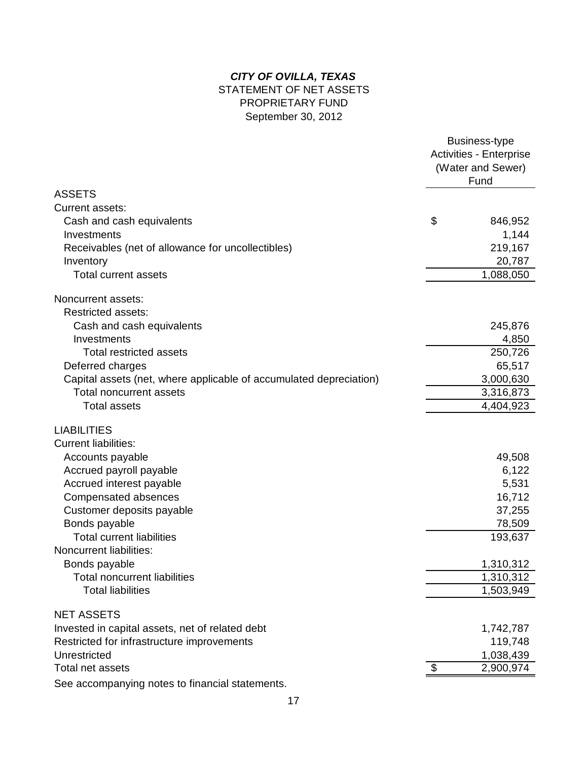***CITY OF OVILLA, TEXAS***
STATEMENT OF NET ASSETS
PROPRIETARY FUND
September 30, 2012

| | Business-type Activities - Enterprise (Water and Sewer) Fund |
|---|---|
| **ASSETS** | |
| Current assets: | |
| Cash and cash equivalents | $ 846,952 |
| Investments | 1,144 |
| Receivables (net of allowance for uncollectibles) | 219,167 |
| Inventory | 20,787 |
| Total current assets | 1,088,050 |
| Noncurrent assets: | |
| Restricted assets: | |
| Cash and cash equivalents | 245,876 |
| Investments | 4,850 |
| Total restricted assets | 250,726 |
| Deferred charges | 65,517 |
| Capital assets (net, where applicable of accumulated depreciation) | 3,000,630 |
| Total noncurrent assets | 3,316,873 |
| Total assets | 4,404,923 |
| **LIABILITIES** | |
| Current liabilities: | |
| Accounts payable | 49,508 |
| Accrued payroll payable | 6,122 |
| Accrued interest payable | 5,531 |
| Compensated absences | 16,712 |
| Customer deposits payable | 37,255 |
| Bonds payable | 78,509 |
| Total current liabilities | 193,637 |
| Noncurrent liabilities: | |
| Bonds payable | 1,310,312 |
| Total noncurrent liabilities | 1,310,312 |
| Total liabilities | 1,503,949 |
| **NET ASSETS** | |
| Invested in capital assets, net of related debt | 1,742,787 |
| Restricted for infrastructure improvements | 119,748 |
| Unrestricted | 1,038,439 |
| Total net assets | $ 2,900,974 |

See accompanying notes to financial statements.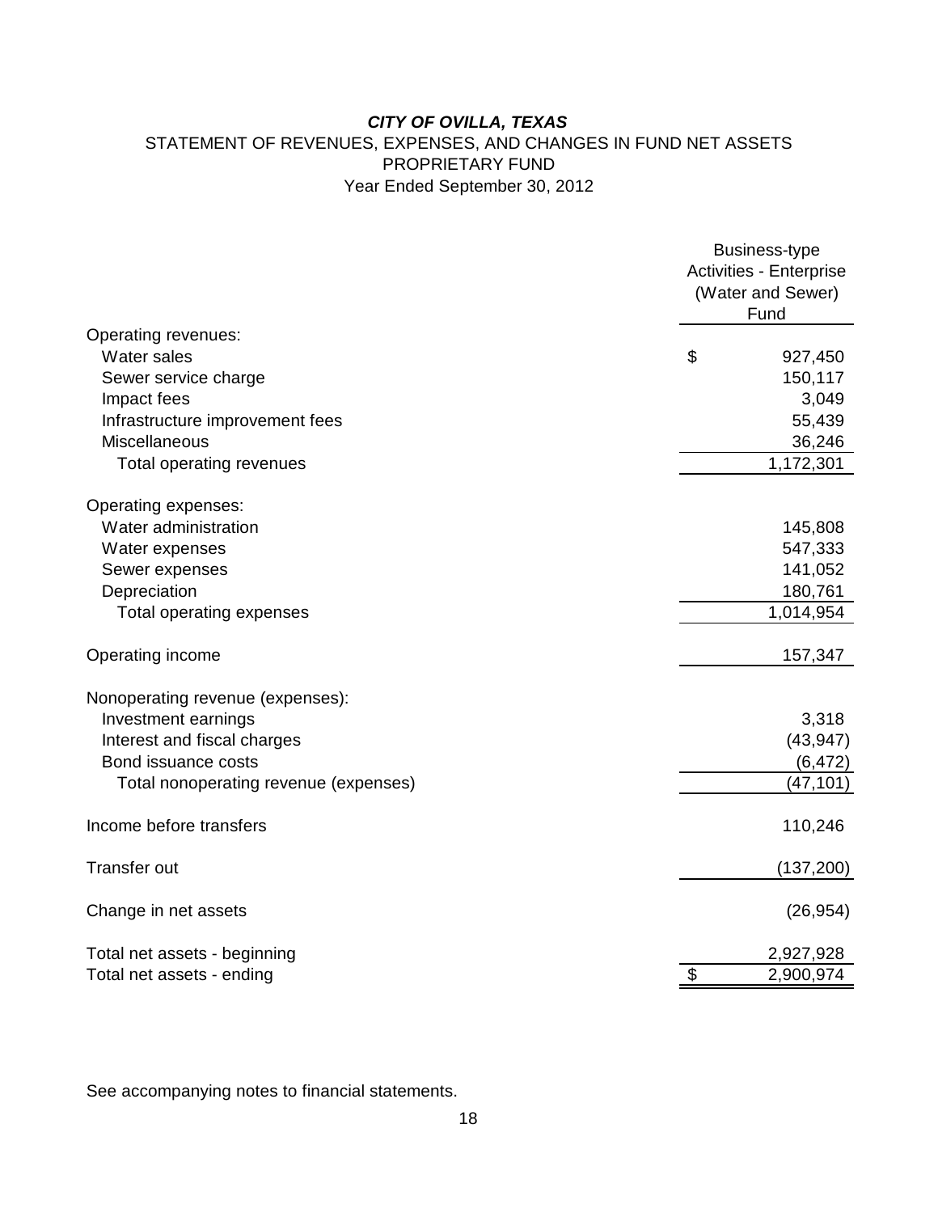# *CITY OF OVILLA, TEXAS*

## STATEMENT OF REVENUES, EXPENSES, AND CHANGES IN FUND NET ASSETS
## PROPRIETARY FUND
### Year Ended September 30, 2012

| | Business-type Activities - Enterprise (Water and Sewer) Fund |
|---|---|
| Operating revenues: | |
| Water sales | $ 927,450 |
| Sewer service charge | 150,117 |
| Impact fees | 3,049 |
| Infrastructure improvement fees | 55,439 |
| Miscellaneous | 36,246 |
| Total operating revenues | 1,172,301 |
| Operating expenses: | |
| Water administration | 145,808 |
| Water expenses | 547,333 |
| Sewer expenses | 141,052 |
| Depreciation | 180,761 |
| Total operating expenses | 1,014,954 |
| Operating income | 157,347 |
| Nonoperating revenue (expenses): | |
| Investment earnings | 3,318 |
| Interest and fiscal charges | (43,947) |
| Bond issuance costs | (6,472) |
| Total nonoperating revenue (expenses) | (47,101) |
| Income before transfers | 110,246 |
| Transfer out | (137,200) |
| Change in net assets | (26,954) |
| Total net assets - beginning | 2,927,928 |
| Total net assets - ending | $ 2,900,974 |

See accompanying notes to financial statements.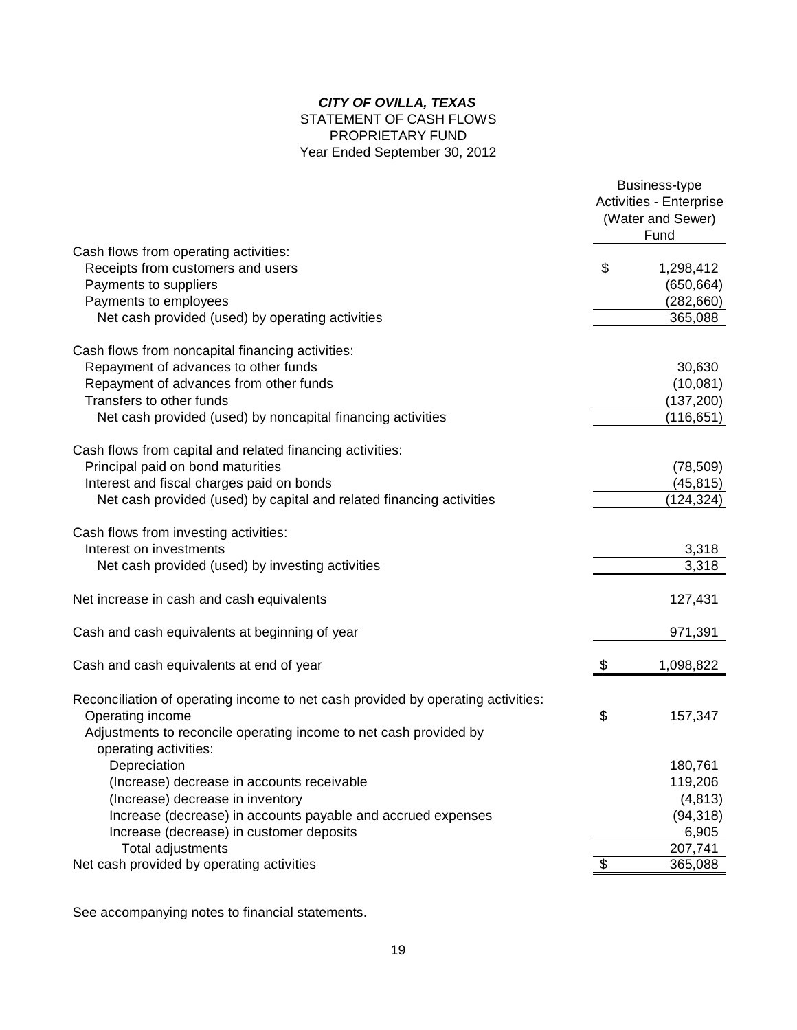***CITY OF OVILLA, TEXAS***
STATEMENT OF CASH FLOWS
PROPRIETARY FUND
Year Ended September 30, 2012

| | Business-type Activities - Enterprise (Water and Sewer) Fund |
|---|---|
| Cash flows from operating activities: | |
| Receipts from customers and users | $ 1,298,412 |
| Payments to suppliers | (650,664) |
| Payments to employees | (282,660) |
| Net cash provided (used) by operating activities | 365,088 |
| Cash flows from noncapital financing activities: | |
| Repayment of advances to other funds | 30,630 |
| Repayment of advances from other funds | (10,081) |
| Transfers to other funds | (137,200) |
| Net cash provided (used) by noncapital financing activities | (116,651) |
| Cash flows from capital and related financing activities: | |
| Principal paid on bond maturities | (78,509) |
| Interest and fiscal charges paid on bonds | (45,815) |
| Net cash provided (used) by capital and related financing activities | (124,324) |
| Cash flows from investing activities: | |
| Interest on investments | 3,318 |
| Net cash provided (used) by investing activities | 3,318 |
| Net increase in cash and cash equivalents | 127,431 |
| Cash and cash equivalents at beginning of year | 971,391 |
| Cash and cash equivalents at end of year | $ 1,098,822 |
| Reconciliation of operating income to net cash provided by operating activities: | |
| Operating income | $ 157,347 |
| Adjustments to reconcile operating income to net cash provided by operating activities: | |
| Depreciation | 180,761 |
| (Increase) decrease in accounts receivable | 119,206 |
| (Increase) decrease in inventory | (4,813) |
| Increase (decrease) in accounts payable and accrued expenses | (94,318) |
| Increase (decrease) in customer deposits | 6,905 |
| Total adjustments | 207,741 |
| Net cash provided by operating activities | $ 365,088 |

See accompanying notes to financial statements.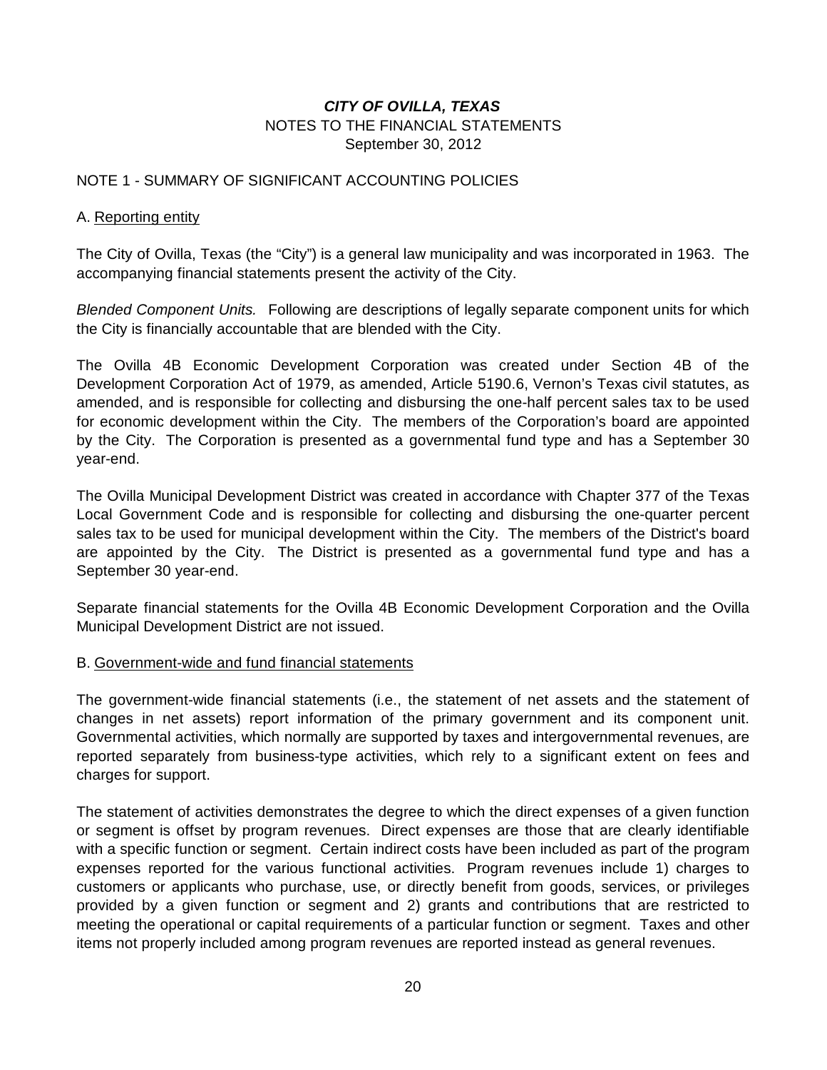# *CITY OF OVILLA, TEXAS*

NOTES TO THE FINANCIAL STATEMENTS
September 30, 2012

## NOTE 1 - SUMMARY OF SIGNIFICANT ACCOUNTING POLICIES

### A. Reporting entity

The City of Ovilla, Texas (the "City") is a general law municipality and was incorporated in 1963. The accompanying financial statements present the activity of the City.

*Blended Component Units.* Following are descriptions of legally separate component units for which the City is financially accountable that are blended with the City.

The Ovilla 4B Economic Development Corporation was created under Section 4B of the Development Corporation Act of 1979, as amended, Article 5190.6, Vernon's Texas civil statutes, as amended, and is responsible for collecting and disbursing the one-half percent sales tax to be used for economic development within the City. The members of the Corporation's board are appointed by the City. The Corporation is presented as a governmental fund type and has a September 30 year-end.

The Ovilla Municipal Development District was created in accordance with Chapter 377 of the Texas Local Government Code and is responsible for collecting and disbursing the one-quarter percent sales tax to be used for municipal development within the City. The members of the District's board are appointed by the City. The District is presented as a governmental fund type and has a September 30 year-end.

Separate financial statements for the Ovilla 4B Economic Development Corporation and the Ovilla Municipal Development District are not issued.

### B. Government-wide and fund financial statements

The government-wide financial statements (i.e., the statement of net assets and the statement of changes in net assets) report information of the primary government and its component unit. Governmental activities, which normally are supported by taxes and intergovernmental revenues, are reported separately from business-type activities, which rely to a significant extent on fees and charges for support.

The statement of activities demonstrates the degree to which the direct expenses of a given function or segment is offset by program revenues. Direct expenses are those that are clearly identifiable with a specific function or segment. Certain indirect costs have been included as part of the program expenses reported for the various functional activities. Program revenues include 1) charges to customers or applicants who purchase, use, or directly benefit from goods, services, or privileges provided by a given function or segment and 2) grants and contributions that are restricted to meeting the operational or capital requirements of a particular function or segment. Taxes and other items not properly included among program revenues are reported instead as general revenues.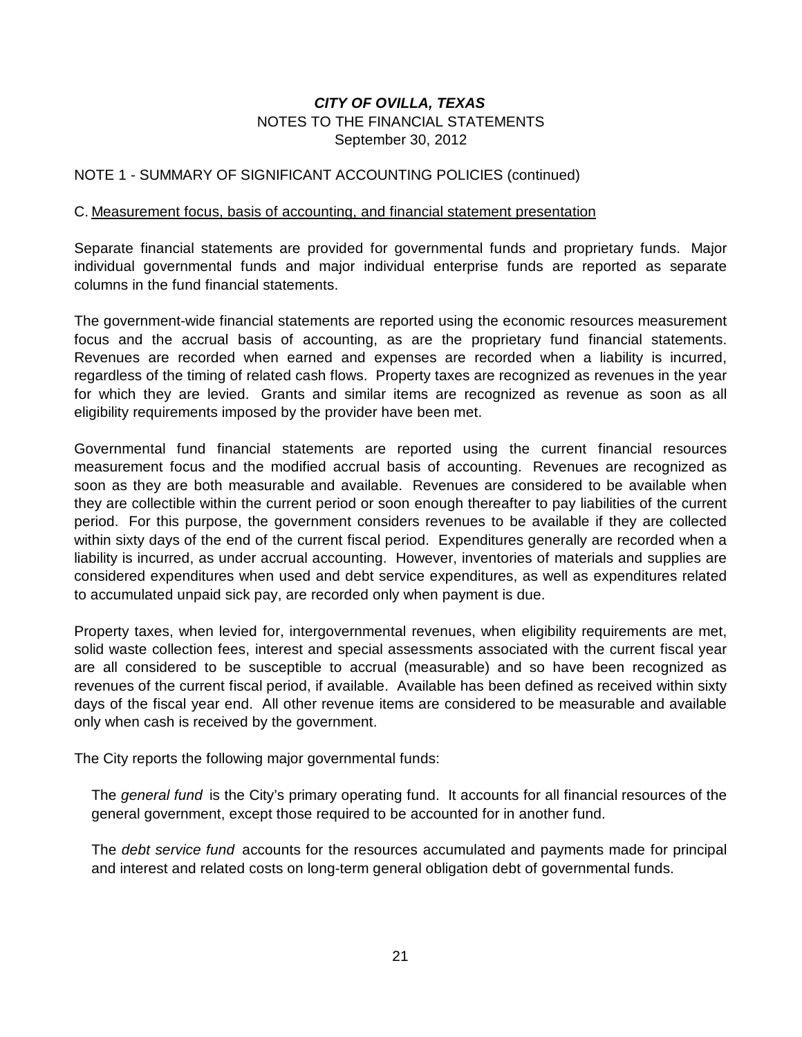***CITY OF OVILLA, TEXAS***
NOTES TO THE FINANCIAL STATEMENTS
September 30, 2012

NOTE 1 - SUMMARY OF SIGNIFICANT ACCOUNTING POLICIES (continued)

C. Measurement focus, basis of accounting, and financial statement presentation

Separate financial statements are provided for governmental funds and proprietary funds. Major individual governmental funds and major individual enterprise funds are reported as separate columns in the fund financial statements.

The government-wide financial statements are reported using the economic resources measurement focus and the accrual basis of accounting, as are the proprietary fund financial statements. Revenues are recorded when earned and expenses are recorded when a liability is incurred, regardless of the timing of related cash flows. Property taxes are recognized as revenues in the year for which they are levied. Grants and similar items are recognized as revenue as soon as all eligibility requirements imposed by the provider have been met.

Governmental fund financial statements are reported using the current financial resources measurement focus and the modified accrual basis of accounting. Revenues are recognized as soon as they are both measurable and available. Revenues are considered to be available when they are collectible within the current period or soon enough thereafter to pay liabilities of the current period. For this purpose, the government considers revenues to be available if they are collected within sixty days of the end of the current fiscal period. Expenditures generally are recorded when a liability is incurred, as under accrual accounting. However, inventories of materials and supplies are considered expenditures when used and debt service expenditures, as well as expenditures related to accumulated unpaid sick pay, are recorded only when payment is due.

Property taxes, when levied for, intergovernmental revenues, when eligibility requirements are met, solid waste collection fees, interest and special assessments associated with the current fiscal year are all considered to be susceptible to accrual (measurable) and so have been recognized as revenues of the current fiscal period, if available. Available has been defined as received within sixty days of the fiscal year end. All other revenue items are considered to be measurable and available only when cash is received by the government.

The City reports the following major governmental funds:

The *general fund* is the City's primary operating fund. It accounts for all financial resources of the general government, except those required to be accounted for in another fund.

The *debt service fund* accounts for the resources accumulated and payments made for principal and interest and related costs on long-term general obligation debt of governmental funds.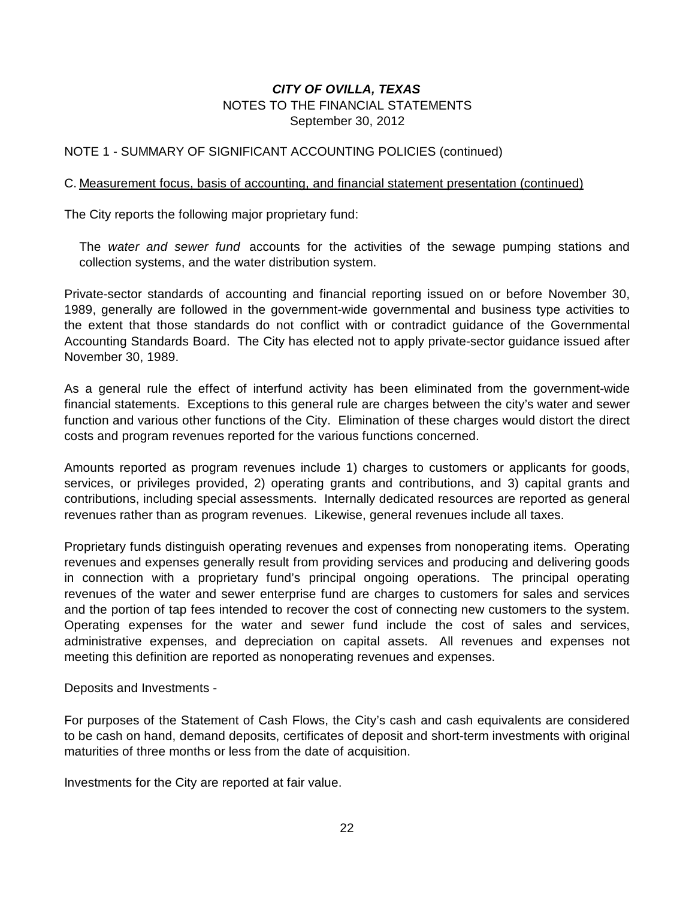# *CITY OF OVILLA, TEXAS*

NOTES TO THE FINANCIAL STATEMENTS
September 30, 2012

NOTE 1 - SUMMARY OF SIGNIFICANT ACCOUNTING POLICIES (continued)

C. Measurement focus, basis of accounting, and financial statement presentation (continued)

The City reports the following major proprietary fund:

The *water and sewer fund* accounts for the activities of the sewage pumping stations and collection systems, and the water distribution system.

Private-sector standards of accounting and financial reporting issued on or before November 30, 1989, generally are followed in the government-wide governmental and business type activities to the extent that those standards do not conflict with or contradict guidance of the Governmental Accounting Standards Board. The City has elected not to apply private-sector guidance issued after November 30, 1989.

As a general rule the effect of interfund activity has been eliminated from the government-wide financial statements. Exceptions to this general rule are charges between the city's water and sewer function and various other functions of the City. Elimination of these charges would distort the direct costs and program revenues reported for the various functions concerned.

Amounts reported as program revenues include 1) charges to customers or applicants for goods, services, or privileges provided, 2) operating grants and contributions, and 3) capital grants and contributions, including special assessments. Internally dedicated resources are reported as general revenues rather than as program revenues. Likewise, general revenues include all taxes.

Proprietary funds distinguish operating revenues and expenses from nonoperating items. Operating revenues and expenses generally result from providing services and producing and delivering goods in connection with a proprietary fund's principal ongoing operations. The principal operating revenues of the water and sewer enterprise fund are charges to customers for sales and services and the portion of tap fees intended to recover the cost of connecting new customers to the system. Operating expenses for the water and sewer fund include the cost of sales and services, administrative expenses, and depreciation on capital assets. All revenues and expenses not meeting this definition are reported as nonoperating revenues and expenses.

Deposits and Investments -

For purposes of the Statement of Cash Flows, the City's cash and cash equivalents are considered to be cash on hand, demand deposits, certificates of deposit and short-term investments with original maturities of three months or less from the date of acquisition.

Investments for the City are reported at fair value.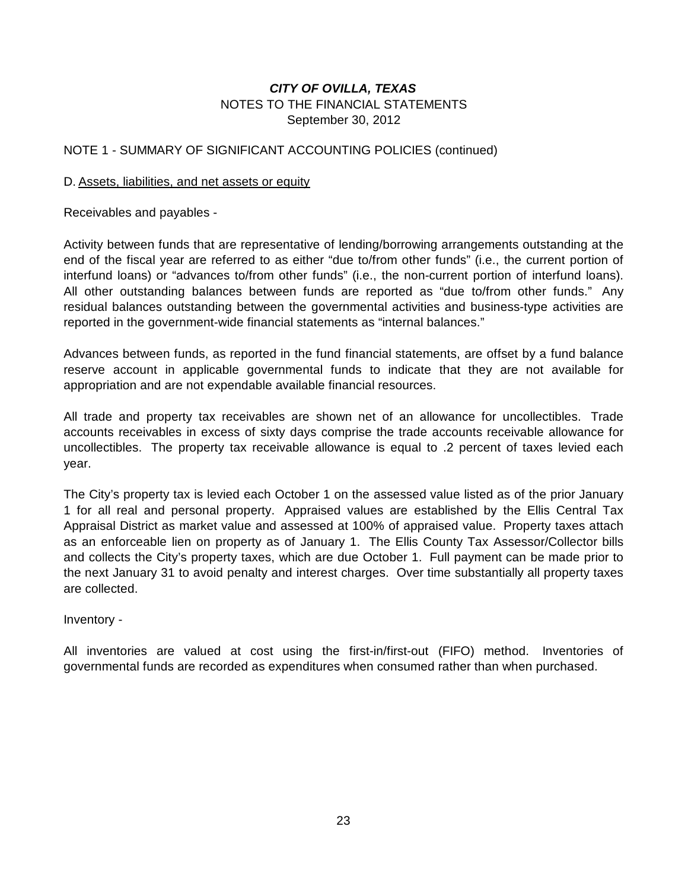***CITY OF OVILLA, TEXAS***
NOTES TO THE FINANCIAL STATEMENTS
September 30, 2012

NOTE 1 - SUMMARY OF SIGNIFICANT ACCOUNTING POLICIES (continued)

D. <u>Assets, liabilities, and net assets or equity</u>

Receivables and payables -

Activity between funds that are representative of lending/borrowing arrangements outstanding at the end of the fiscal year are referred to as either “due to/from other funds” (i.e., the current portion of interfund loans) or “advances to/from other funds” (i.e., the non-current portion of interfund loans). All other outstanding balances between funds are reported as “due to/from other funds.” Any residual balances outstanding between the governmental activities and business-type activities are reported in the government-wide financial statements as “internal balances.”

Advances between funds, as reported in the fund financial statements, are offset by a fund balance reserve account in applicable governmental funds to indicate that they are not available for appropriation and are not expendable available financial resources.

All trade and property tax receivables are shown net of an allowance for uncollectibles. Trade accounts receivables in excess of sixty days comprise the trade accounts receivable allowance for uncollectibles. The property tax receivable allowance is equal to .2 percent of taxes levied each year.

The City’s property tax is levied each October 1 on the assessed value listed as of the prior January 1 for all real and personal property. Appraised values are established by the Ellis Central Tax Appraisal District as market value and assessed at 100% of appraised value. Property taxes attach as an enforceable lien on property as of January 1. The Ellis County Tax Assessor/Collector bills and collects the City’s property taxes, which are due October 1. Full payment can be made prior to the next January 31 to avoid penalty and interest charges. Over time substantially all property taxes are collected.

Inventory -

All inventories are valued at cost using the first-in/first-out (FIFO) method. Inventories of governmental funds are recorded as expenditures when consumed rather than when purchased.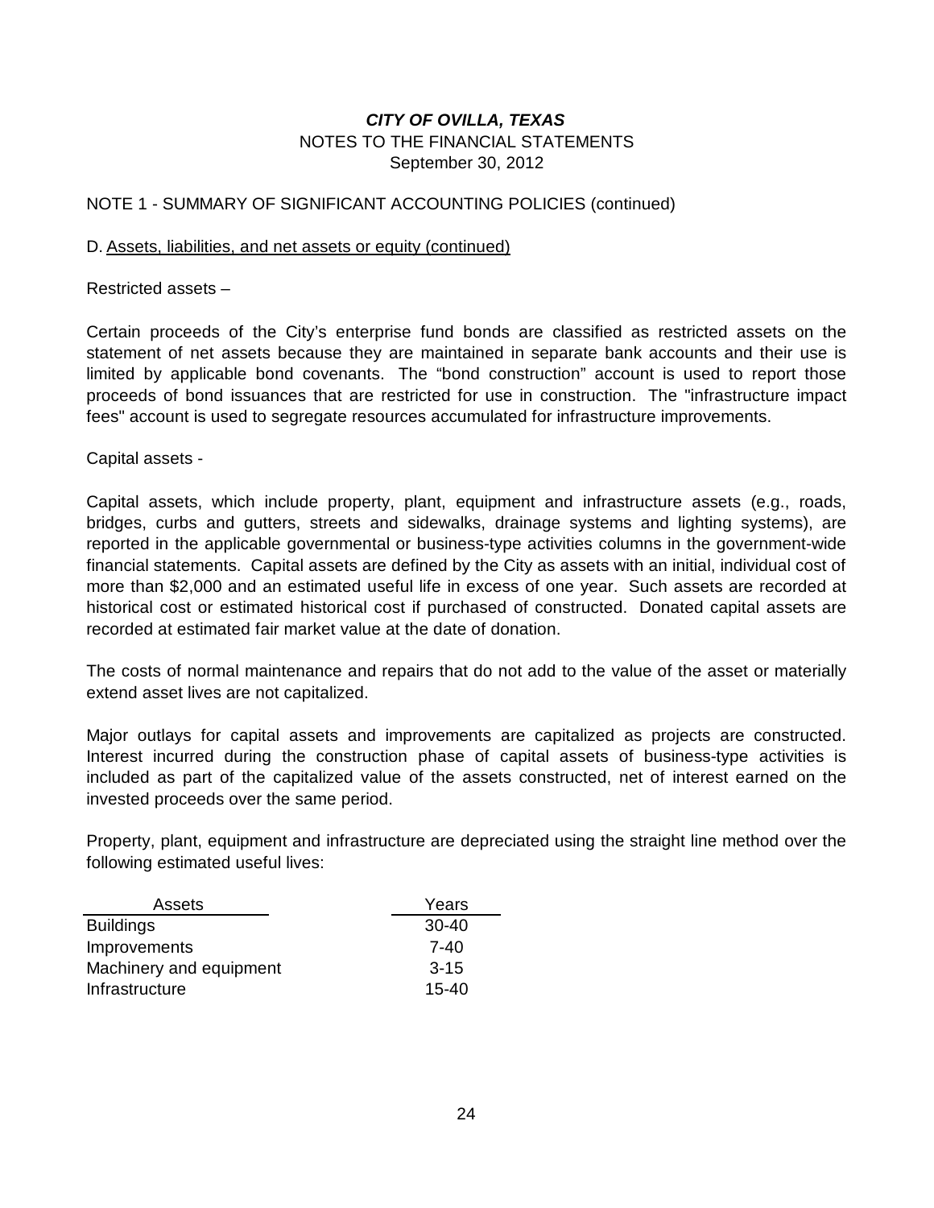***CITY OF OVILLA, TEXAS***
NOTES TO THE FINANCIAL STATEMENTS
September 30, 2012

NOTE 1 - SUMMARY OF SIGNIFICANT ACCOUNTING POLICIES (continued)

D. Assets, liabilities, and net assets or equity (continued)

Restricted assets –

Certain proceeds of the City's enterprise fund bonds are classified as restricted assets on the statement of net assets because they are maintained in separate bank accounts and their use is limited by applicable bond covenants. The "bond construction" account is used to report those proceeds of bond issuances that are restricted for use in construction. The "infrastructure impact fees" account is used to segregate resources accumulated for infrastructure improvements.

Capital assets -

Capital assets, which include property, plant, equipment and infrastructure assets (e.g., roads, bridges, curbs and gutters, streets and sidewalks, drainage systems and lighting systems), are reported in the applicable governmental or business-type activities columns in the government-wide financial statements. Capital assets are defined by the City as assets with an initial, individual cost of more than $2,000 and an estimated useful life in excess of one year. Such assets are recorded at historical cost or estimated historical cost if purchased of constructed. Donated capital assets are recorded at estimated fair market value at the date of donation.

The costs of normal maintenance and repairs that do not add to the value of the asset or materially extend asset lives are not capitalized.

Major outlays for capital assets and improvements are capitalized as projects are constructed. Interest incurred during the construction phase of capital assets of business-type activities is included as part of the capitalized value of the assets constructed, net of interest earned on the invested proceeds over the same period.

Property, plant, equipment and infrastructure are depreciated using the straight line method over the following estimated useful lives:

| Assets | Years |
|---|---|
| Buildings | 30-40 |
| Improvements | 7-40 |
| Machinery and equipment | 3-15 |
| Infrastructure | 15-40 |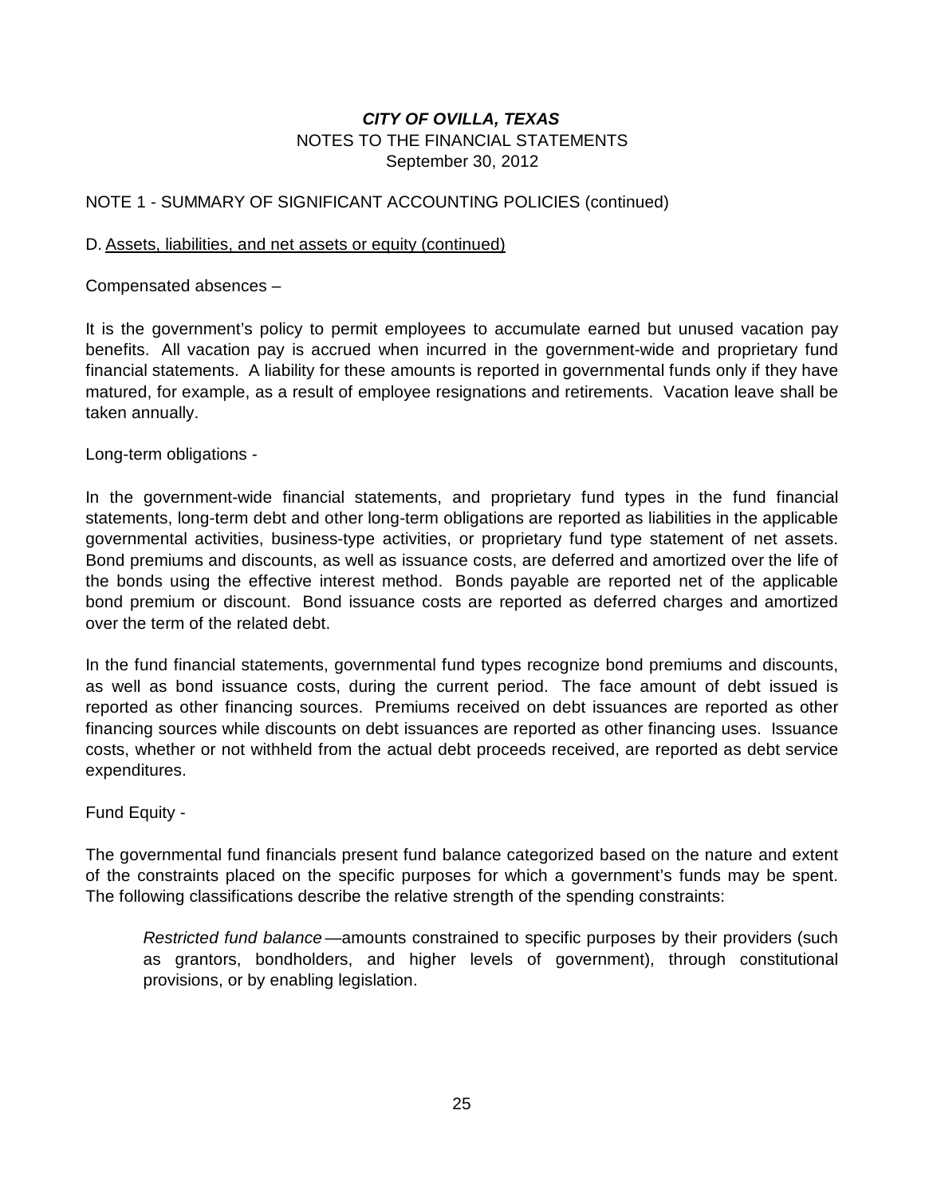**_CITY OF OVILLA, TEXAS_**
NOTES TO THE FINANCIAL STATEMENTS
September 30, 2012

NOTE 1 - SUMMARY OF SIGNIFICANT ACCOUNTING POLICIES (continued)

D. Assets, liabilities, and net assets or equity (continued)

Compensated absences –

It is the government's policy to permit employees to accumulate earned but unused vacation pay benefits. All vacation pay is accrued when incurred in the government-wide and proprietary fund financial statements. A liability for these amounts is reported in governmental funds only if they have matured, for example, as a result of employee resignations and retirements. Vacation leave shall be taken annually.

Long-term obligations -

In the government-wide financial statements, and proprietary fund types in the fund financial statements, long-term debt and other long-term obligations are reported as liabilities in the applicable governmental activities, business-type activities, or proprietary fund type statement of net assets. Bond premiums and discounts, as well as issuance costs, are deferred and amortized over the life of the bonds using the effective interest method. Bonds payable are reported net of the applicable bond premium or discount. Bond issuance costs are reported as deferred charges and amortized over the term of the related debt.

In the fund financial statements, governmental fund types recognize bond premiums and discounts, as well as bond issuance costs, during the current period. The face amount of debt issued is reported as other financing sources. Premiums received on debt issuances are reported as other financing sources while discounts on debt issuances are reported as other financing uses. Issuance costs, whether or not withheld from the actual debt proceeds received, are reported as debt service expenditures.

Fund Equity -

The governmental fund financials present fund balance categorized based on the nature and extent of the constraints placed on the specific purposes for which a government's funds may be spent. The following classifications describe the relative strength of the spending constraints:

> *Restricted fund balance* —amounts constrained to specific purposes by their providers (such as grantors, bondholders, and higher levels of government), through constitutional provisions, or by enabling legislation.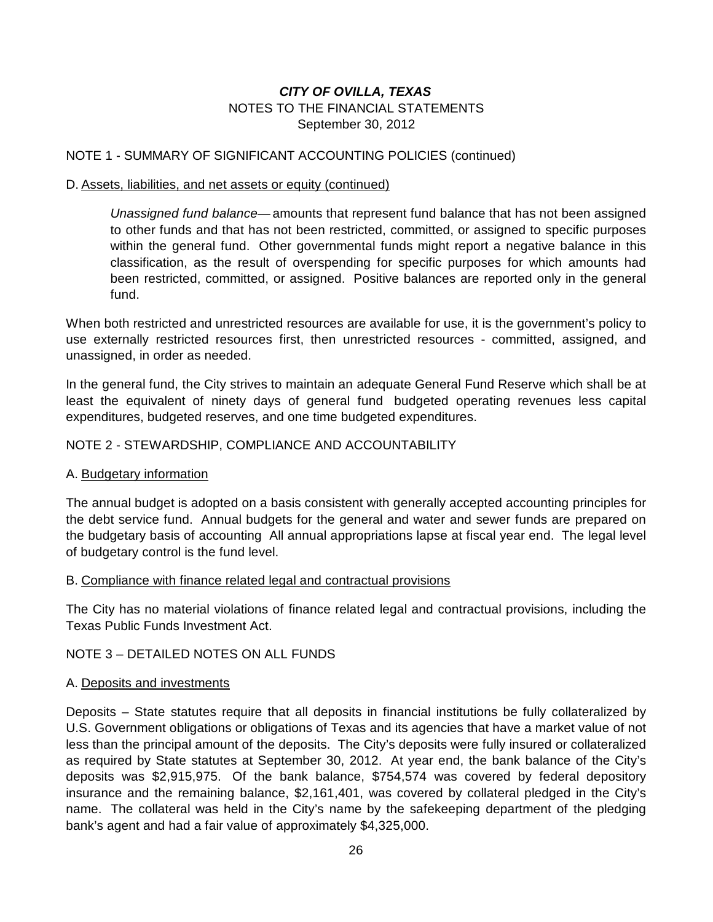# *CITY OF OVILLA, TEXAS*

NOTES TO THE FINANCIAL STATEMENTS
September 30, 2012

## NOTE 1 - SUMMARY OF SIGNIFICANT ACCOUNTING POLICIES (continued)

### D. Assets, liabilities, and net assets or equity (continued)

*Unassigned fund balance*— amounts that represent fund balance that has not been assigned to other funds and that has not been restricted, committed, or assigned to specific purposes within the general fund. Other governmental funds might report a negative balance in this classification, as the result of overspending for specific purposes for which amounts had been restricted, committed, or assigned. Positive balances are reported only in the general fund.

When both restricted and unrestricted resources are available for use, it is the government's policy to use externally restricted resources first, then unrestricted resources - committed, assigned, and unassigned, in order as needed.

In the general fund, the City strives to maintain an adequate General Fund Reserve which shall be at least the equivalent of ninety days of general fund budgeted operating revenues less capital expenditures, budgeted reserves, and one time budgeted expenditures.

## NOTE 2 - STEWARDSHIP, COMPLIANCE AND ACCOUNTABILITY

### A. Budgetary information

The annual budget is adopted on a basis consistent with generally accepted accounting principles for the debt service fund. Annual budgets for the general and water and sewer funds are prepared on the budgetary basis of accounting All annual appropriations lapse at fiscal year end. The legal level of budgetary control is the fund level.

### B. Compliance with finance related legal and contractual provisions

The City has no material violations of finance related legal and contractual provisions, including the Texas Public Funds Investment Act.

## NOTE 3 – DETAILED NOTES ON ALL FUNDS

### A. Deposits and investments

Deposits – State statutes require that all deposits in financial institutions be fully collateralized by U.S. Government obligations or obligations of Texas and its agencies that have a market value of not less than the principal amount of the deposits. The City's deposits were fully insured or collateralized as required by State statutes at September 30, 2012. At year end, the bank balance of the City's deposits was $2,915,975. Of the bank balance, $754,574 was covered by federal depository insurance and the remaining balance, $2,161,401, was covered by collateral pledged in the City's name. The collateral was held in the City's name by the safekeeping department of the pledging bank's agent and had a fair value of approximately $4,325,000.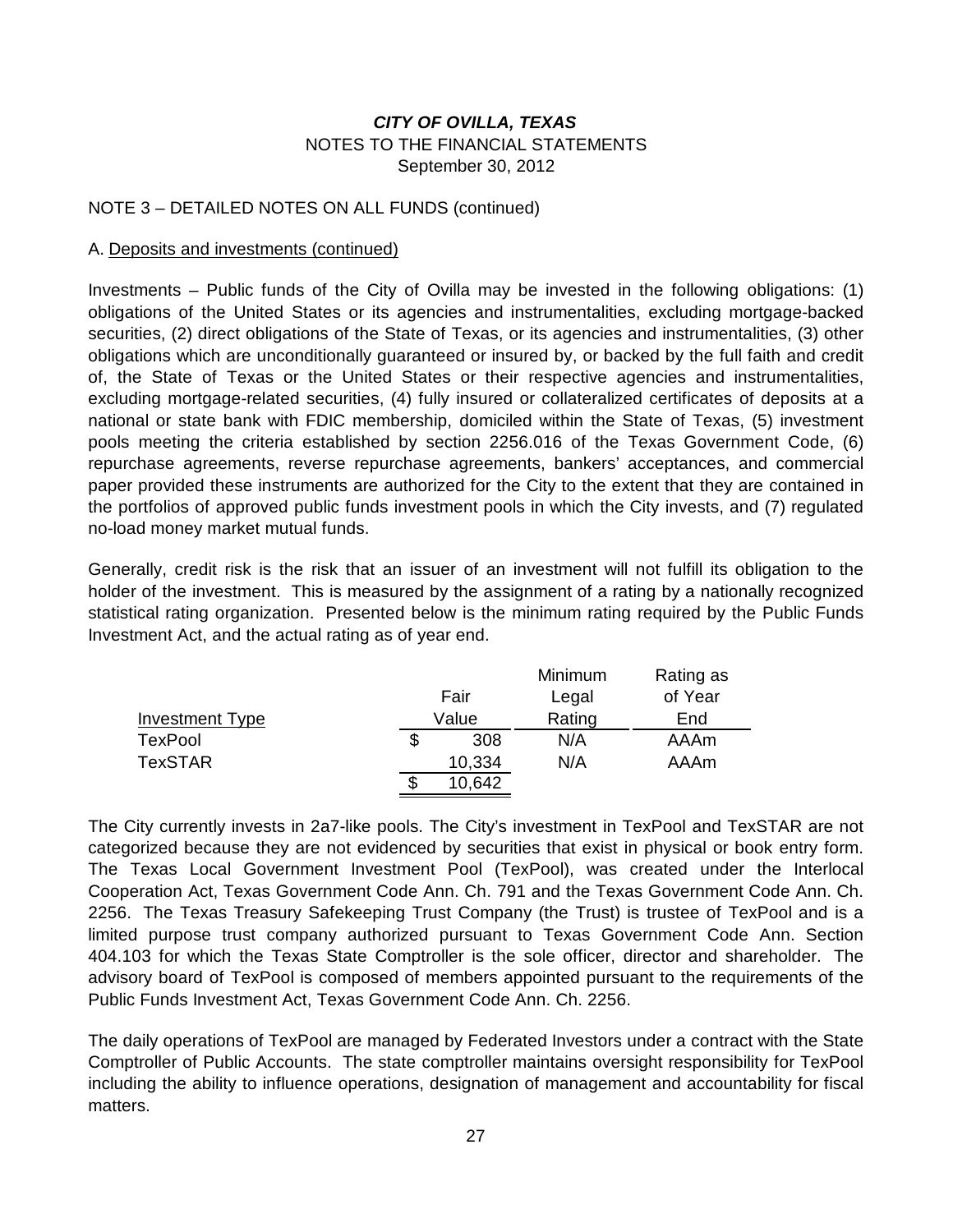# *CITY OF OVILLA, TEXAS*
NOTES TO THE FINANCIAL STATEMENTS
September 30, 2012

NOTE 3 – DETAILED NOTES ON ALL FUNDS (continued)

A. Deposits and investments (continued)

Investments – Public funds of the City of Ovilla may be invested in the following obligations: (1) obligations of the United States or its agencies and instrumentalities, excluding mortgage-backed securities, (2) direct obligations of the State of Texas, or its agencies and instrumentalities, (3) other obligations which are unconditionally guaranteed or insured by, or backed by the full faith and credit of, the State of Texas or the United States or their respective agencies and instrumentalities, excluding mortgage-related securities, (4) fully insured or collateralized certificates of deposits at a national or state bank with FDIC membership, domiciled within the State of Texas, (5) investment pools meeting the criteria established by section 2256.016 of the Texas Government Code, (6) repurchase agreements, reverse repurchase agreements, bankers' acceptances, and commercial paper provided these instruments are authorized for the City to the extent that they are contained in the portfolios of approved public funds investment pools in which the City invests, and (7) regulated no-load money market mutual funds.

Generally, credit risk is the risk that an issuer of an investment will not fulfill its obligation to the holder of the investment. This is measured by the assignment of a rating by a nationally recognized statistical rating organization. Presented below is the minimum rating required by the Public Funds Investment Act, and the actual rating as of year end.

| Investment Type | Fair Value | Minimum Legal Rating | Rating as of Year End |
|---|---|---|---|
| TexPool | $ 308 | N/A | AAAm |
| TexSTAR | 10,334 | N/A | AAAm |
| | $ 10,642 | | |

The City currently invests in 2a7-like pools. The City's investment in TexPool and TexSTAR are not categorized because they are not evidenced by securities that exist in physical or book entry form. The Texas Local Government Investment Pool (TexPool), was created under the Interlocal Cooperation Act, Texas Government Code Ann. Ch. 791 and the Texas Government Code Ann. Ch. 2256. The Texas Treasury Safekeeping Trust Company (the Trust) is trustee of TexPool and is a limited purpose trust company authorized pursuant to Texas Government Code Ann. Section 404.103 for which the Texas State Comptroller is the sole officer, director and shareholder. The advisory board of TexPool is composed of members appointed pursuant to the requirements of the Public Funds Investment Act, Texas Government Code Ann. Ch. 2256.

The daily operations of TexPool are managed by Federated Investors under a contract with the State Comptroller of Public Accounts. The state comptroller maintains oversight responsibility for TexPool including the ability to influence operations, designation of management and accountability for fiscal matters.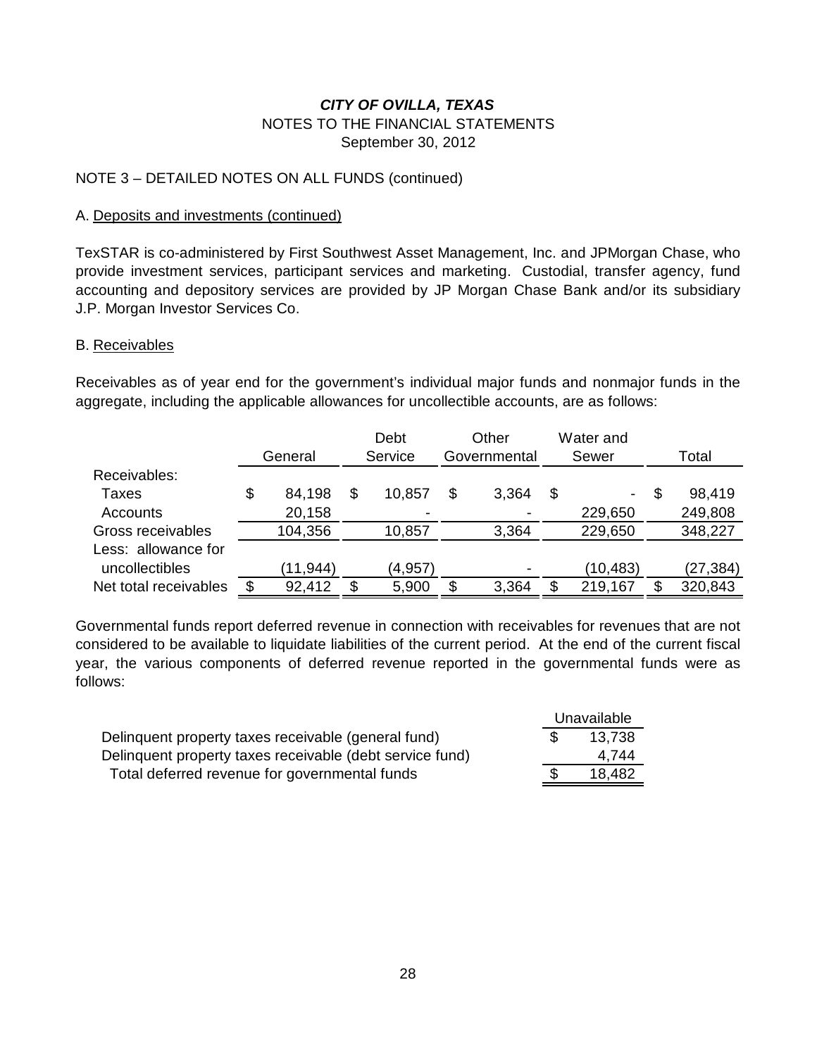***CITY OF OVILLA, TEXAS***

NOTES TO THE FINANCIAL STATEMENTS

September 30, 2012

NOTE 3 – DETAILED NOTES ON ALL FUNDS (continued)

A. Deposits and investments (continued)

TexSTAR is co-administered by First Southwest Asset Management, Inc. and JPMorgan Chase, who provide investment services, participant services and marketing. Custodial, transfer agency, fund accounting and depository services are provided by JP Morgan Chase Bank and/or its subsidiary J.P. Morgan Investor Services Co.

B. Receivables

Receivables as of year end for the government's individual major funds and nonmajor funds in the aggregate, including the applicable allowances for uncollectible accounts, are as follows:

| | General | Debt Service | Other Governmental | Water and Sewer | Total |
|---|---|---|---|---|---|
| Receivables: | | | | | |
| Taxes | $ 84,198 | $ 10,857 | $ 3,364 | $ - | $ 98,419 |
| Accounts | 20,158 | - | - | 229,650 | 249,808 |
| Gross receivables | 104,356 | 10,857 | 3,364 | 229,650 | 348,227 |
| Less: allowance for uncollectibles | (11,944) | (4,957) | - | (10,483) | (27,384) |
| Net total receivables | $ 92,412 | $ 5,900 | $ 3,364 | $ 219,167 | $ 320,843 |

Governmental funds report deferred revenue in connection with receivables for revenues that are not considered to be available to liquidate liabilities of the current period. At the end of the current fiscal year, the various components of deferred revenue reported in the governmental funds were as follows:

| | Unavailable |
|---|---|
| Delinquent property taxes receivable (general fund) | $ 13,738 |
| Delinquent property taxes receivable (debt service fund) | 4,744 |
| Total deferred revenue for governmental funds | $ 18,482 |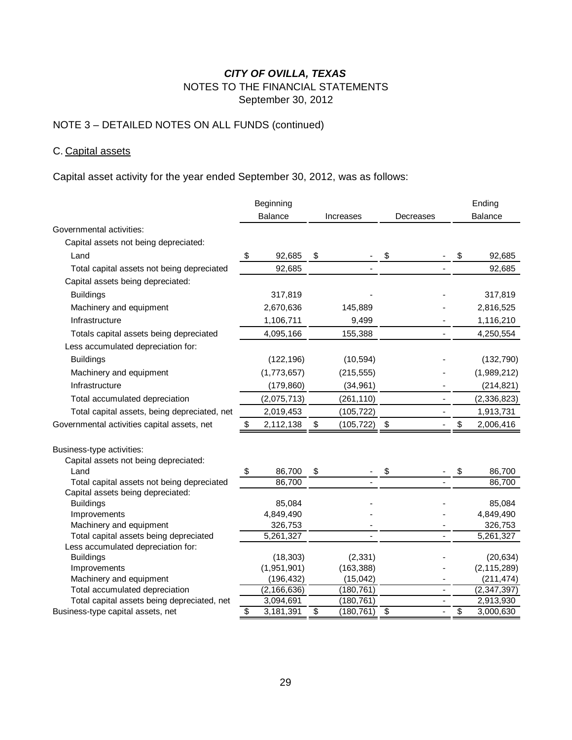# *CITY OF OVILLA, TEXAS*

NOTES TO THE FINANCIAL STATEMENTS

September 30, 2012

## NOTE 3 – DETAILED NOTES ON ALL FUNDS (continued)

### C. Capital assets

Capital asset activity for the year ended September 30, 2012, was as follows:

| | Beginning Balance | Increases | Decreases | Ending Balance |
|---|---|---|---|---|
| Governmental activities: | | | | |
| Capital assets not being depreciated: | | | | |
| Land | $ 92,685 | $ - | $ - | $ 92,685 |
| Total capital assets not being depreciated | 92,685 | - | - | 92,685 |
| Capital assets being depreciated: | | | | |
| Buildings | 317,819 | - | - | 317,819 |
| Machinery and equipment | 2,670,636 | 145,889 | - | 2,816,525 |
| Infrastructure | 1,106,711 | 9,499 | - | 1,116,210 |
| Totals capital assets being depreciated | 4,095,166 | 155,388 | - | 4,250,554 |
| Less accumulated depreciation for: | | | | |
| Buildings | (122,196) | (10,594) | - | (132,790) |
| Machinery and equipment | (1,773,657) | (215,555) | - | (1,989,212) |
| Infrastructure | (179,860) | (34,961) | - | (214,821) |
| Total accumulated depreciation | (2,075,713) | (261,110) | - | (2,336,823) |
| Total capital assets, being depreciated, net | 2,019,453 | (105,722) | - | 1,913,731 |
| Governmental activities capital assets, net | $ 2,112,138 | $ (105,722) | $ - | $ 2,006,416 |
| | | | | |
| Business-type activities: | | | | |
| Capital assets not being depreciated: | | | | |
| Land | $ 86,700 | $ - | $ - | $ 86,700 |
| Total capital assets not being depreciated | 86,700 | - | - | 86,700 |
| Capital assets being depreciated: | | | | |
| Buildings | 85,084 | - | - | 85,084 |
| Improvements | 4,849,490 | - | - | 4,849,490 |
| Machinery and equipment | 326,753 | - | - | 326,753 |
| Total capital assets being depreciated | 5,261,327 | - | - | 5,261,327 |
| Less accumulated depreciation for: | | | | |
| Buildings | (18,303) | (2,331) | - | (20,634) |
| Improvements | (1,951,901) | (163,388) | - | (2,115,289) |
| Machinery and equipment | (196,432) | (15,042) | - | (211,474) |
| Total accumulated depreciation | (2,166,636) | (180,761) | - | (2,347,397) |
| Total capital assets being depreciated, net | 3,094,691 | (180,761) | - | 2,913,930 |
| Business-type capital assets, net | $ 3,181,391 | $ (180,761) | $ - | $ 3,000,630 |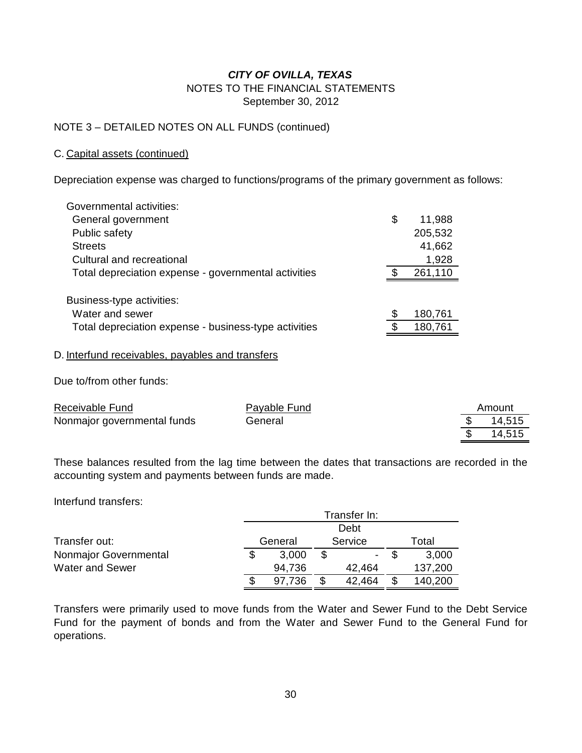# *CITY OF OVILLA, TEXAS*

NOTES TO THE FINANCIAL STATEMENTS

September 30, 2012

NOTE 3 – DETAILED NOTES ON ALL FUNDS (continued)

C. Capital assets (continued)

Depreciation expense was charged to functions/programs of the primary government as follows:

| | |
|---|---|
| Governmental activities: | |
| General government | $ 11,988 |
| Public safety | 205,532 |
| Streets | 41,662 |
| Cultural and recreational | 1,928 |
| Total depreciation expense - governmental activities | $ 261,110 |
| | |
| Business-type activities: | |
| Water and sewer | $ 180,761 |
| Total depreciation expense - business-type activities | $ 180,761 |

D. Interfund receivables, payables and transfers

Due to/from other funds:

| Receivable Fund | Payable Fund | Amount |
|---|---|---|
| Nonmajor governmental funds | General | $ 14,515 |
| | | $ 14,515 |

These balances resulted from the lag time between the dates that transactions are recorded in the accounting system and payments between funds are made.

Interfund transfers:

| | Transfer In: | | |
|---|---|---|---|
| Transfer out: | General | Debt Service | Total |
| Nonmajor Governmental | $ 3,000 | $ - | $ 3,000 |
| Water and Sewer | 94,736 | 42,464 | 137,200 |
| | $ 97,736 | $ 42,464 | $ 140,200 |

Transfers were primarily used to move funds from the Water and Sewer Fund to the Debt Service Fund for the payment of bonds and from the Water and Sewer Fund to the General Fund for operations.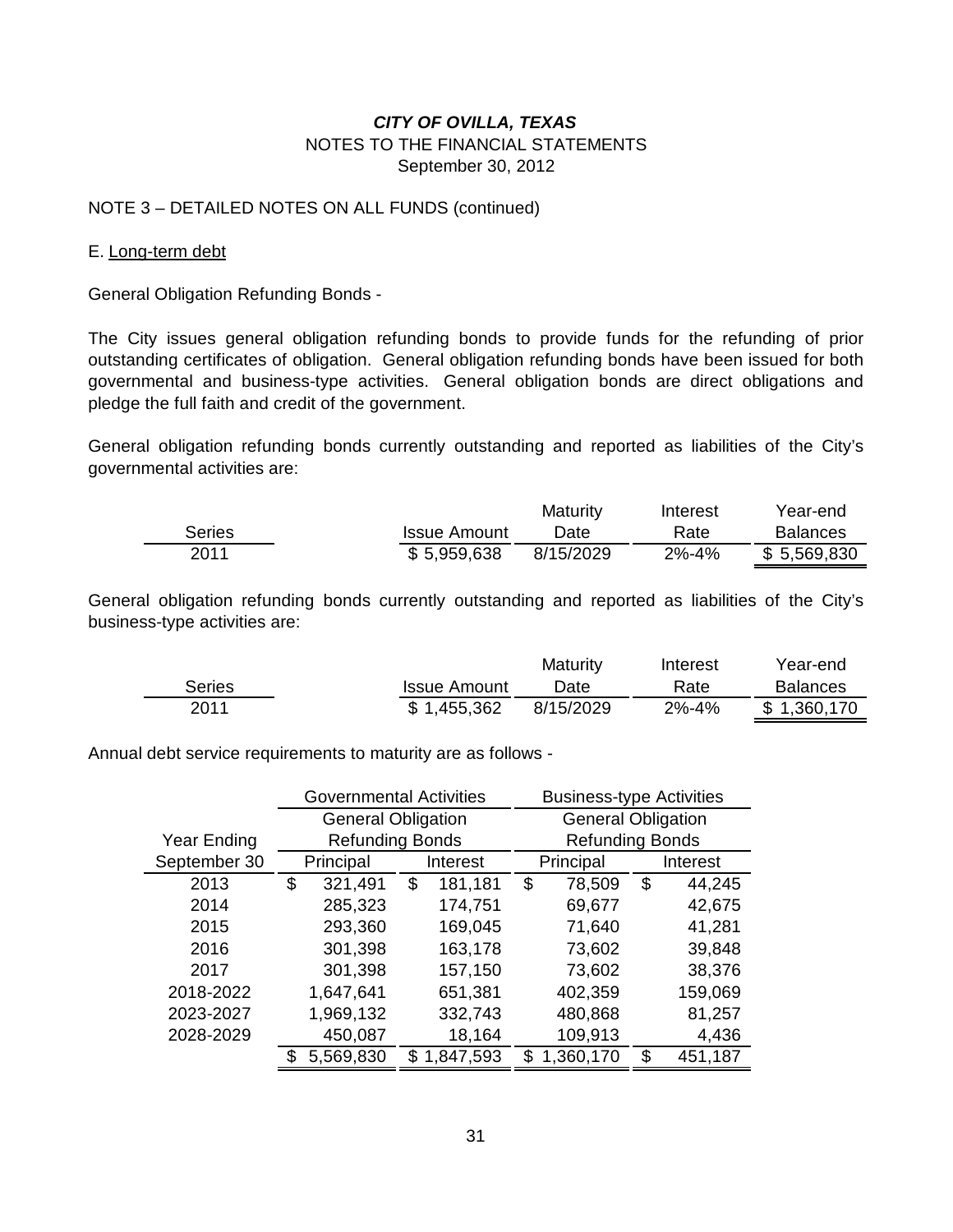# CITY OF OVILLA, TEXAS

NOTES TO THE FINANCIAL STATEMENTS

September 30, 2012

NOTE 3 – DETAILED NOTES ON ALL FUNDS (continued)

E. Long-term debt

General Obligation Refunding Bonds -

The City issues general obligation refunding bonds to provide funds for the refunding of prior outstanding certificates of obligation. General obligation refunding bonds have been issued for both governmental and business-type activities. General obligation bonds are direct obligations and pledge the full faith and credit of the government.

General obligation refunding bonds currently outstanding and reported as liabilities of the City's governmental activities are:

| Series | Issue Amount | Maturity Date | Interest Rate | Year-end Balances |
|---|---|---|---|---|
| 2011 | $ 5,959,638 | 8/15/2029 | 2%-4% | $ 5,569,830 |

General obligation refunding bonds currently outstanding and reported as liabilities of the City's business-type activities are:

| Series | Issue Amount | Maturity Date | Interest Rate | Year-end Balances |
|---|---|---|---|---|
| 2011 | $ 1,455,362 | 8/15/2029 | 2%-4% | $ 1,360,170 |

Annual debt service requirements to maturity are as follows -

| | Governmental Activities | | Business-type Activities | |
|---|---|---|---|---|
| | General Obligation Refunding Bonds | | General Obligation Refunding Bonds | |
| Year Ending September 30 | Principal | Interest | Principal | Interest |
| 2013 | $ 321,491 | $ 181,181 | $ 78,509 | $ 44,245 |
| 2014 | 285,323 | 174,751 | 69,677 | 42,675 |
| 2015 | 293,360 | 169,045 | 71,640 | 41,281 |
| 2016 | 301,398 | 163,178 | 73,602 | 39,848 |
| 2017 | 301,398 | 157,150 | 73,602 | 38,376 |
| 2018-2022 | 1,647,641 | 651,381 | 402,359 | 159,069 |
| 2023-2027 | 1,969,132 | 332,743 | 480,868 | 81,257 |
| 2028-2029 | 450,087 | 18,164 | 109,913 | 4,436 |
| | $ 5,569,830 | $ 1,847,593 | $ 1,360,170 | $ 451,187 |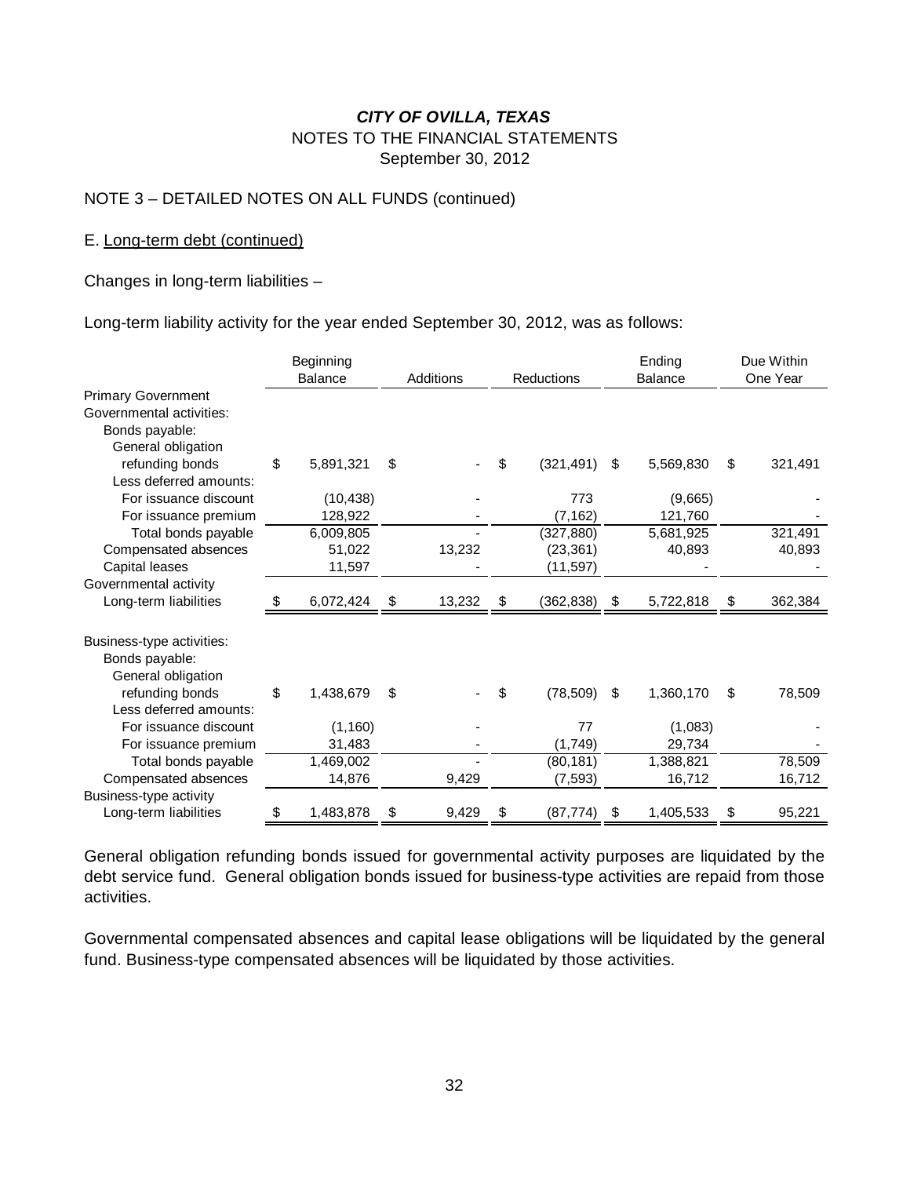**_CITY OF OVILLA, TEXAS_**
NOTES TO THE FINANCIAL STATEMENTS
September 30, 2012

NOTE 3 – DETAILED NOTES ON ALL FUNDS (continued)

E. Long-term debt (continued)

Changes in long-term liabilities –

Long-term liability activity for the year ended September 30, 2012, was as follows:

| | Beginning Balance | Additions | Reductions | Ending Balance | Due Within One Year |
|---|---|---|---|---|---|
| Primary Government | | | | | |
| Governmental activities: | | | | | |
| Bonds payable: | | | | | |
| General obligation refunding bonds | $ 5,891,321 | $ - | $ (321,491) | $ 5,569,830 | $ 321,491 |
| Less deferred amounts: | | | | | |
| For issuance discount | (10,438) | - | 773 | (9,665) | - |
| For issuance premium | 128,922 | - | (7,162) | 121,760 | - |
| Total bonds payable | 6,009,805 | - | (327,880) | 5,681,925 | 321,491 |
| Compensated absences | 51,022 | 13,232 | (23,361) | 40,893 | 40,893 |
| Capital leases | 11,597 | - | (11,597) | - | - |
| Governmental activity Long-term liabilities | $ 6,072,424 | $ 13,232 | $ (362,838) | $ 5,722,818 | $ 362,384 |
| | | | | | |
| Business-type activities: | | | | | |
| Bonds payable: | | | | | |
| General obligation refunding bonds | $ 1,438,679 | $ - | $ (78,509) | $ 1,360,170 | $ 78,509 |
| Less deferred amounts: | | | | | |
| For issuance discount | (1,160) | - | 77 | (1,083) | - |
| For issuance premium | 31,483 | - | (1,749) | 29,734 | - |
| Total bonds payable | 1,469,002 | - | (80,181) | 1,388,821 | 78,509 |
| Compensated absences | 14,876 | 9,429 | (7,593) | 16,712 | 16,712 |
| Business-type activity Long-term liabilities | $ 1,483,878 | $ 9,429 | $ (87,774) | $ 1,405,533 | $ 95,221 |

General obligation refunding bonds issued for governmental activity purposes are liquidated by the debt service fund. General obligation bonds issued for business-type activities are repaid from those activities.

Governmental compensated absences and capital lease obligations will be liquidated by the general fund. Business-type compensated absences will be liquidated by those activities.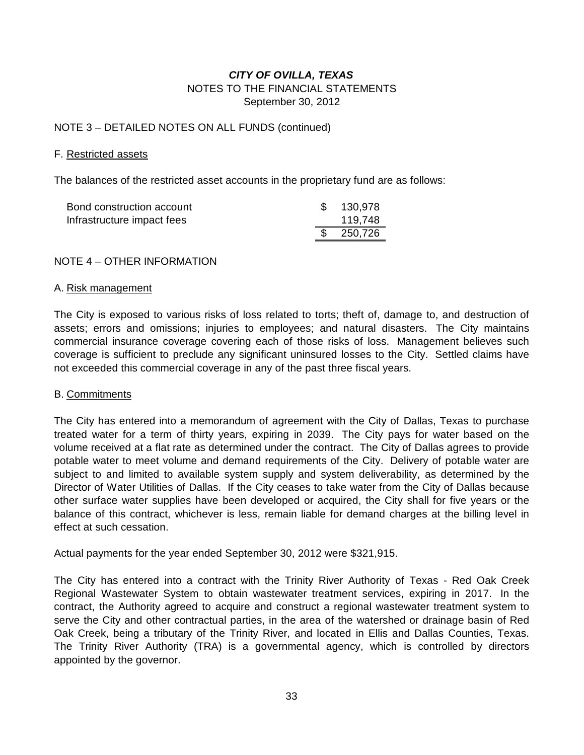# *CITY OF OVILLA, TEXAS*

NOTES TO THE FINANCIAL STATEMENTS
September 30, 2012

NOTE 3 – DETAILED NOTES ON ALL FUNDS (continued)

F. Restricted assets

The balances of the restricted asset accounts in the proprietary fund are as follows:

| | |
|---|---|
| Bond construction account | $ 130,978 |
| Infrastructure impact fees | 119,748 |
| | $ 250,726 |

NOTE 4 – OTHER INFORMATION

A. Risk management

The City is exposed to various risks of loss related to torts; theft of, damage to, and destruction of assets; errors and omissions; injuries to employees; and natural disasters. The City maintains commercial insurance coverage covering each of those risks of loss. Management believes such coverage is sufficient to preclude any significant uninsured losses to the City. Settled claims have not exceeded this commercial coverage in any of the past three fiscal years.

B. Commitments

The City has entered into a memorandum of agreement with the City of Dallas, Texas to purchase treated water for a term of thirty years, expiring in 2039. The City pays for water based on the volume received at a flat rate as determined under the contract. The City of Dallas agrees to provide potable water to meet volume and demand requirements of the City. Delivery of potable water are subject to and limited to available system supply and system deliverability, as determined by the Director of Water Utilities of Dallas. If the City ceases to take water from the City of Dallas because other surface water supplies have been developed or acquired, the City shall for five years or the balance of this contract, whichever is less, remain liable for demand charges at the billing level in effect at such cessation.

Actual payments for the year ended September 30, 2012 were $321,915.

The City has entered into a contract with the Trinity River Authority of Texas - Red Oak Creek Regional Wastewater System to obtain wastewater treatment services, expiring in 2017. In the contract, the Authority agreed to acquire and construct a regional wastewater treatment system to serve the City and other contractual parties, in the area of the watershed or drainage basin of Red Oak Creek, being a tributary of the Trinity River, and located in Ellis and Dallas Counties, Texas. The Trinity River Authority (TRA) is a governmental agency, which is controlled by directors appointed by the governor.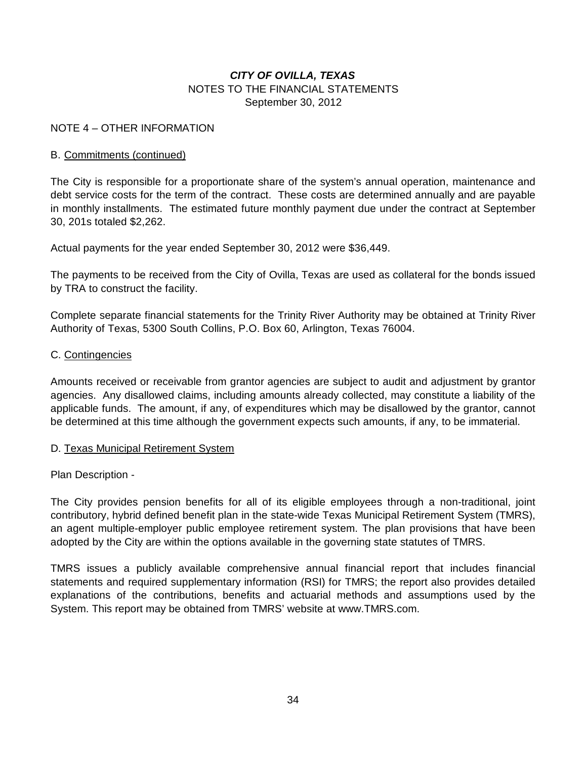NOTE 4 – OTHER INFORMATION

B. Commitments (continued)

The City is responsible for a proportionate share of the system's annual operation, maintenance and debt service costs for the term of the contract. These costs are determined annually and are payable in monthly installments. The estimated future monthly payment due under the contract at September 30, 201s totaled $2,262.

Actual payments for the year ended September 30, 2012 were $36,449.

The payments to be received from the City of Ovilla, Texas are used as collateral for the bonds issued by TRA to construct the facility.

Complete separate financial statements for the Trinity River Authority may be obtained at Trinity River Authority of Texas, 5300 South Collins, P.O. Box 60, Arlington, Texas 76004.

C. Contingencies

Amounts received or receivable from grantor agencies are subject to audit and adjustment by grantor agencies. Any disallowed claims, including amounts already collected, may constitute a liability of the applicable funds. The amount, if any, of expenditures which may be disallowed by the grantor, cannot be determined at this time although the government expects such amounts, if any, to be immaterial.

D. Texas Municipal Retirement System

Plan Description -

The City provides pension benefits for all of its eligible employees through a non-traditional, joint contributory, hybrid defined benefit plan in the state-wide Texas Municipal Retirement System (TMRS), an agent multiple-employer public employee retirement system. The plan provisions that have been adopted by the City are within the options available in the governing state statutes of TMRS.

TMRS issues a publicly available comprehensive annual financial report that includes financial statements and required supplementary information (RSI) for TMRS; the report also provides detailed explanations of the contributions, benefits and actuarial methods and assumptions used by the System. This report may be obtained from TMRS' website at www.TMRS.com.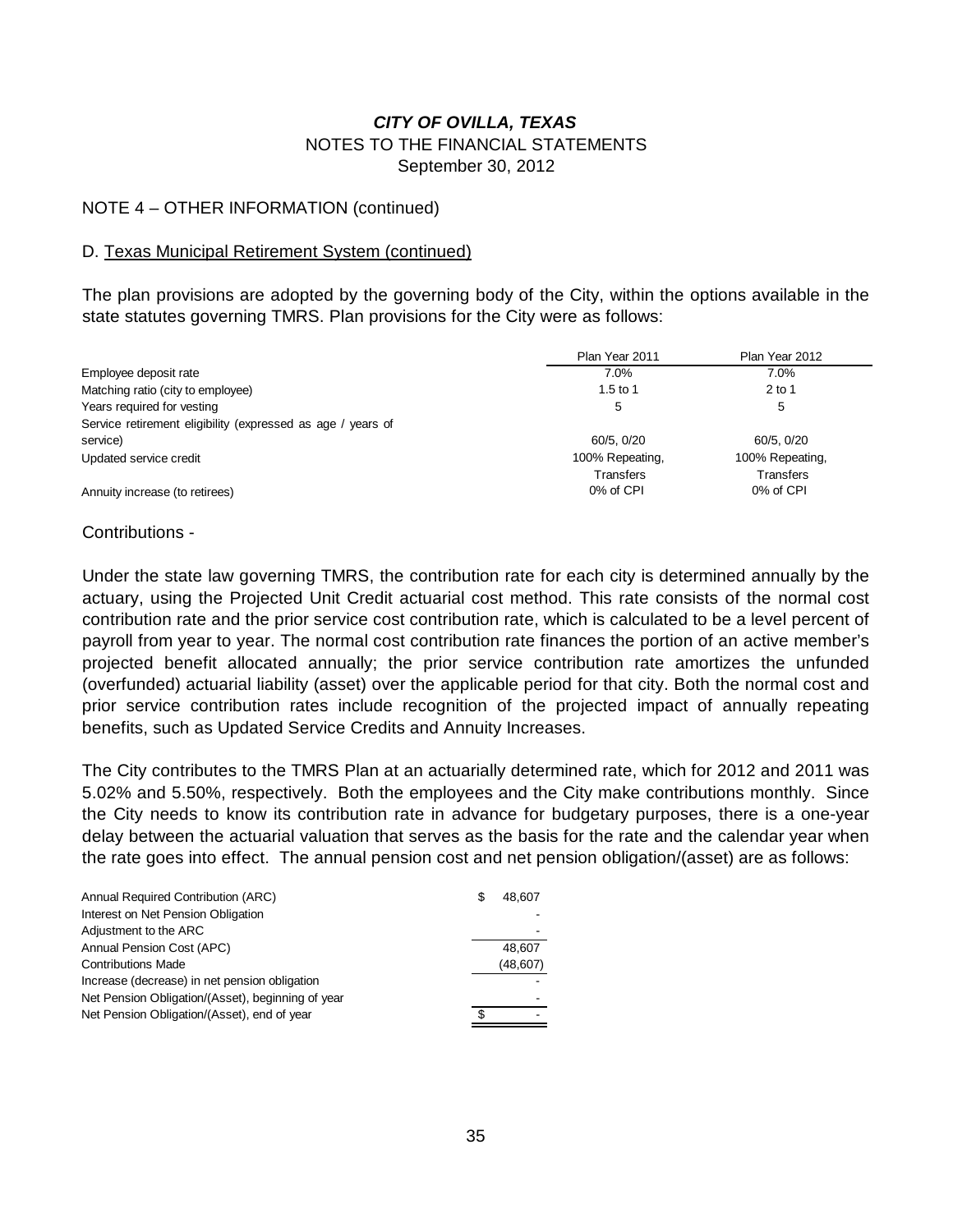# *CITY OF OVILLA, TEXAS*
NOTES TO THE FINANCIAL STATEMENTS
September 30, 2012

NOTE 4 – OTHER INFORMATION (continued)

D. Texas Municipal Retirement System (continued)

The plan provisions are adopted by the governing body of the City, within the options available in the state statutes governing TMRS. Plan provisions for the City were as follows:

| | Plan Year 2011 | Plan Year 2012 |
|---|---|---|
| Employee deposit rate | 7.0% | 7.0% |
| Matching ratio (city to employee) | 1.5 to 1 | 2 to 1 |
| Years required for vesting | 5 | 5 |
| Service retirement eligibility (expressed as age / years of service) | 60/5, 0/20 | 60/5, 0/20 |
| Updated service credit | 100% Repeating, Transfers | 100% Repeating, Transfers |
| Annuity increase (to retirees) | 0% of CPI | 0% of CPI |

Contributions -

Under the state law governing TMRS, the contribution rate for each city is determined annually by the actuary, using the Projected Unit Credit actuarial cost method. This rate consists of the normal cost contribution rate and the prior service cost contribution rate, which is calculated to be a level percent of payroll from year to year. The normal cost contribution rate finances the portion of an active member's projected benefit allocated annually; the prior service contribution rate amortizes the unfunded (overfunded) actuarial liability (asset) over the applicable period for that city. Both the normal cost and prior service contribution rates include recognition of the projected impact of annually repeating benefits, such as Updated Service Credits and Annuity Increases.

The City contributes to the TMRS Plan at an actuarially determined rate, which for 2012 and 2011 was 5.02% and 5.50%, respectively. Both the employees and the City make contributions monthly. Since the City needs to know its contribution rate in advance for budgetary purposes, there is a one-year delay between the actuarial valuation that serves as the basis for the rate and the calendar year when the rate goes into effect. The annual pension cost and net pension obligation/(asset) are as follows:

| | |
|---|---|
| Annual Required Contribution (ARC) | $ 48,607 |
| Interest on Net Pension Obligation | - |
| Adjustment to the ARC | - |
| Annual Pension Cost (APC) | 48,607 |
| Contributions Made | (48,607) |
| Increase (decrease) in net pension obligation | - |
| Net Pension Obligation/(Asset), beginning of year | - |
| Net Pension Obligation/(Asset), end of year | $ - |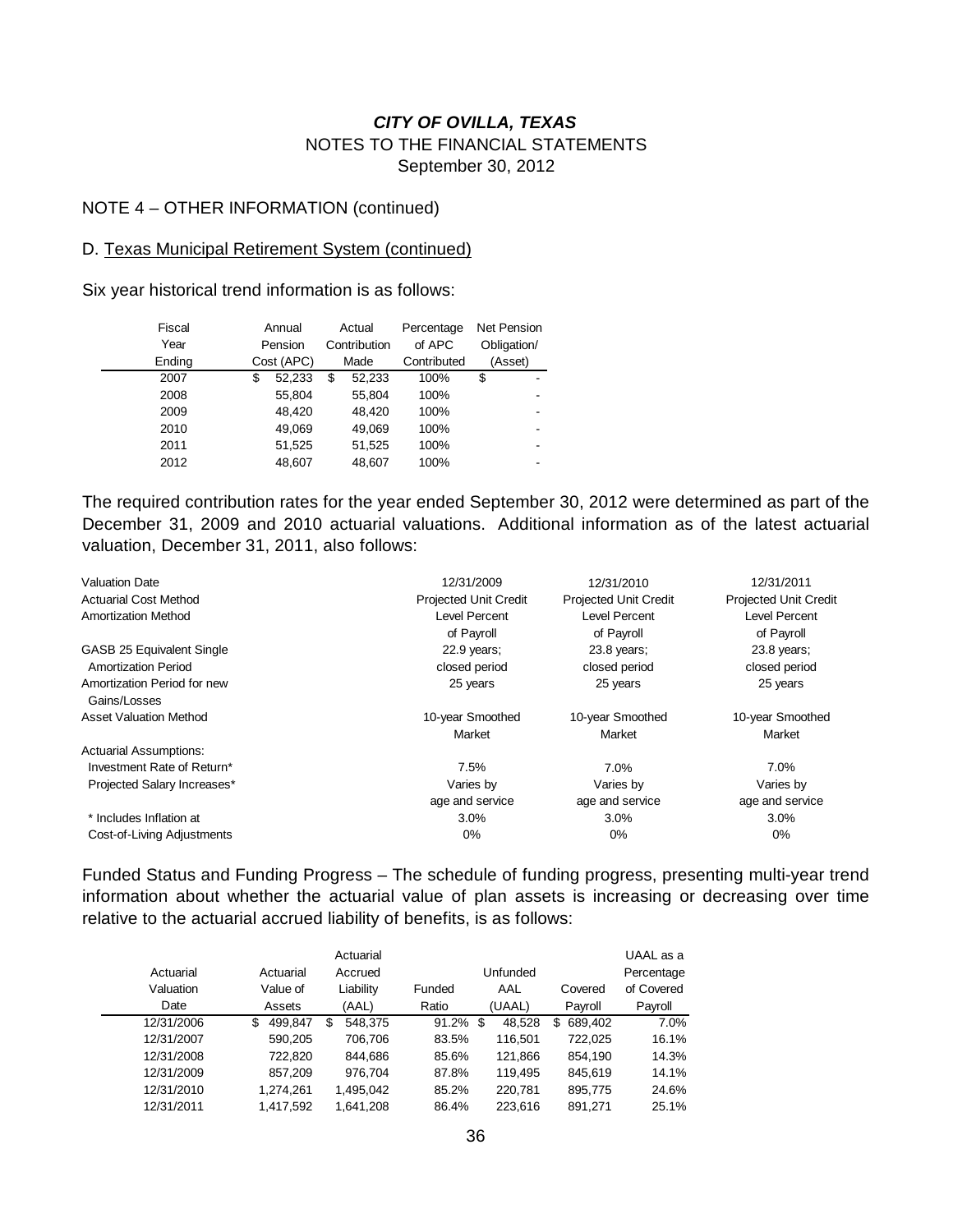### *CITY OF OVILLA, TEXAS*
NOTES TO THE FINANCIAL STATEMENTS
September 30, 2012

NOTE 4 – OTHER INFORMATION (continued)

D. Texas Municipal Retirement System (continued)

Six year historical trend information is as follows:

| Fiscal Year Ending | Annual Pension Cost (APC) | Actual Contribution Made | Percentage of APC Contributed | Net Pension Obligation/ (Asset) |
|---|---|---|---|---|
| 2007 | $ 52,233 | $ 52,233 | 100% | $ - |
| 2008 | 55,804 | 55,804 | 100% | - |
| 2009 | 48,420 | 48,420 | 100% | - |
| 2010 | 49,069 | 49,069 | 100% | - |
| 2011 | 51,525 | 51,525 | 100% | - |
| 2012 | 48,607 | 48,607 | 100% | - |

The required contribution rates for the year ended September 30, 2012 were determined as part of the December 31, 2009 and 2010 actuarial valuations. Additional information as of the latest actuarial valuation, December 31, 2011, also follows:

| Valuation Date | 12/31/2009 | 12/31/2010 | 12/31/2011 |
|---|---|---|---|
| Actuarial Cost Method | Projected Unit Credit | Projected Unit Credit | Projected Unit Credit |
| Amortization Method | Level Percent of Payroll | Level Percent of Payroll | Level Percent of Payroll |
| GASB 25 Equivalent Single Amortization Period | 22.9 years; closed period | 23.8 years; closed period | 23.8 years; closed period |
| Amortization Period for new Gains/Losses | 25 years | 25 years | 25 years |
| Asset Valuation Method | 10-year Smoothed Market | 10-year Smoothed Market | 10-year Smoothed Market |
| Actuarial Assumptions: | | | |
| Investment Rate of Return* | 7.5% | 7.0% | 7.0% |
| Projected Salary Increases* | Varies by age and service | Varies by age and service | Varies by age and service |
| * Includes Inflation at | 3.0% | 3.0% | 3.0% |
| Cost-of-Living Adjustments | 0% | 0% | 0% |

Funded Status and Funding Progress – The schedule of funding progress, presenting multi-year trend information about whether the actuarial value of plan assets is increasing or decreasing over time relative to the actuarial accrued liability of benefits, is as follows:

| Actuarial Valuation Date | Actuarial Value of Assets | Actuarial Accrued Liability (AAL) | Funded Ratio | Unfunded AAL (UAAL) | Covered Payroll | UAAL as a Percentage of Covered Payroll |
|---|---|---|---|---|---|---|
| 12/31/2006 | $ 499,847 | $ 548,375 | 91.2% | $ 48,528 | $ 689,402 | 7.0% |
| 12/31/2007 | 590,205 | 706,706 | 83.5% | 116,501 | 722,025 | 16.1% |
| 12/31/2008 | 722,820 | 844,686 | 85.6% | 121,866 | 854,190 | 14.3% |
| 12/31/2009 | 857,209 | 976,704 | 87.8% | 119,495 | 845,619 | 14.1% |
| 12/31/2010 | 1,274,261 | 1,495,042 | 85.2% | 220,781 | 895,775 | 24.6% |
| 12/31/2011 | 1,417,592 | 1,641,208 | 86.4% | 223,616 | 891,271 | 25.1% |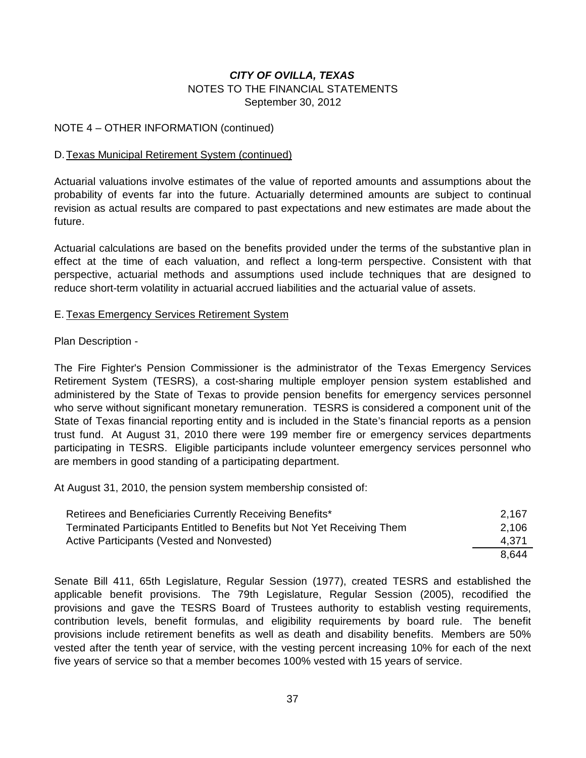**_CITY OF OVILLA, TEXAS_**
NOTES TO THE FINANCIAL STATEMENTS
September 30, 2012

NOTE 4 – OTHER INFORMATION (continued)

D. Texas Municipal Retirement System (continued)

Actuarial valuations involve estimates of the value of reported amounts and assumptions about the probability of events far into the future. Actuarially determined amounts are subject to continual revision as actual results are compared to past expectations and new estimates are made about the future.

Actuarial calculations are based on the benefits provided under the terms of the substantive plan in effect at the time of each valuation, and reflect a long-term perspective. Consistent with that perspective, actuarial methods and assumptions used include techniques that are designed to reduce short-term volatility in actuarial accrued liabilities and the actuarial value of assets.

E. Texas Emergency Services Retirement System

Plan Description -

The Fire Fighter's Pension Commissioner is the administrator of the Texas Emergency Services Retirement System (TESRS), a cost-sharing multiple employer pension system established and administered by the State of Texas to provide pension benefits for emergency services personnel who serve without significant monetary remuneration. TESRS is considered a component unit of the State of Texas financial reporting entity and is included in the State's financial reports as a pension trust fund. At August 31, 2010 there were 199 member fire or emergency services departments participating in TESRS. Eligible participants include volunteer emergency services personnel who are members in good standing of a participating department.

At August 31, 2010, the pension system membership consisted of:

| | |
|---|---|
| Retirees and Beneficiaries Currently Receiving Benefits* | 2,167 |
| Terminated Participants Entitled to Benefits but Not Yet Receiving Them | 2,106 |
| Active Participants (Vested and Nonvested) | 4,371 |
| | 8,644 |

Senate Bill 411, 65th Legislature, Regular Session (1977), created TESRS and established the applicable benefit provisions. The 79th Legislature, Regular Session (2005), recodified the provisions and gave the TESRS Board of Trustees authority to establish vesting requirements, contribution levels, benefit formulas, and eligibility requirements by board rule. The benefit provisions include retirement benefits as well as death and disability benefits. Members are 50% vested after the tenth year of service, with the vesting percent increasing 10% for each of the next five years of service so that a member becomes 100% vested with 15 years of service.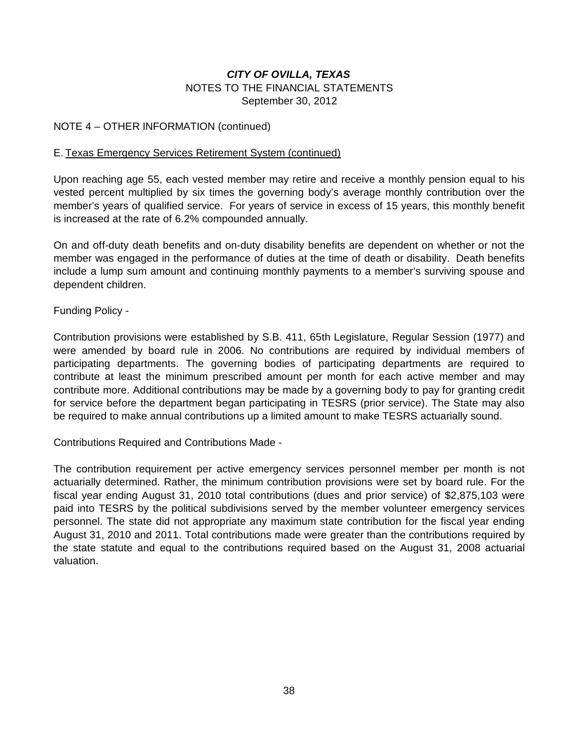***CITY OF OVILLA, TEXAS***
NOTES TO THE FINANCIAL STATEMENTS
September 30, 2012

NOTE 4 – OTHER INFORMATION (continued)

E. Texas Emergency Services Retirement System (continued)

Upon reaching age 55, each vested member may retire and receive a monthly pension equal to his vested percent multiplied by six times the governing body's average monthly contribution over the member's years of qualified service. For years of service in excess of 15 years, this monthly benefit is increased at the rate of 6.2% compounded annually.

On and off-duty death benefits and on-duty disability benefits are dependent on whether or not the member was engaged in the performance of duties at the time of death or disability. Death benefits include a lump sum amount and continuing monthly payments to a member's surviving spouse and dependent children.

Funding Policy -

Contribution provisions were established by S.B. 411, 65th Legislature, Regular Session (1977) and were amended by board rule in 2006. No contributions are required by individual members of participating departments. The governing bodies of participating departments are required to contribute at least the minimum prescribed amount per month for each active member and may contribute more. Additional contributions may be made by a governing body to pay for granting credit for service before the department began participating in TESRS (prior service). The State may also be required to make annual contributions up a limited amount to make TESRS actuarially sound.

Contributions Required and Contributions Made -

The contribution requirement per active emergency services personnel member per month is not actuarially determined. Rather, the minimum contribution provisions were set by board rule. For the fiscal year ending August 31, 2010 total contributions (dues and prior service) of $2,875,103 were paid into TESRS by the political subdivisions served by the member volunteer emergency services personnel. The state did not appropriate any maximum state contribution for the fiscal year ending August 31, 2010 and 2011. Total contributions made were greater than the contributions required by the state statute and equal to the contributions required based on the August 31, 2008 actuarial valuation.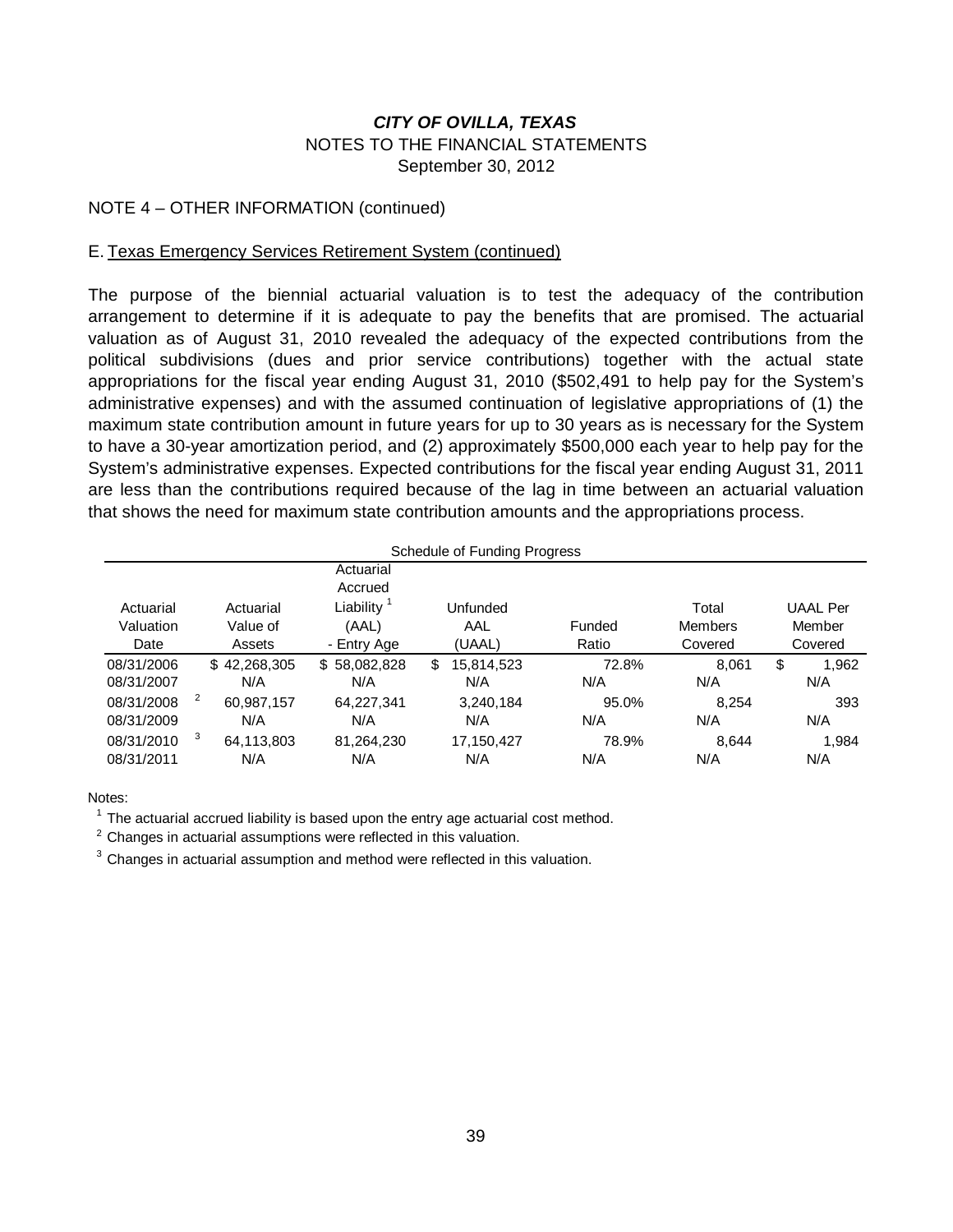# *CITY OF OVILLA, TEXAS*

NOTES TO THE FINANCIAL STATEMENTS

September 30, 2012

NOTE 4 – OTHER INFORMATION (continued)

E. Texas Emergency Services Retirement System (continued)

The purpose of the biennial actuarial valuation is to test the adequacy of the contribution arrangement to determine if it is adequate to pay the benefits that are promised. The actuarial valuation as of August 31, 2010 revealed the adequacy of the expected contributions from the political subdivisions (dues and prior service contributions) together with the actual state appropriations for the fiscal year ending August 31, 2010 ($502,491 to help pay for the System's administrative expenses) and with the assumed continuation of legislative appropriations of (1) the maximum state contribution amount in future years for up to 30 years as is necessary for the System to have a 30-year amortization period, and (2) approximately $500,000 each year to help pay for the System's administrative expenses. Expected contributions for the fiscal year ending August 31, 2011 are less than the contributions required because of the lag in time between an actuarial valuation that shows the need for maximum state contribution amounts and the appropriations process.

Schedule of Funding Progress

| Actuarial Valuation Date | Actuarial Value of Assets | Actuarial Accrued Liability [1] (AAL) - Entry Age | Unfunded AAL (UAAL) | Funded Ratio | Total Members Covered | UAAL Per Member Covered |
|---|---|---|---|---|---|---|
| 08/31/2006 | $ 42,268,305 | $ 58,082,828 | $ 15,814,523 | 72.8% | 8,061 | $ 1,962 |
| 08/31/2007 | N/A | N/A | N/A | N/A | N/A | N/A |
| 08/31/2008 [2] | 60,987,157 | 64,227,341 | 3,240,184 | 95.0% | 8,254 | 393 |
| 08/31/2009 | N/A | N/A | N/A | N/A | N/A | N/A |
| 08/31/2010 [3] | 64,113,803 | 81,264,230 | 17,150,427 | 78.9% | 8,644 | 1,984 |
| 08/31/2011 | N/A | N/A | N/A | N/A | N/A | N/A |

Notes:

[1] The actuarial accrued liability is based upon the entry age actuarial cost method.

[2] Changes in actuarial assumptions were reflected in this valuation.

[3] Changes in actuarial assumption and method were reflected in this valuation.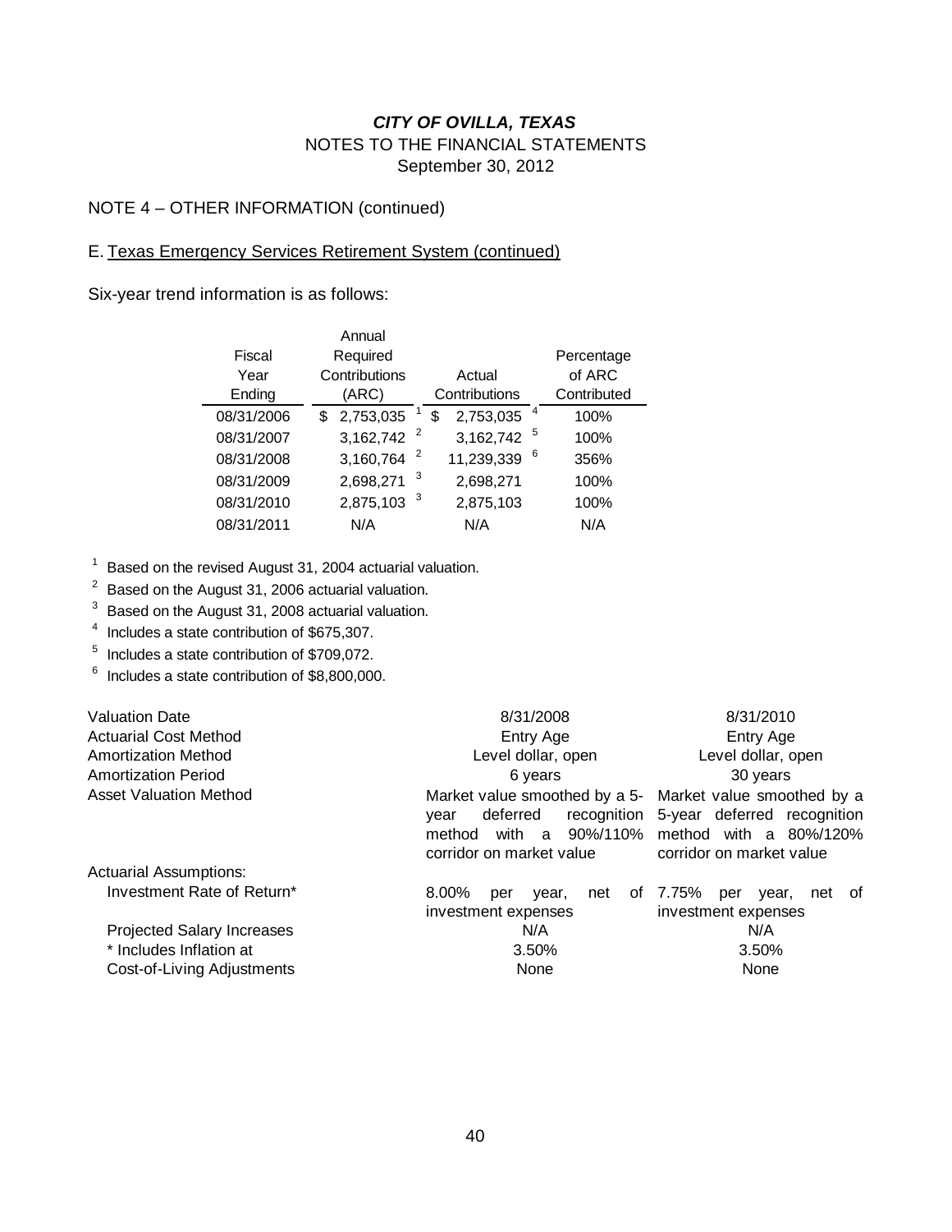***CITY OF OVILLA, TEXAS***
NOTES TO THE FINANCIAL STATEMENTS
September 30, 2012

NOTE 4 – OTHER INFORMATION (continued)

E. Texas Emergency Services Retirement System (continued)

Six-year trend information is as follows:

| Fiscal Year Ending | Annual Required Contributions (ARC) | Actual Contributions | Percentage of ARC Contributed |
|---|---|---|---|
| 08/31/2006 | $ 2,753,035 [1] | $ 2,753,035 [4] | 100% |
| 08/31/2007 | 3,162,742 [2] | 3,162,742 [5] | 100% |
| 08/31/2008 | 3,160,764 [2] | 11,239,339 [6] | 356% |
| 08/31/2009 | 2,698,271 [3] | 2,698,271 | 100% |
| 08/31/2010 | 2,875,103 [3] | 2,875,103 | 100% |
| 08/31/2011 | N/A | N/A | N/A |

[1] Based on the revised August 31, 2004 actuarial valuation.
[2] Based on the August 31, 2006 actuarial valuation.
[3] Based on the August 31, 2008 actuarial valuation.
[4] Includes a state contribution of $675,307.
[5] Includes a state contribution of $709,072.
[6] Includes a state contribution of $8,800,000.

| | | |
|---|---|---|
| Valuation Date | 8/31/2008 | 8/31/2010 |
| Actuarial Cost Method | Entry Age | Entry Age |
| Amortization Method | Level dollar, open | Level dollar, open |
| Amortization Period | 6 years | 30 years |
| Asset Valuation Method | Market value smoothed by a 5-year deferred recognition method with a 90%/110% corridor on market value | Market value smoothed by a 5-year deferred recognition method with a 80%/120% corridor on market value |
| Actuarial Assumptions: | | |
| Investment Rate of Return* | 8.00% per year, net of investment expenses | 7.75% per year, net of investment expenses |
| Projected Salary Increases | N/A | N/A |
| * Includes Inflation at | 3.50% | 3.50% |
| Cost-of-Living Adjustments | None | None |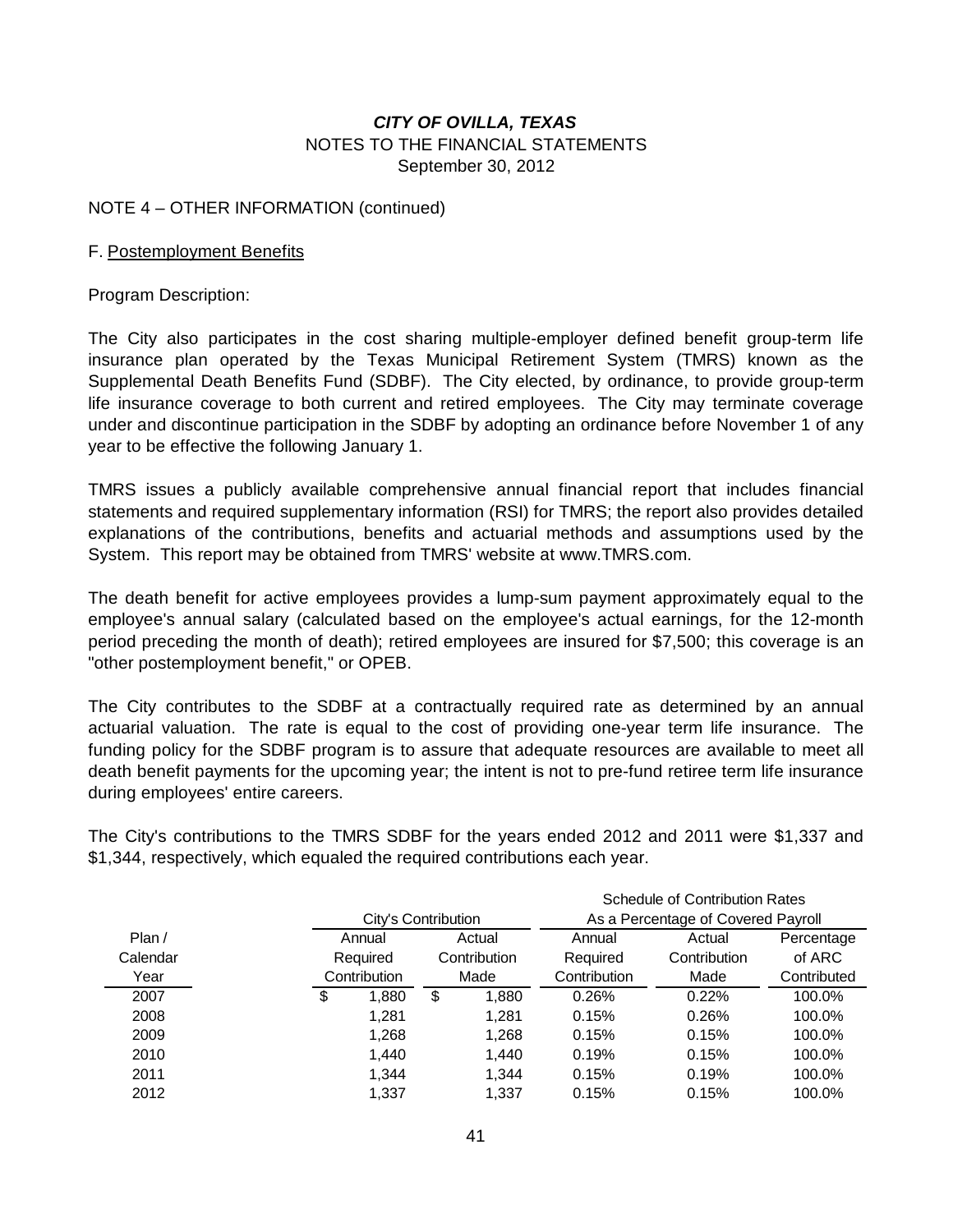# *CITY OF OVILLA, TEXAS*

NOTES TO THE FINANCIAL STATEMENTS

September 30, 2012

NOTE 4 – OTHER INFORMATION (continued)

F. Postemployment Benefits

Program Description:

The City also participates in the cost sharing multiple-employer defined benefit group-term life insurance plan operated by the Texas Municipal Retirement System (TMRS) known as the Supplemental Death Benefits Fund (SDBF). The City elected, by ordinance, to provide group-term life insurance coverage to both current and retired employees. The City may terminate coverage under and discontinue participation in the SDBF by adopting an ordinance before November 1 of any year to be effective the following January 1.

TMRS issues a publicly available comprehensive annual financial report that includes financial statements and required supplementary information (RSI) for TMRS; the report also provides detailed explanations of the contributions, benefits and actuarial methods and assumptions used by the System. This report may be obtained from TMRS' website at www.TMRS.com.

The death benefit for active employees provides a lump-sum payment approximately equal to the employee's annual salary (calculated based on the employee's actual earnings, for the 12-month period preceding the month of death); retired employees are insured for $7,500; this coverage is an "other postemployment benefit," or OPEB.

The City contributes to the SDBF at a contractually required rate as determined by an annual actuarial valuation. The rate is equal to the cost of providing one-year term life insurance. The funding policy for the SDBF program is to assure that adequate resources are available to meet all death benefit payments for the upcoming year; the intent is not to pre-fund retiree term life insurance during employees' entire careers.

The City's contributions to the TMRS SDBF for the years ended 2012 and 2011 were $1,337 and $1,344, respectively, which equaled the required contributions each year.

| | City's Contribution | | Schedule of Contribution Rates As a Percentage of Covered Payroll | | |
|---|---|---|---|---|---|
| Plan / Calendar Year | Annual Required Contribution | Actual Contribution Made | Annual Required Contribution | Actual Contribution Made | Percentage of ARC Contributed |
| 2007 | $ 1,880 | $ 1,880 | 0.26% | 0.22% | 100.0% |
| 2008 | 1,281 | 1,281 | 0.15% | 0.26% | 100.0% |
| 2009 | 1,268 | 1,268 | 0.15% | 0.15% | 100.0% |
| 2010 | 1,440 | 1,440 | 0.19% | 0.15% | 100.0% |
| 2011 | 1,344 | 1,344 | 0.15% | 0.19% | 100.0% |
| 2012 | 1,337 | 1,337 | 0.15% | 0.15% | 100.0% |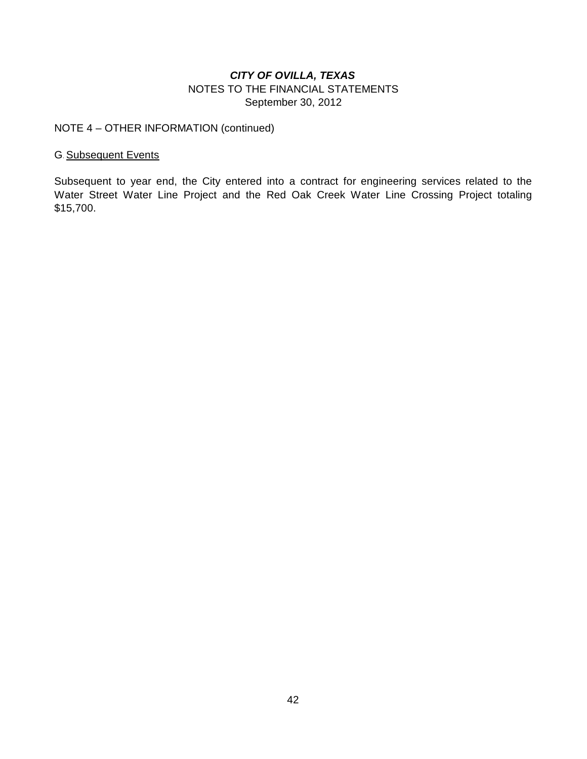NOTE 4 – OTHER INFORMATION (continued)

G. Subsequent Events

Subsequent to year end, the City entered into a contract for engineering services related to the Water Street Water Line Project and the Red Oak Creek Water Line Crossing Project totaling $15,700.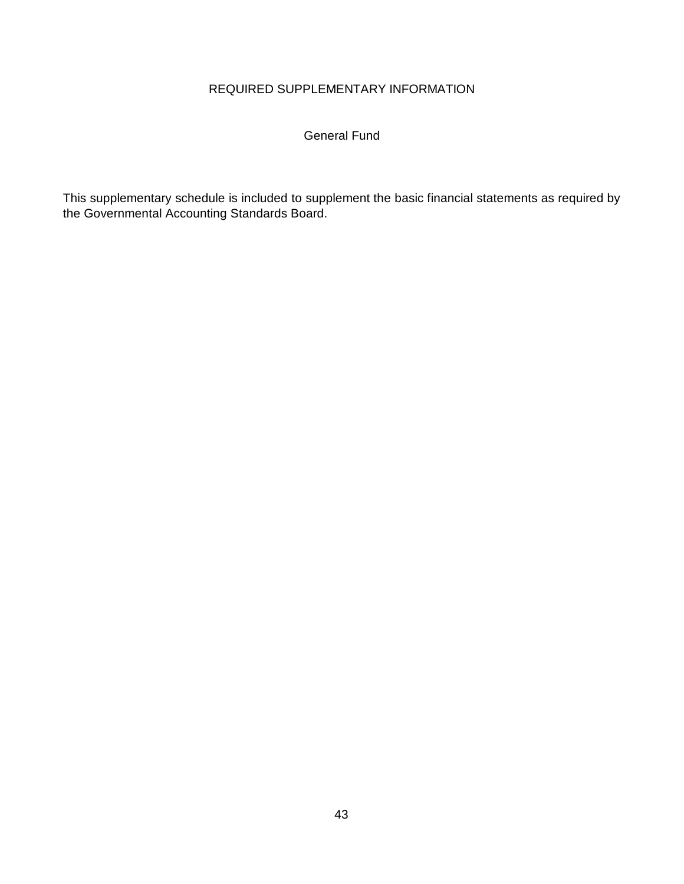# REQUIRED SUPPLEMENTARY INFORMATION

## General Fund

This supplementary schedule is included to supplement the basic financial statements as required by the Governmental Accounting Standards Board.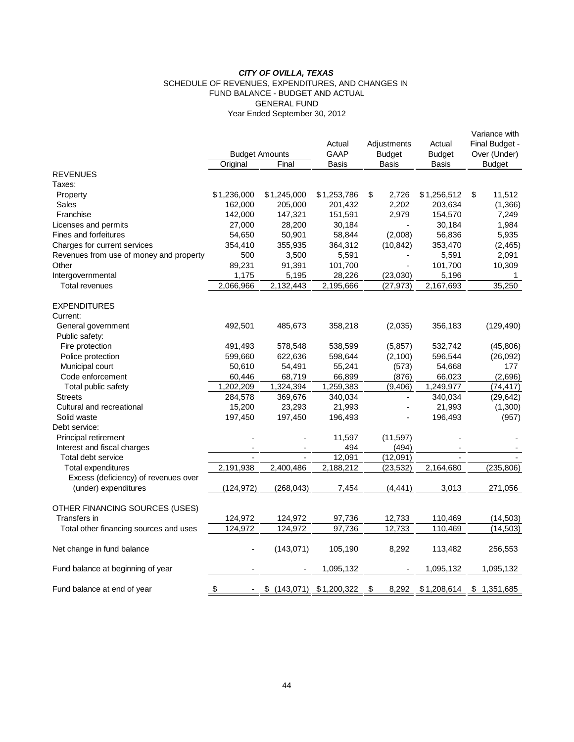***CITY OF OVILLA, TEXAS***

SCHEDULE OF REVENUES, EXPENDITURES, AND CHANGES IN FUND BALANCE - BUDGET AND ACTUAL

GENERAL FUND

Year Ended September 30, 2012

| | Budget Amounts | | Actual GAAP Basis | Adjustments Budget Basis | Actual Budget Basis | Variance with Final Budget - Over (Under) Budget |
|---|---|---|---|---|---|---|
| | Original | Final | | | | |
| REVENUES | | | | | | |
| Taxes: | | | | | | |
| Property | $1,236,000 | $1,245,000 | $1,253,786 | $ 2,726 | $1,256,512 | $ 11,512 |
| Sales | 162,000 | 205,000 | 201,432 | 2,202 | 203,634 | (1,366) |
| Franchise | 142,000 | 147,321 | 151,591 | 2,979 | 154,570 | 7,249 |
| Licenses and permits | 27,000 | 28,200 | 30,184 | - | 30,184 | 1,984 |
| Fines and forfeitures | 54,650 | 50,901 | 58,844 | (2,008) | 56,836 | 5,935 |
| Charges for current services | 354,410 | 355,935 | 364,312 | (10,842) | 353,470 | (2,465) |
| Revenues from use of money and property | 500 | 3,500 | 5,591 | - | 5,591 | 2,091 |
| Other | 89,231 | 91,391 | 101,700 | - | 101,700 | 10,309 |
| Intergovernmental | 1,175 | 5,195 | 28,226 | (23,030) | 5,196 | 1 |
| Total revenues | 2,066,966 | 2,132,443 | 2,195,666 | (27,973) | 2,167,693 | 35,250 |
| EXPENDITURES | | | | | | |
| Current: | | | | | | |
| General government | 492,501 | 485,673 | 358,218 | (2,035) | 356,183 | (129,490) |
| Public safety: | | | | | | |
| Fire protection | 491,493 | 578,548 | 538,599 | (5,857) | 532,742 | (45,806) |
| Police protection | 599,660 | 622,636 | 598,644 | (2,100) | 596,544 | (26,092) |
| Municipal court | 50,610 | 54,491 | 55,241 | (573) | 54,668 | 177 |
| Code enforcement | 60,446 | 68,719 | 66,899 | (876) | 66,023 | (2,696) |
| Total public safety | 1,202,209 | 1,324,394 | 1,259,383 | (9,406) | 1,249,977 | (74,417) |
| Streets | 284,578 | 369,676 | 340,034 | - | 340,034 | (29,642) |
| Cultural and recreational | 15,200 | 23,293 | 21,993 | - | 21,993 | (1,300) |
| Solid waste | 197,450 | 197,450 | 196,493 | - | 196,493 | (957) |
| Debt service: | | | | | | |
| Principal retirement | - | - | 11,597 | (11,597) | - | - |
| Interest and fiscal charges | - | - | 494 | (494) | - | - |
| Total debt service | - | - | 12,091 | (12,091) | - | - |
| Total expenditures | 2,191,938 | 2,400,486 | 2,188,212 | (23,532) | 2,164,680 | (235,806) |
| Excess (deficiency) of revenues over (under) expenditures | (124,972) | (268,043) | 7,454 | (4,441) | 3,013 | 271,056 |
| OTHER FINANCING SOURCES (USES) | | | | | | |
| Transfers in | 124,972 | 124,972 | 97,736 | 12,733 | 110,469 | (14,503) |
| Total other financing sources and uses | 124,972 | 124,972 | 97,736 | 12,733 | 110,469 | (14,503) |
| Net change in fund balance | - | (143,071) | 105,190 | 8,292 | 113,482 | 256,553 |
| Fund balance at beginning of year | - | - | 1,095,132 | - | 1,095,132 | 1,095,132 |
| Fund balance at end of year | $ - | $ (143,071) | $1,200,322 | $ 8,292 | $1,208,614 | $ 1,351,685 |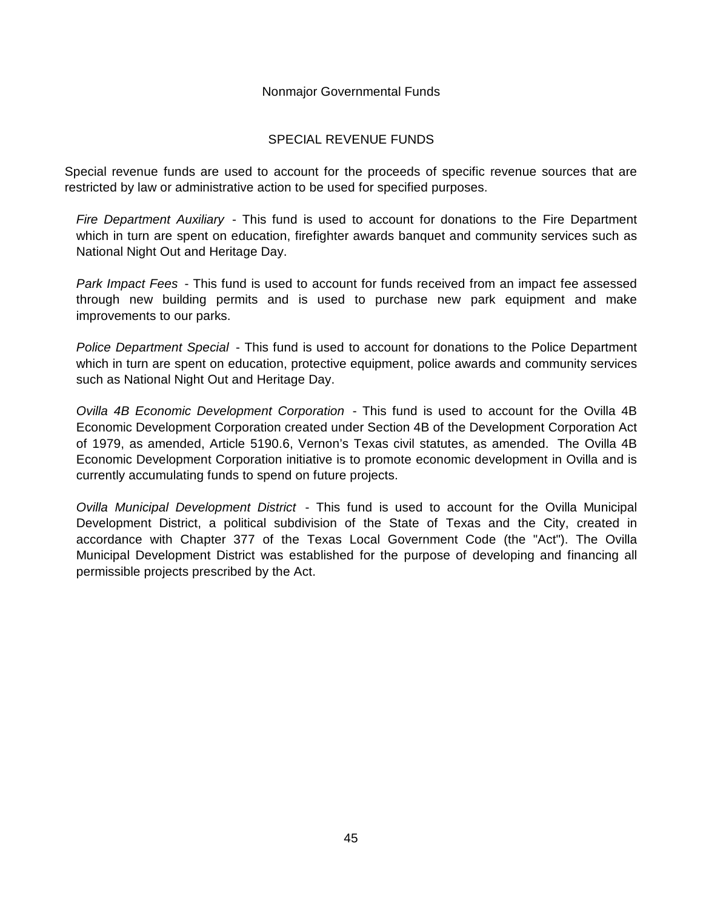# Nonmajor Governmental Funds

## SPECIAL REVENUE FUNDS

Special revenue funds are used to account for the proceeds of specific revenue sources that are restricted by law or administrative action to be used for specified purposes.

*Fire Department Auxiliary* - This fund is used to account for donations to the Fire Department which in turn are spent on education, firefighter awards banquet and community services such as National Night Out and Heritage Day.

*Park Impact Fees* - This fund is used to account for funds received from an impact fee assessed through new building permits and is used to purchase new park equipment and make improvements to our parks.

*Police Department Special* - This fund is used to account for donations to the Police Department which in turn are spent on education, protective equipment, police awards and community services such as National Night Out and Heritage Day.

*Ovilla 4B Economic Development Corporation* - This fund is used to account for the Ovilla 4B Economic Development Corporation created under Section 4B of the Development Corporation Act of 1979, as amended, Article 5190.6, Vernon's Texas civil statutes, as amended. The Ovilla 4B Economic Development Corporation initiative is to promote economic development in Ovilla and is currently accumulating funds to spend on future projects.

*Ovilla Municipal Development District* - This fund is used to account for the Ovilla Municipal Development District, a political subdivision of the State of Texas and the City, created in accordance with Chapter 377 of the Texas Local Government Code (the "Act"). The Ovilla Municipal Development District was established for the purpose of developing and financing all permissible projects prescribed by the Act.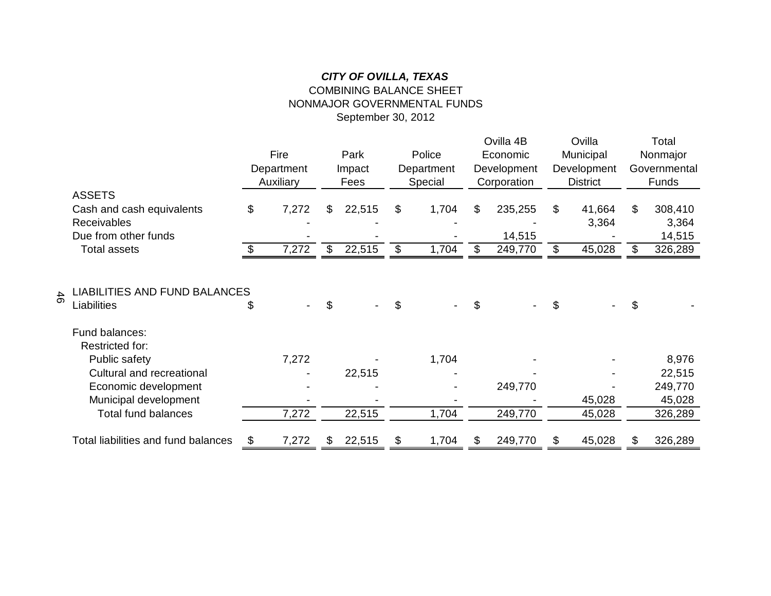***CITY OF OVILLA, TEXAS***

COMBINING BALANCE SHEET

NONMAJOR GOVERNMENTAL FUNDS

September 30, 2012

| | Fire Department Auxiliary | Park Impact Fees | Police Department Special | Ovilla 4B Economic Development Corporation | Ovilla Municipal Development District | Total Nonmajor Governmental Funds |
|---|---|---|---|---|---|---|
| ASSETS | | | | | | |
| Cash and cash equivalents | $ 7,272 | $ 22,515 | $ 1,704 | $ 235,255 | $ 41,664 | $ 308,410 |
| Receivables | - | - | - | - | 3,364 | 3,364 |
| Due from other funds | - | - | - | 14,515 | - | 14,515 |
| Total assets | $ 7,272 | $ 22,515 | $ 1,704 | $ 249,770 | $ 45,028 | $ 326,289 |
| LIABILITIES AND FUND BALANCES | | | | | | |
| Liabilities | $ - | $ - | $ - | $ - | $ - | $ - |
| Fund balances: | | | | | | |
| Restricted for: | | | | | | |
| Public safety | 7,272 | - | 1,704 | - | - | 8,976 |
| Cultural and recreational | - | 22,515 | - | - | - | 22,515 |
| Economic development | - | - | - | 249,770 | - | 249,770 |
| Municipal development | - | - | - | - | 45,028 | 45,028 |
| Total fund balances | 7,272 | 22,515 | 1,704 | 249,770 | 45,028 | 326,289 |
| Total liabilities and fund balances | $ 7,272 | $ 22,515 | $ 1,704 | $ 249,770 | $ 45,028 | $ 326,289 |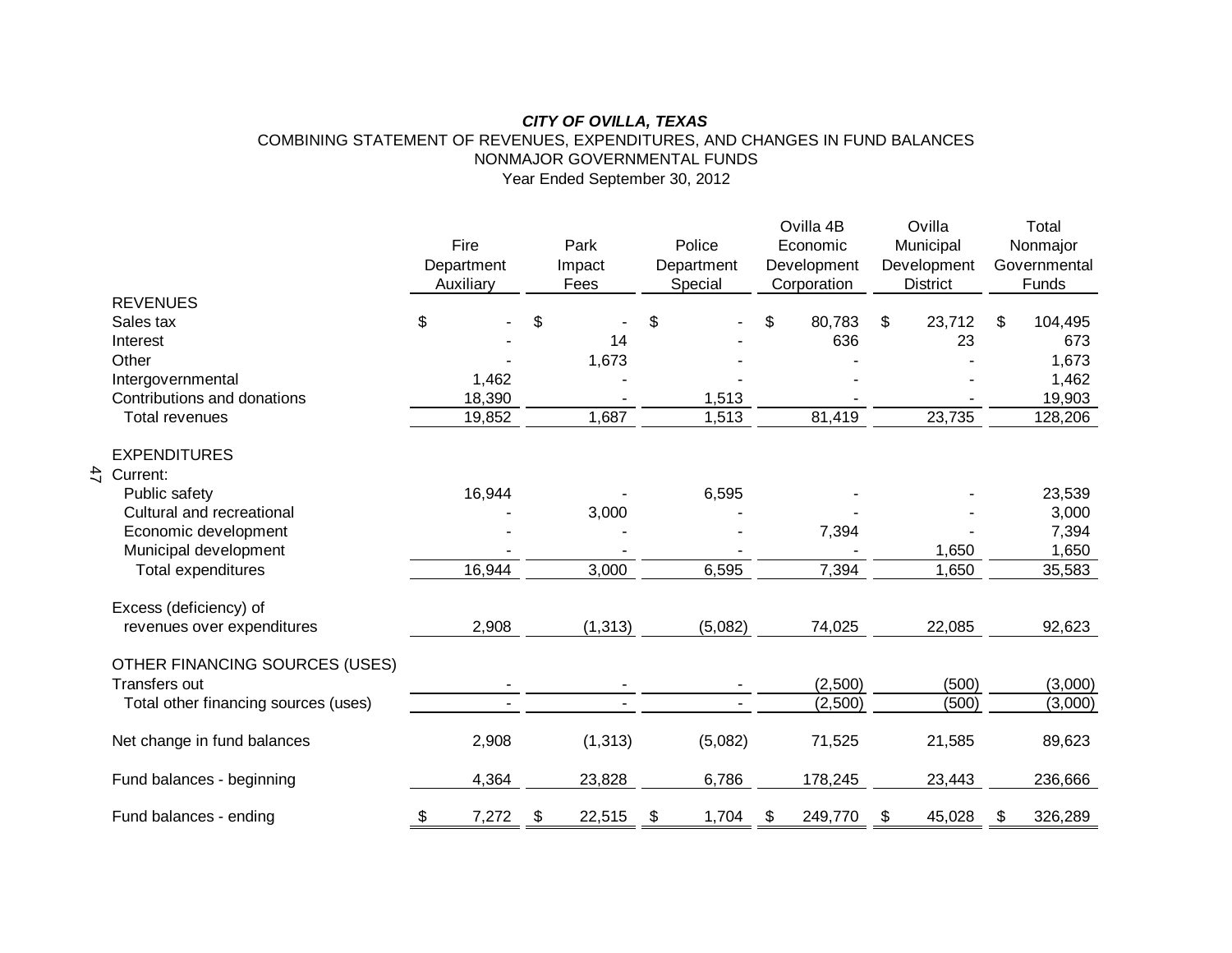***CITY OF OVILLA, TEXAS***

COMBINING STATEMENT OF REVENUES, EXPENDITURES, AND CHANGES IN FUND BALANCES

NONMAJOR GOVERNMENTAL FUNDS

Year Ended September 30, 2012

| | Fire Department Auxiliary | Park Impact Fees | Police Department Special | Ovilla 4B Economic Development Corporation | Ovilla Municipal Development District | Total Nonmajor Governmental Funds |
|---|---|---|---|---|---|---|
| **REVENUES** | | | | | | |
| Sales tax | $ - | $ - | $ - | $ 80,783 | $ 23,712 | $ 104,495 |
| Interest | - | 14 | - | 636 | 23 | 673 |
| Other | - | 1,673 | - | - | - | 1,673 |
| Intergovernmental | 1,462 | - | - | - | - | 1,462 |
| Contributions and donations | 18,390 | - | 1,513 | - | - | 19,903 |
| Total revenues | 19,852 | 1,687 | 1,513 | 81,419 | 23,735 | 128,206 |
| **EXPENDITURES** | | | | | | |
| Current: | | | | | | |
| Public safety | 16,944 | - | 6,595 | - | - | 23,539 |
| Cultural and recreational | - | 3,000 | - | - | - | 3,000 |
| Economic development | - | - | - | 7,394 | - | 7,394 |
| Municipal development | - | - | - | - | 1,650 | 1,650 |
| Total expenditures | 16,944 | 3,000 | 6,595 | 7,394 | 1,650 | 35,583 |
| Excess (deficiency) of revenues over expenditures | 2,908 | (1,313) | (5,082) | 74,025 | 22,085 | 92,623 |
| **OTHER FINANCING SOURCES (USES)** | | | | | | |
| Transfers out | - | - | - | (2,500) | (500) | (3,000) |
| Total other financing sources (uses) | - | - | - | (2,500) | (500) | (3,000) |
| Net change in fund balances | 2,908 | (1,313) | (5,082) | 71,525 | 21,585 | 89,623 |
| Fund balances - beginning | 4,364 | 23,828 | 6,786 | 178,245 | 23,443 | 236,666 |
| Fund balances - ending | $ 7,272 | $ 22,515 | $ 1,704 | $ 249,770 | $ 45,028 | $ 326,289 |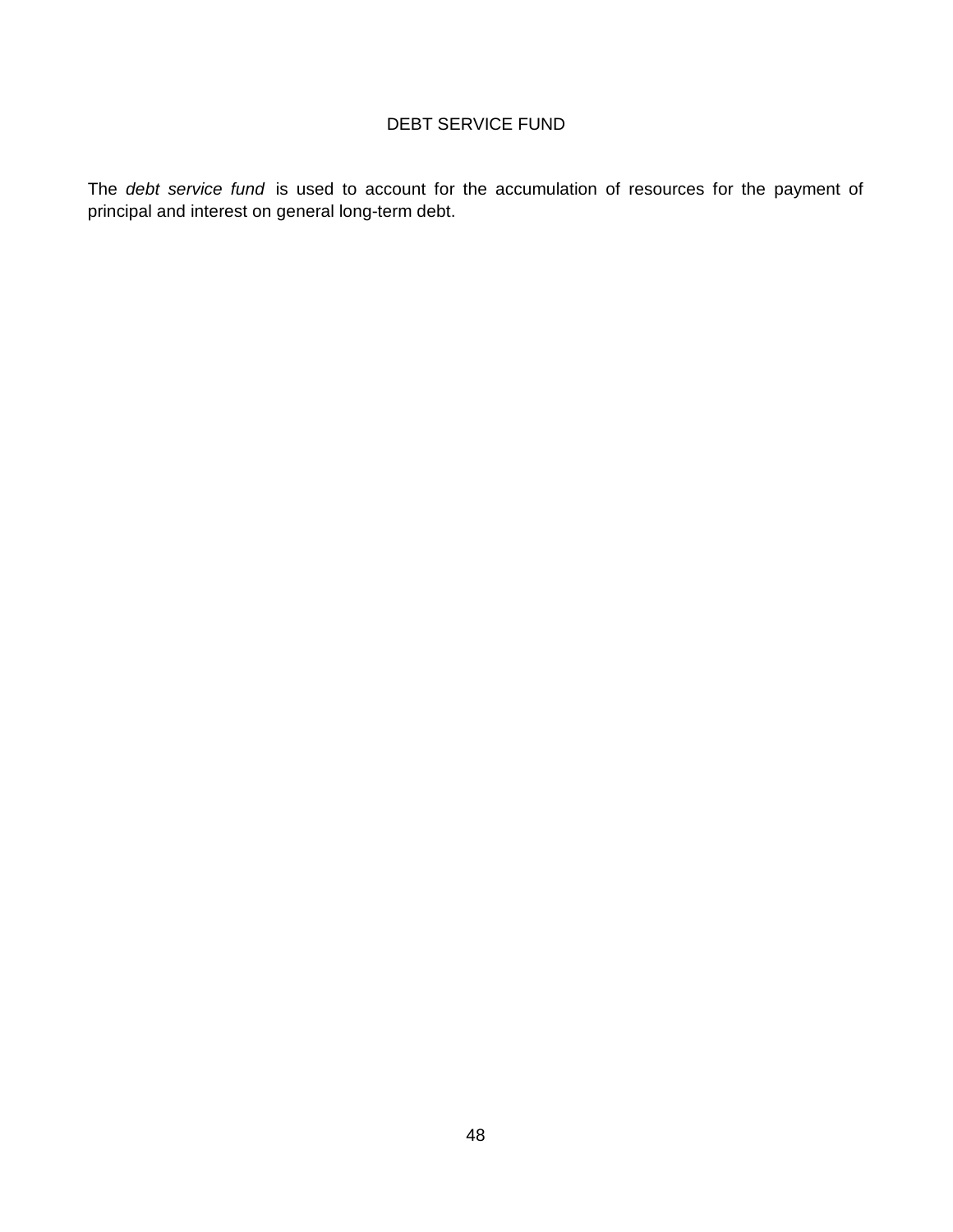# DEBT SERVICE FUND

The *debt service fund* is used to account for the accumulation of resources for the payment of principal and interest on general long-term debt.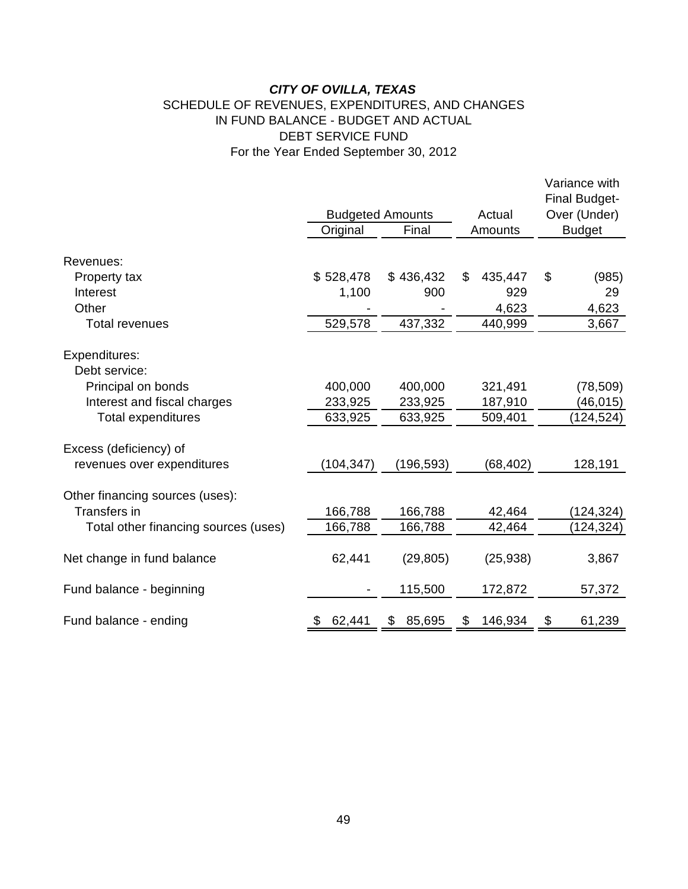***CITY OF OVILLA, TEXAS***

SCHEDULE OF REVENUES, EXPENDITURES, AND CHANGES
IN FUND BALANCE - BUDGET AND ACTUAL
DEBT SERVICE FUND
For the Year Ended September 30, 2012

| | Budgeted Amounts | | Actual | Variance with Final Budget- Over (Under) |
|---|---|---|---|---|
| | Original | Final | Amounts | Budget |
| Revenues: | | | | |
| Property tax | $ 528,478 | $ 436,432 | $ 435,447 | $ (985) |
| Interest | 1,100 | 900 | 929 | 29 |
| Other | - | - | 4,623 | 4,623 |
| Total revenues | 529,578 | 437,332 | 440,999 | 3,667 |
| Expenditures: | | | | |
| Debt service: | | | | |
| Principal on bonds | 400,000 | 400,000 | 321,491 | (78,509) |
| Interest and fiscal charges | 233,925 | 233,925 | 187,910 | (46,015) |
| Total expenditures | 633,925 | 633,925 | 509,401 | (124,524) |
| Excess (deficiency) of revenues over expenditures | (104,347) | (196,593) | (68,402) | 128,191 |
| Other financing sources (uses): | | | | |
| Transfers in | 166,788 | 166,788 | 42,464 | (124,324) |
| Total other financing sources (uses) | 166,788 | 166,788 | 42,464 | (124,324) |
| Net change in fund balance | 62,441 | (29,805) | (25,938) | 3,867 |
| Fund balance - beginning | - | 115,500 | 172,872 | 57,372 |
| Fund balance - ending | $ 62,441 | $ 85,695 | $ 146,934 | $ 61,239 |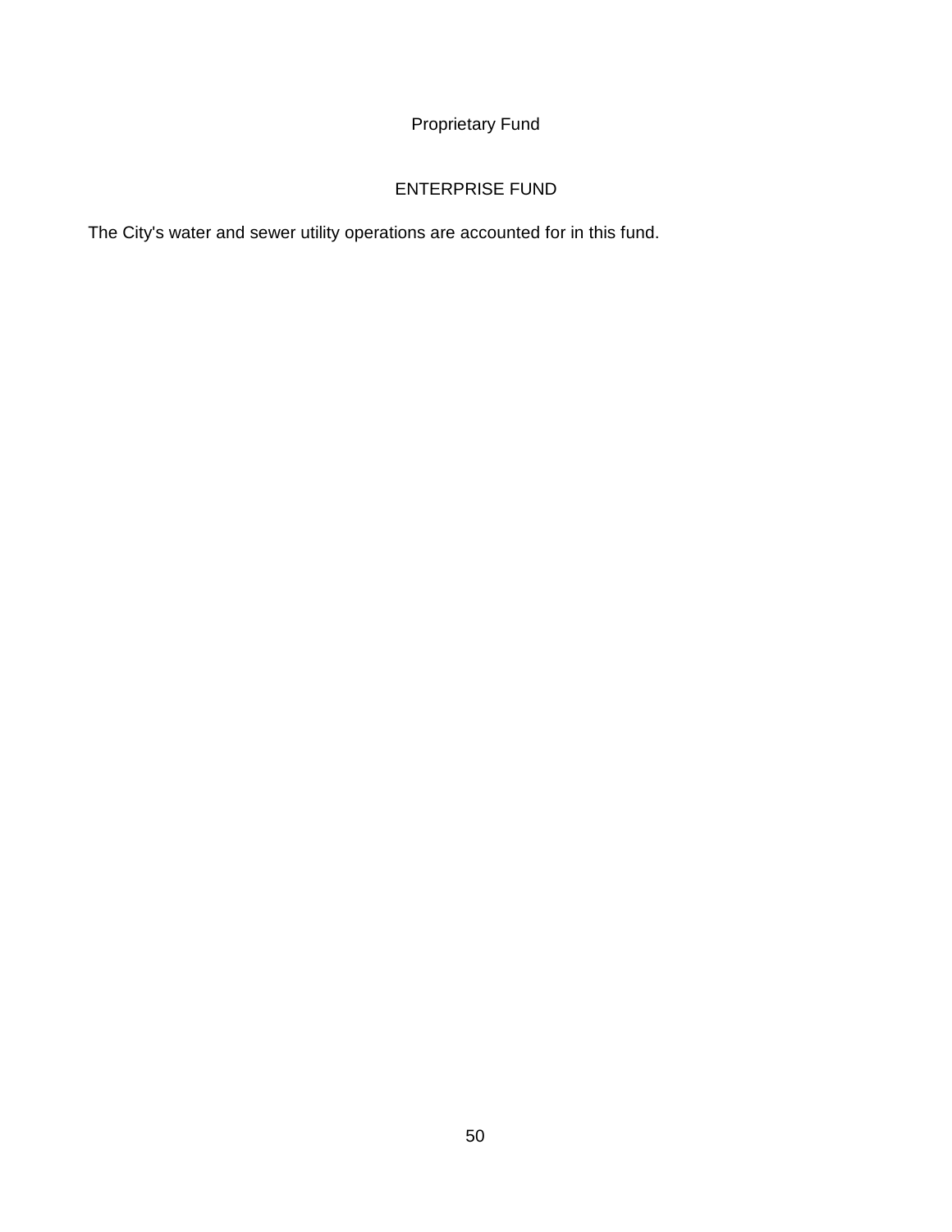# Proprietary Fund

## ENTERPRISE FUND

The City's water and sewer utility operations are accounted for in this fund.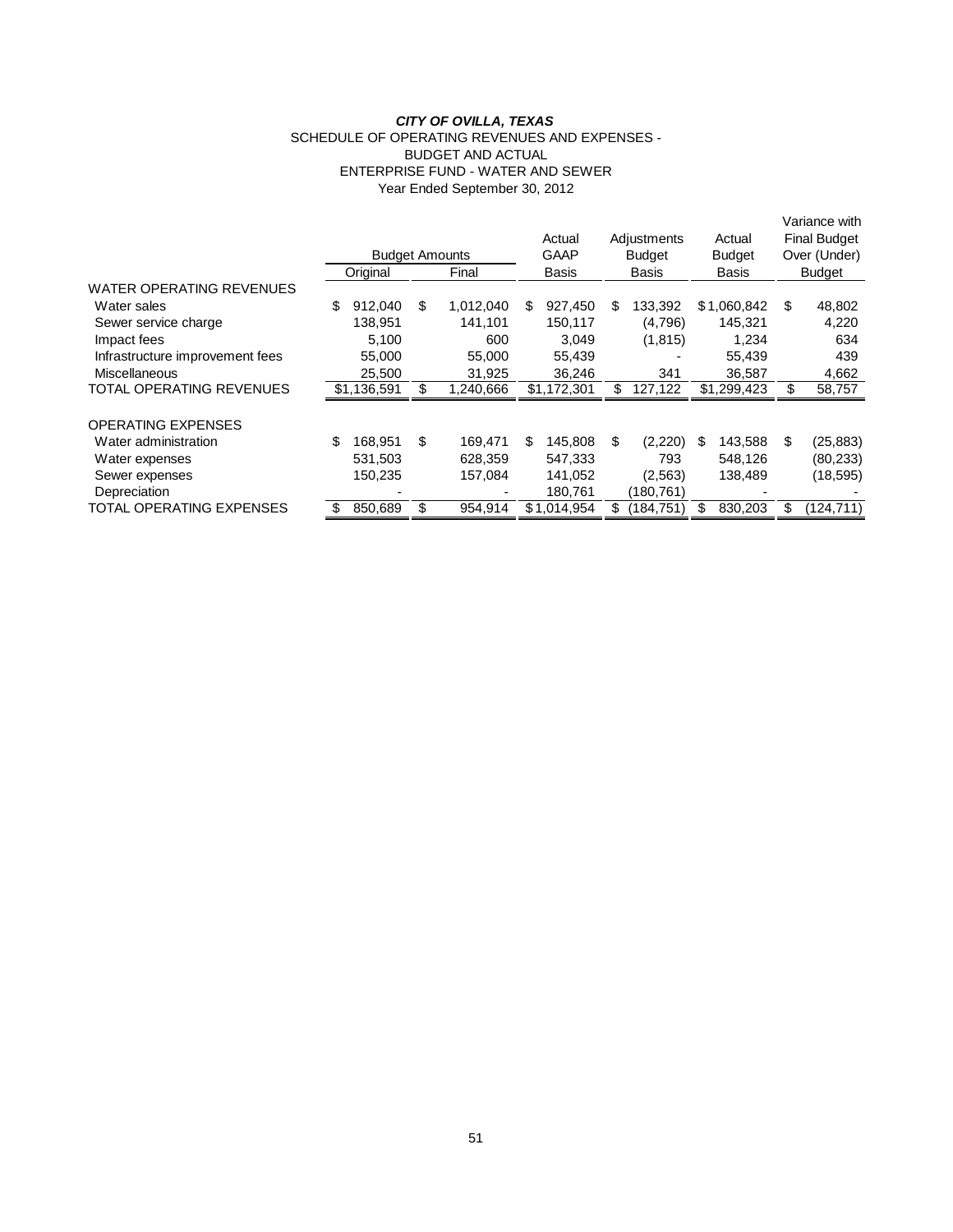***CITY OF OVILLA, TEXAS***

SCHEDULE OF OPERATING REVENUES AND EXPENSES -
BUDGET AND ACTUAL
ENTERPRISE FUND - WATER AND SEWER
Year Ended September 30, 2012

| | Budget Amounts | | Actual GAAP Basis | Adjustments Budget Basis | Actual Budget Basis | Variance with Final Budget Over (Under) Budget |
|---|---|---|---|---|---|---|
| | Original | Final | | | | |
| WATER OPERATING REVENUES | | | | | | |
| Water sales | $ 912,040 | $ 1,012,040 | $ 927,450 | $ 133,392 | $ 1,060,842 | $ 48,802 |
| Sewer service charge | 138,951 | 141,101 | 150,117 | (4,796) | 145,321 | 4,220 |
| Impact fees | 5,100 | 600 | 3,049 | (1,815) | 1,234 | 634 |
| Infrastructure improvement fees | 55,000 | 55,000 | 55,439 | - | 55,439 | 439 |
| Miscellaneous | 25,500 | 31,925 | 36,246 | 341 | 36,587 | 4,662 |
| TOTAL OPERATING REVENUES | $1,136,591 | $ 1,240,666 | $1,172,301 | $ 127,122 | $1,299,423 | $ 58,757 |
| OPERATING EXPENSES | | | | | | |
| Water administration | $ 168,951 | $ 169,471 | $ 145,808 | $ (2,220) | $ 143,588 | $ (25,883) |
| Water expenses | 531,503 | 628,359 | 547,333 | 793 | 548,126 | (80,233) |
| Sewer expenses | 150,235 | 157,084 | 141,052 | (2,563) | 138,489 | (18,595) |
| Depreciation | - | - | 180,761 | (180,761) | - | - |
| TOTAL OPERATING EXPENSES | $ 850,689 | $ 954,914 | $1,014,954 | $ (184,751) | $ 830,203 | $ (124,711) |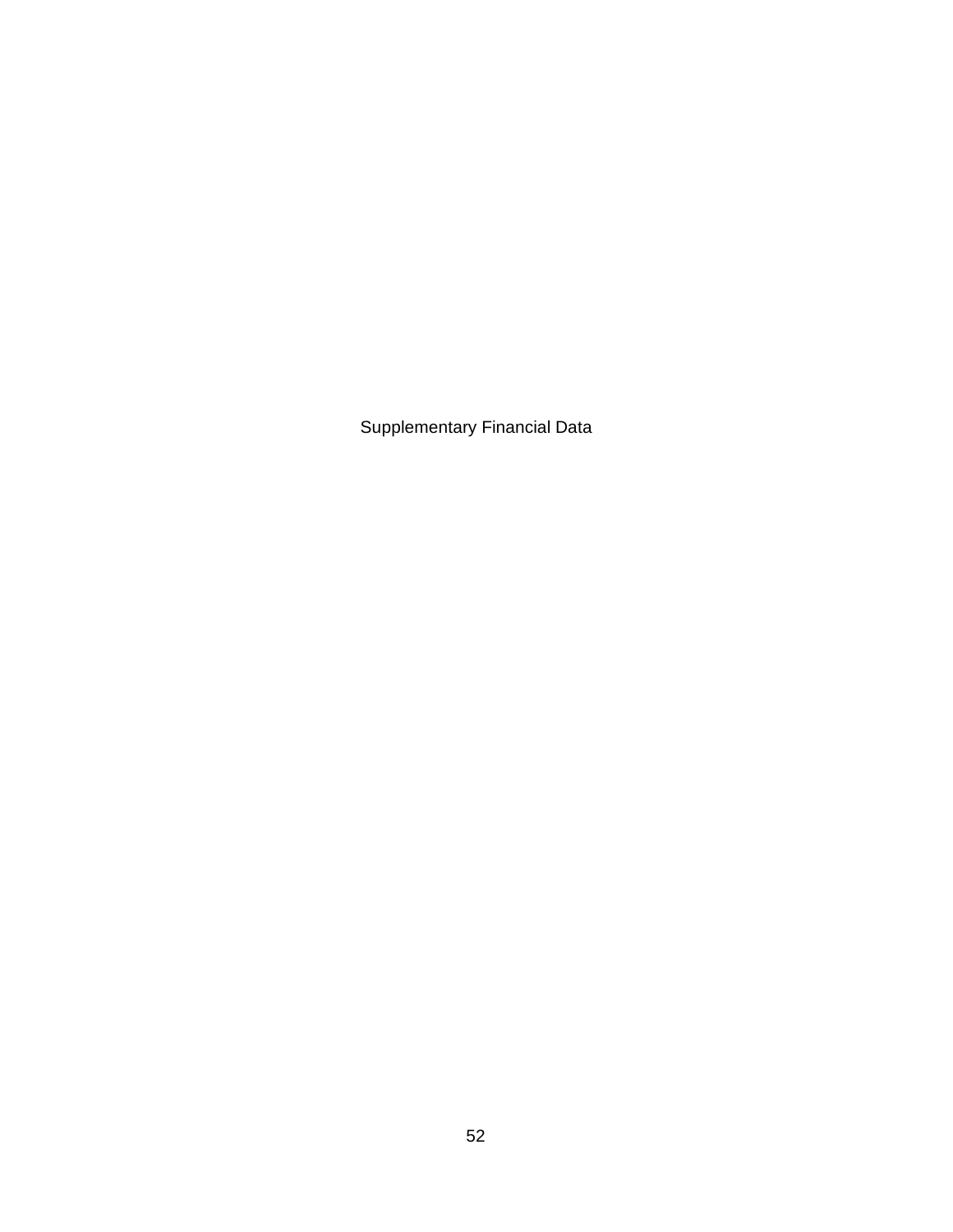Supplementary Financial Data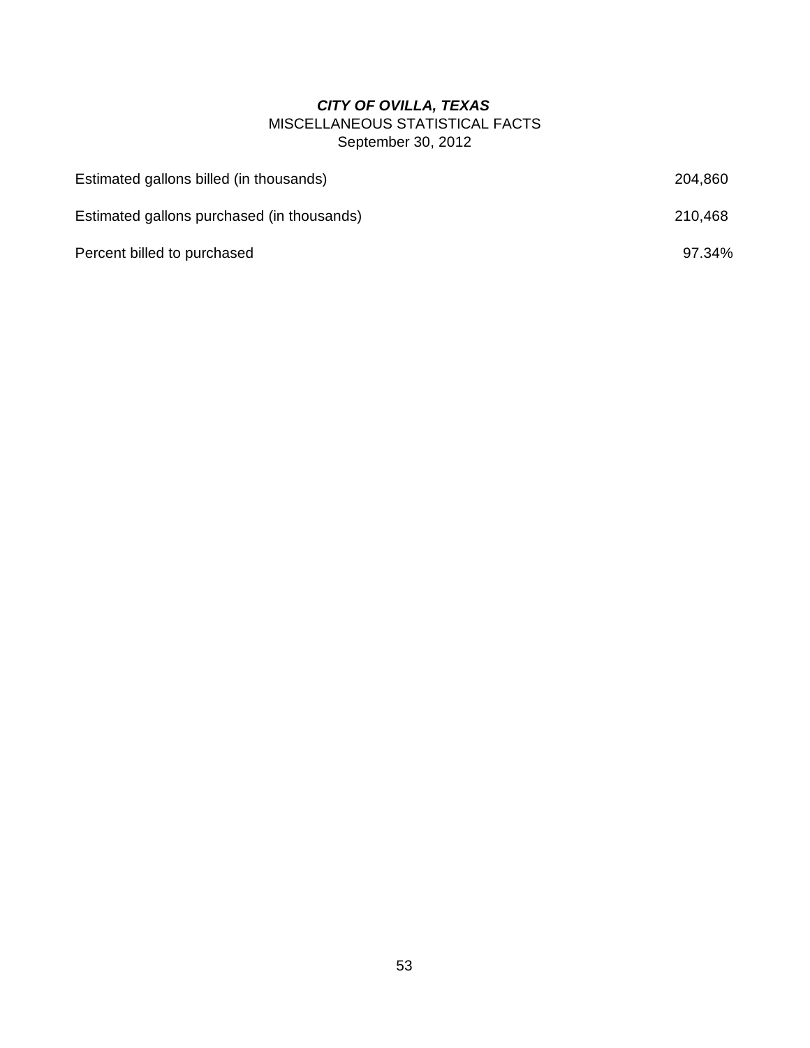# *CITY OF OVILLA, TEXAS*

MISCELLANEOUS STATISTICAL FACTS

September 30, 2012

| | |
|---|---|
| Estimated gallons billed (in thousands) | 204,860 |
| Estimated gallons purchased (in thousands) | 210,468 |
| Percent billed to purchased | 97.34% |